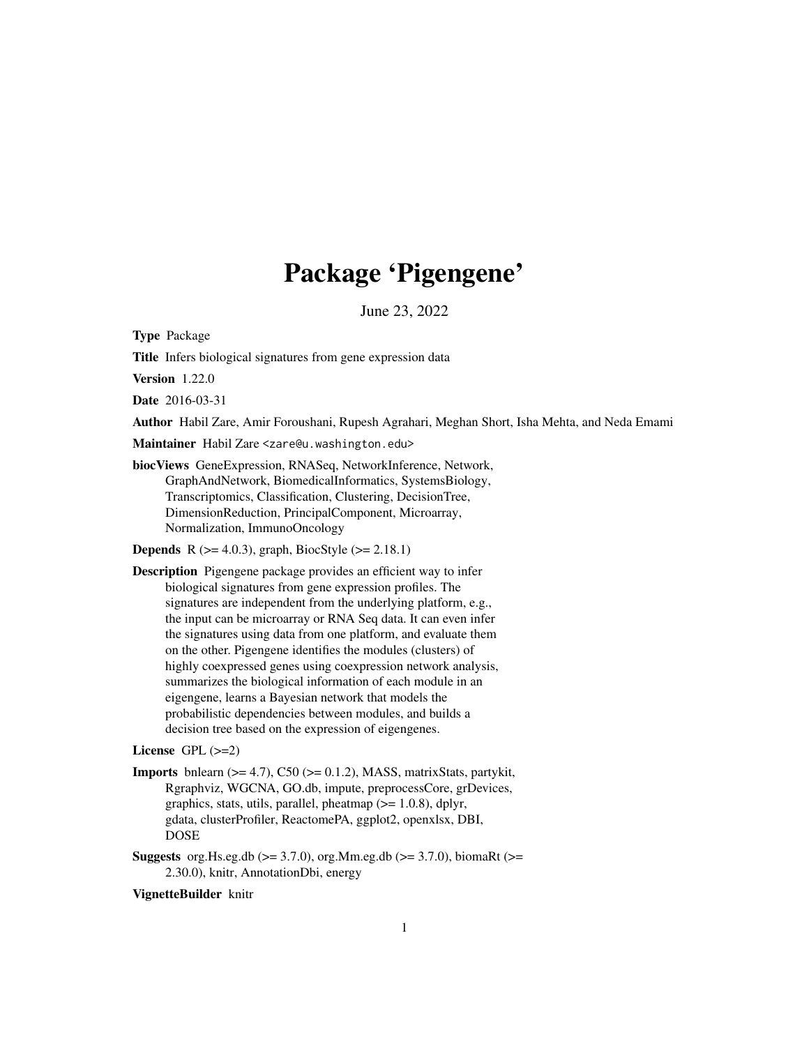# Package 'Pigengene'

June 23, 2022

**Type** Package

**Title** Infers biological signatures from gene expression data

**Version** 1.22.0

**Date** 2016-03-31

**Author** Habil Zare, Amir Foroushani, Rupesh Agrahari, Meghan Short, Isha Mehta, and Neda Emami

**Maintainer** Habil Zare <zare@u.washington.edu>

**biocViews** GeneExpression, RNASeq, NetworkInference, Network, GraphAndNetwork, BiomedicalInformatics, SystemsBiology, Transcriptomics, Classification, Clustering, DecisionTree, DimensionReduction, PrincipalComponent, Microarray, Normalization, ImmunoOncology

**Depends** R (>= 4.0.3), graph, BiocStyle (>= 2.18.1)

**Description** Pigengene package provides an efficient way to infer biological signatures from gene expression profiles. The signatures are independent from the underlying platform, e.g., the input can be microarray or RNA Seq data. It can even infer the signatures using data from one platform, and evaluate them on the other. Pigengene identifies the modules (clusters) of highly coexpressed genes using coexpression network analysis, summarizes the biological information of each module in an eigengene, learns a Bayesian network that models the probabilistic dependencies between modules, and builds a decision tree based on the expression of eigengenes.

**License** GPL (>=2)

**Imports** bnlearn (>= 4.7), C50 (>= 0.1.2), MASS, matrixStats, partykit, Rgraphviz, WGCNA, GO.db, impute, preprocessCore, grDevices, graphics, stats, utils, parallel, pheatmap (>= 1.0.8), dplyr, gdata, clusterProfiler, ReactomePA, ggplot2, openxlsx, DBI, DOSE

**Suggests** org.Hs.eg.db (>= 3.7.0), org.Mm.eg.db (>= 3.7.0), biomaRt (>= 2.30.0), knitr, AnnotationDbi, energy

**VignetteBuilder** knitr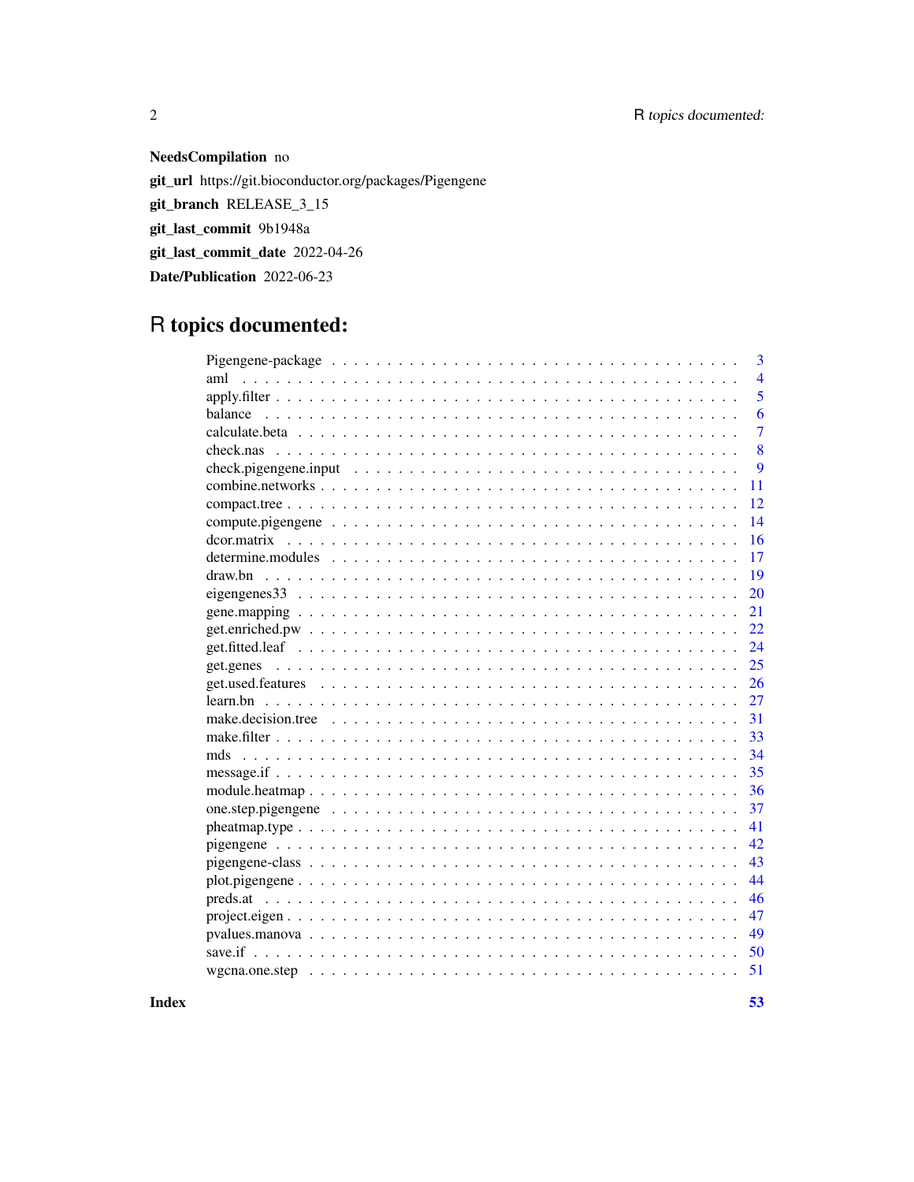**NeedsCompilation** no

**git_url** https://git.bioconductor.org/packages/Pigengene

**git_branch** RELEASE_3_15

**git_last_commit** 9b1948a

**git_last_commit_date** 2022-04-26

**Date/Publication** 2022-06-23

# R topics documented:

| | |
|---|---|
| Pigengene-package | 3 |
| aml | 4 |
| apply.filter | 5 |
| balance | 6 |
| calculate.beta | 7 |
| check.nas | 8 |
| check.pigengene.input | 9 |
| combine.networks | 11 |
| compact.tree | 12 |
| compute.pigengene | 14 |
| dcor.matrix | 16 |
| determine.modules | 17 |
| draw.bn | 19 |
| eigengenes33 | 20 |
| gene.mapping | 21 |
| get.enriched.pw | 22 |
| get.fitted.leaf | 24 |
| get.genes | 25 |
| get.used.features | 26 |
| learn.bn | 27 |
| make.decision.tree | 31 |
| make.filter | 33 |
| mds | 34 |
| message.if | 35 |
| module.heatmap | 36 |
| one.step.pigengene | 37 |
| pheatmap.type | 41 |
| pigengene | 42 |
| pigengene-class | 43 |
| plot.pigengene | 44 |
| preds.at | 46 |
| project.eigen | 47 |
| pvalues.manova | 49 |
| save.if | 50 |
| wgcna.one.step | 51 |

**Index** **53**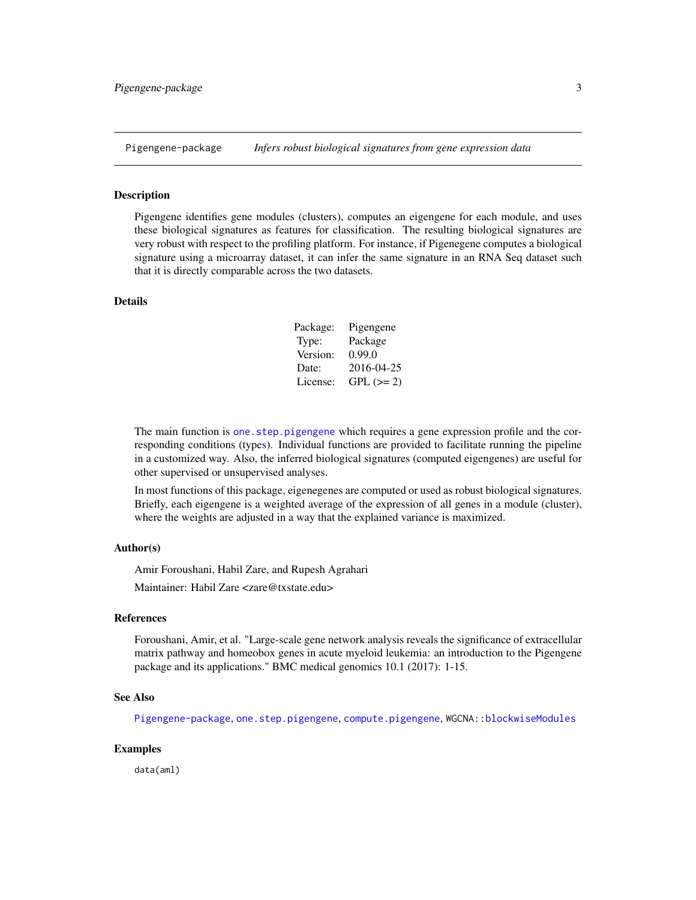# Pigengene-package — *Infers robust biological signatures from gene expression data*

## Description

Pigengene identifies gene modules (clusters), computes an eigengene for each module, and uses these biological signatures as features for classification. The resulting biological signatures are very robust with respect to the profiling platform. For instance, if Pigenegene computes a biological signature using a microarray dataset, it can infer the same signature in an RNA Seq dataset such that it is directly comparable across the two datasets.

## Details

| | |
|---|---|
| Package: | Pigengene |
| Type: | Package |
| Version: | 0.99.0 |
| Date: | 2016-04-25 |
| License: | GPL (>= 2) |

The main function is `one.step.pigengene` which requires a gene expression profile and the corresponding conditions (types). Individual functions are provided to facilitate running the pipeline in a customized way. Also, the inferred biological signatures (computed eigengenes) are useful for other supervised or unsupervised analyses.

In most functions of this package, eigenegenes are computed or used as robust biological signatures. Briefly, each eigengene is a weighted average of the expression of all genes in a module (cluster), where the weights are adjusted in a way that the explained variance is maximized.

## Author(s)

Amir Foroushani, Habil Zare, and Rupesh Agrahari

Maintainer: Habil Zare <zare@txstate.edu>

## References

Foroushani, Amir, et al. "Large-scale gene network analysis reveals the significance of extracellular matrix pathway and homeobox genes in acute myeloid leukemia: an introduction to the Pigengene package and its applications." BMC medical genomics 10.1 (2017): 1-15.

## See Also

`Pigengene-package`, `one.step.pigengene`, `compute.pigengene`, `WGCNA::blockwiseModules`

## Examples

```
data(aml)
```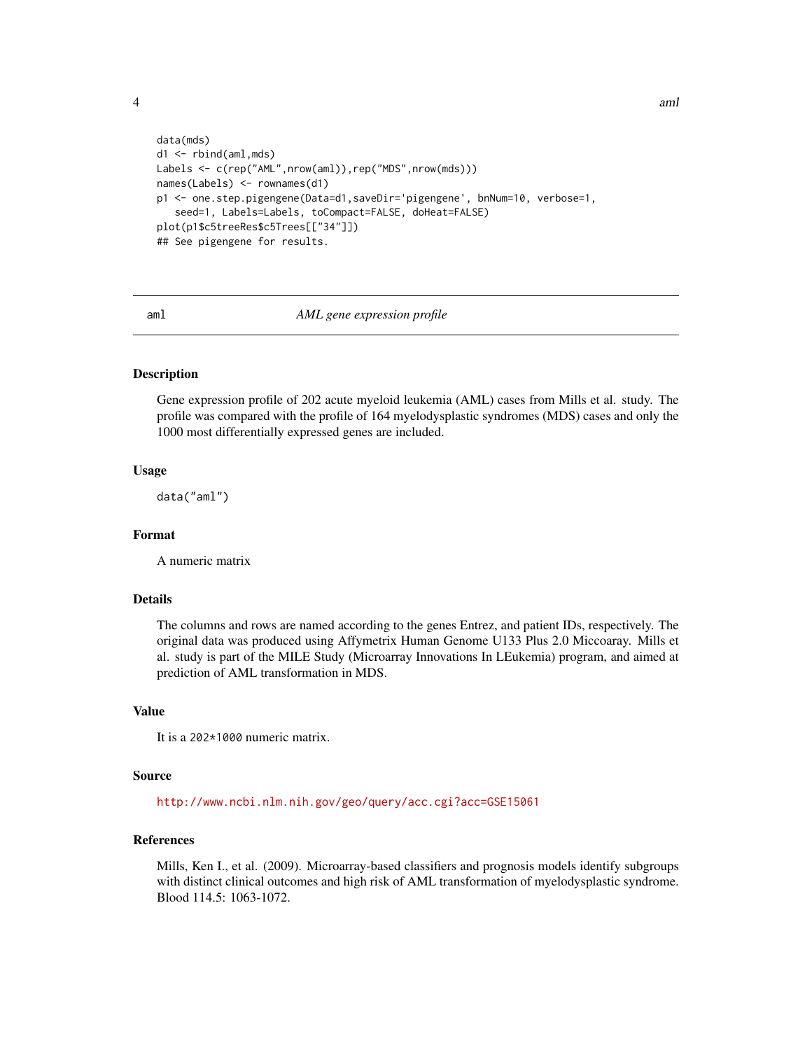```
data(mds)
d1 <- rbind(aml,mds)
Labels <- c(rep("AML",nrow(aml)),rep("MDS",nrow(mds)))
names(Labels) <- rownames(d1)
p1 <- one.step.pigengene(Data=d1,saveDir='pigengene', bnNum=10, verbose=1,
   seed=1, Labels=Labels, toCompact=FALSE, doHeat=FALSE)
plot(p1$c5treeRes$c5Trees[["34"]])
## See pigengene for results.
```

---

aml    *AML gene expression profile*

---

## Description

Gene expression profile of 202 acute myeloid leukemia (AML) cases from Mills et al. study. The profile was compared with the profile of 164 myelodysplastic syndromes (MDS) cases and only the 1000 most differentially expressed genes are included.

## Usage

```
data("aml")
```

## Format

A numeric matrix

## Details

The columns and rows are named according to the genes Entrez, and patient IDs, respectively. The original data was produced using Affymetrix Human Genome U133 Plus 2.0 Miccoaray. Mills et al. study is part of the MILE Study (Microarray Innovations In LEukemia) program, and aimed at prediction of AML transformation in MDS.

## Value

It is a `202*1000` numeric matrix.

## Source

http://www.ncbi.nlm.nih.gov/geo/query/acc.cgi?acc=GSE15061

## References

Mills, Ken I., et al. (2009). Microarray-based classifiers and prognosis models identify subgroups with distinct clinical outcomes and high risk of AML transformation of myelodysplastic syndrome. Blood 114.5: 1063-1072.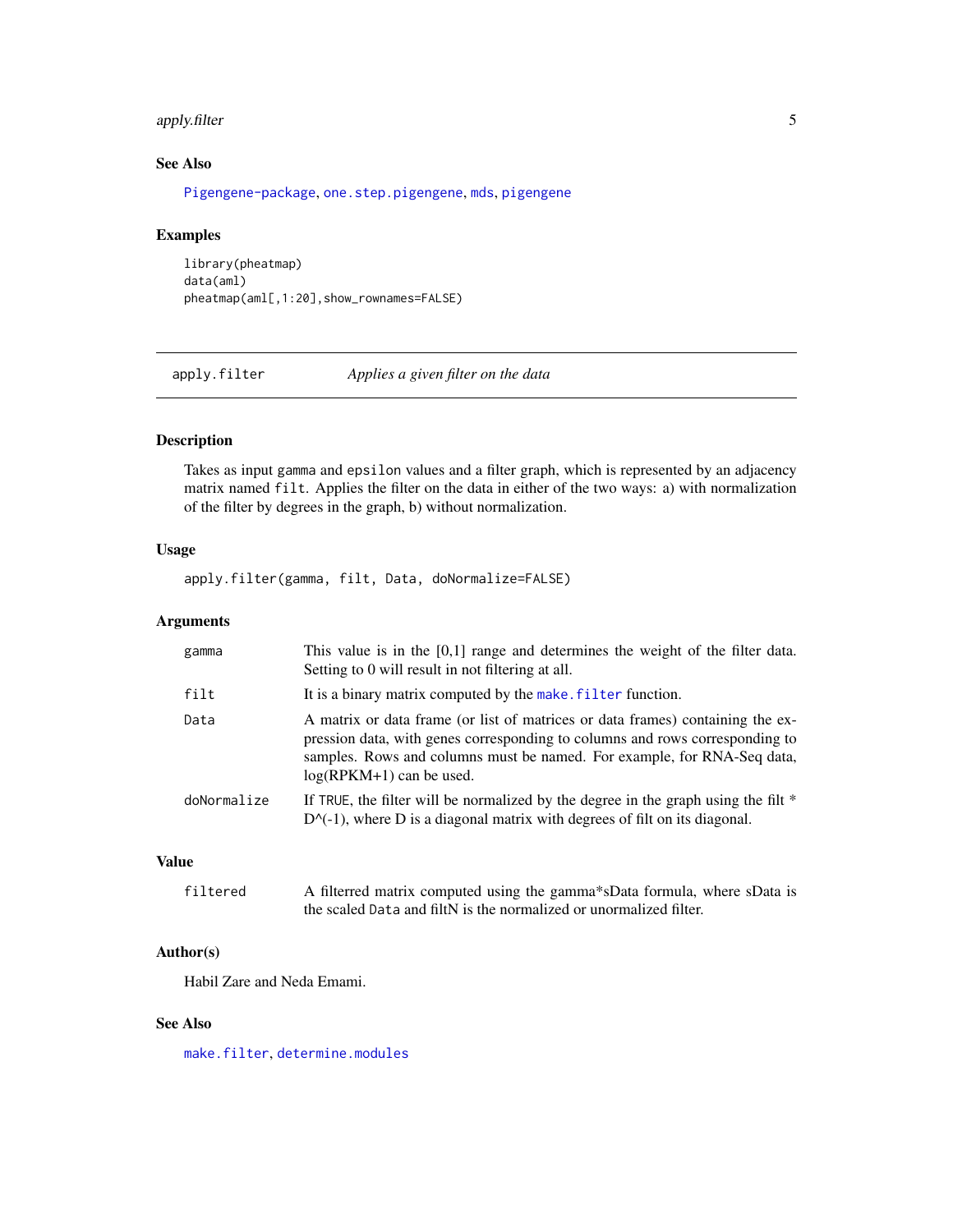## See Also

Pigengene-package, one.step.pigengene, mds, pigengene

## Examples

```
library(pheatmap)
data(aml)
pheatmap(aml[,1:20],show_rownames=FALSE)
```

---

# apply.filter — *Applies a given filter on the data*

## Description

Takes as input gamma and epsilon values and a filter graph, which is represented by an adjacency matrix named filt. Applies the filter on the data in either of the two ways: a) with normalization of the filter by degrees in the graph, b) without normalization.

## Usage

```
apply.filter(gamma, filt, Data, doNormalize=FALSE)
```

## Arguments

| | |
|---|---|
| gamma | This value is in the [0,1] range and determines the weight of the filter data. Setting to 0 will result in not filtering at all. |
| filt | It is a binary matrix computed by the make.filter function. |
| Data | A matrix or data frame (or list of matrices or data frames) containing the expression data, with genes corresponding to columns and rows corresponding to samples. Rows and columns must be named. For example, for RNA-Seq data, log(RPKM+1) can be used. |
| doNormalize | If TRUE, the filter will be normalized by the degree in the graph using the filt * D^(-1), where D is a diagonal matrix with degrees of filt on its diagonal. |

## Value

| | |
|---|---|
| filtered | A filterred matrix computed using the gamma*sData formula, where sData is the scaled Data and filtN is the normalized or unormalized filter. |

## Author(s)

Habil Zare and Neda Emami.

## See Also

make.filter, determine.modules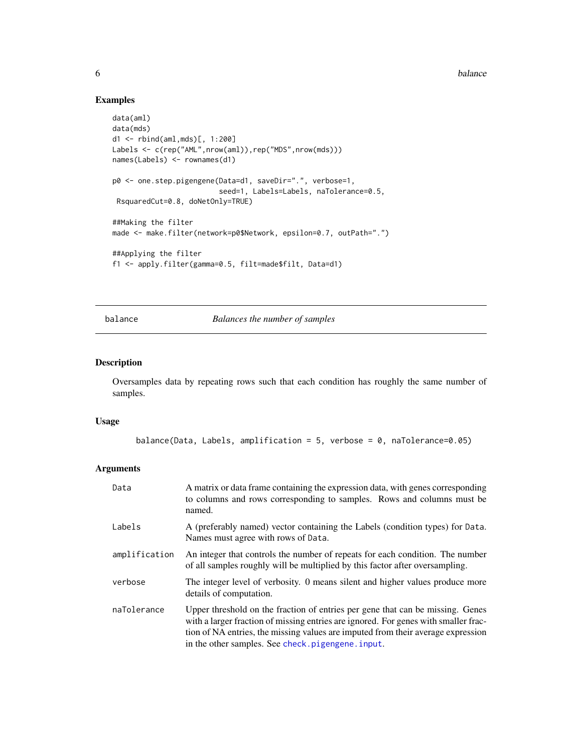## Examples

```
data(aml)
data(mds)
d1 <- rbind(aml,mds)[, 1:200]
Labels <- c(rep("AML",nrow(aml)),rep("MDS",nrow(mds)))
names(Labels) <- rownames(d1)

p0 <- one.step.pigengene(Data=d1, saveDir=".", verbose=1,
                         seed=1, Labels=Labels, naTolerance=0.5,
 RsquaredCut=0.8, doNetOnly=TRUE)

##Making the filter
made <- make.filter(network=p0$Network, epsilon=0.7, outPath=".")

##Applying the filter
f1 <- apply.filter(gamma=0.5, filt=made$filt, Data=d1)
```

---

# balance — *Balances the number of samples*

---

## Description

Oversamples data by repeating rows such that each condition has roughly the same number of samples.

## Usage

```
balance(Data, Labels, amplification = 5, verbose = 0, naTolerance=0.05)
```

## Arguments

| Argument | Description |
|---|---|
| `Data` | A matrix or data frame containing the expression data, with genes corresponding to columns and rows corresponding to samples. Rows and columns must be named. |
| `Labels` | A (preferably named) vector containing the Labels (condition types) for `Data`. Names must agree with rows of `Data`. |
| `amplification` | An integer that controls the number of repeats for each condition. The number of all samples roughly will be multiplied by this factor after oversampling. |
| `verbose` | The integer level of verbosity. 0 means silent and higher values produce more details of computation. |
| `naTolerance` | Upper threshold on the fraction of entries per gene that can be missing. Genes with a larger fraction of missing entries are ignored. For genes with smaller fraction of NA entries, the missing values are imputed from their average expression in the other samples. See `check.pigengene.input`. |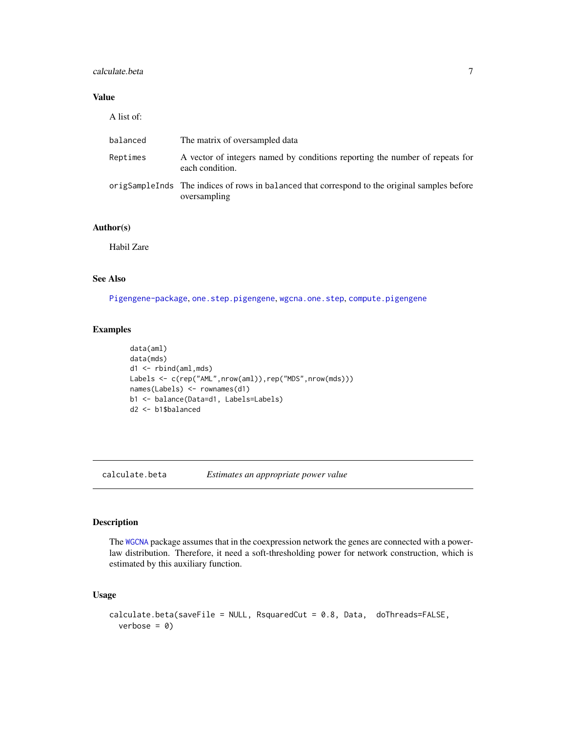## Value

A list of:

| | |
|---|---|
| balanced | The matrix of oversampled data |
| Reptimes | A vector of integers named by conditions reporting the number of repeats for each condition. |
| origSampleInds | The indices of rows in balanced that correspond to the original samples before oversampling |

## Author(s)

Habil Zare

## See Also

Pigengene-package, one.step.pigengene, wgcna.one.step, compute.pigengene

## Examples

```
data(aml)
data(mds)
d1 <- rbind(aml,mds)
Labels <- c(rep("AML",nrow(aml)),rep("MDS",nrow(mds)))
names(Labels) <- rownames(d1)
b1 <- balance(Data=d1, Labels=Labels)
d2 <- b1$balanced
```

---

# calculate.beta — *Estimates an appropriate power value*

## Description

The WGCNA package assumes that in the coexpression network the genes are connected with a power-law distribution. Therefore, it need a soft-thresholding power for network construction, which is estimated by this auxiliary function.

## Usage

```
calculate.beta(saveFile = NULL, RsquaredCut = 0.8, Data,  doThreads=FALSE,
  verbose = 0)
```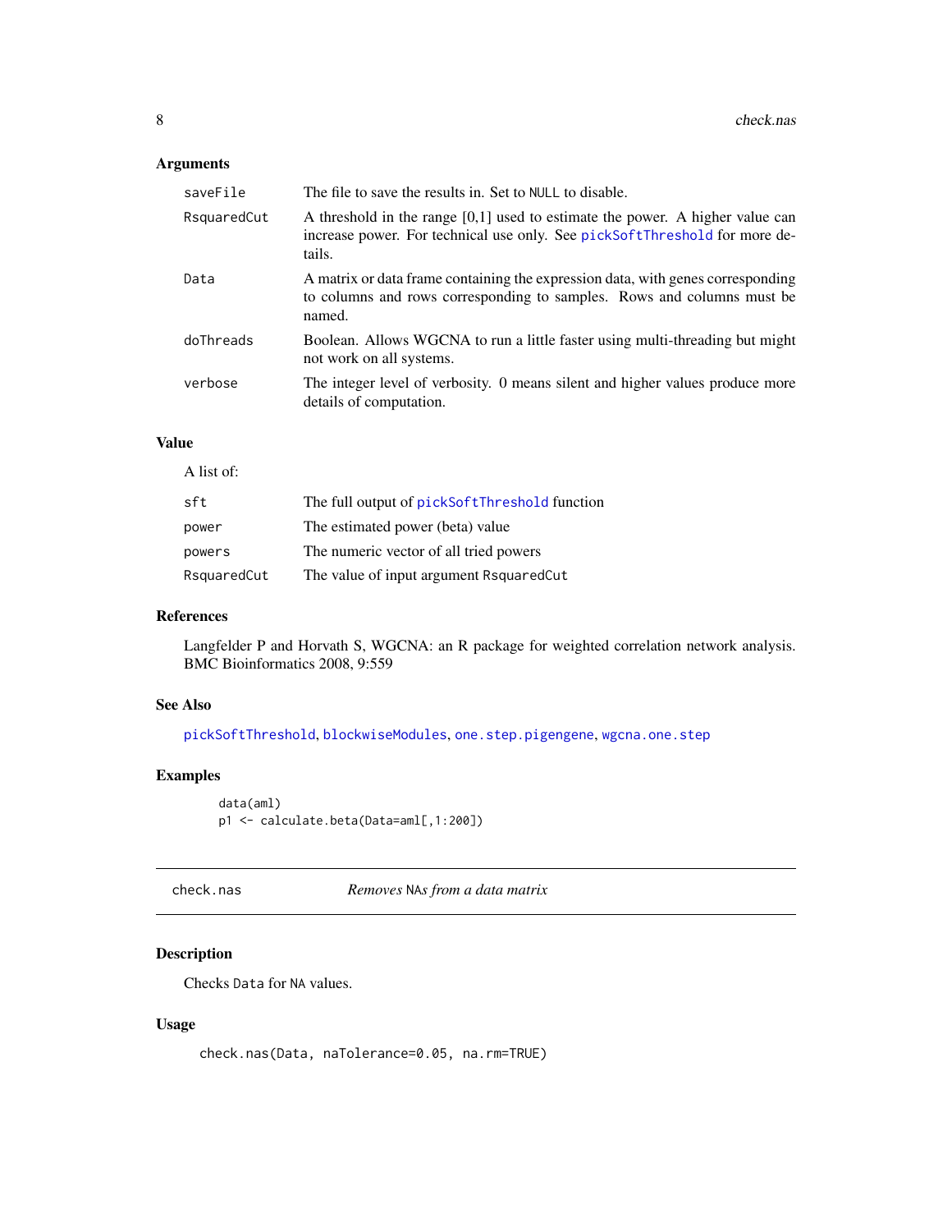### Arguments

| | |
|---|---|
| saveFile | The file to save the results in. Set to NULL to disable. |
| RsquaredCut | A threshold in the range [0,1] used to estimate the power. A higher value can increase power. For technical use only. See pickSoftThreshold for more details. |
| Data | A matrix or data frame containing the expression data, with genes corresponding to columns and rows corresponding to samples. Rows and columns must be named. |
| doThreads | Boolean. Allows WGCNA to run a little faster using multi-threading but might not work on all systems. |
| verbose | The integer level of verbosity. 0 means silent and higher values produce more details of computation. |

### Value

A list of:

| | |
|---|---|
| sft | The full output of pickSoftThreshold function |
| power | The estimated power (beta) value |
| powers | The numeric vector of all tried powers |
| RsquaredCut | The value of input argument RsquaredCut |

### References

Langfelder P and Horvath S, WGCNA: an R package for weighted correlation network analysis. BMC Bioinformatics 2008, 9:559

### See Also

pickSoftThreshold, blockwiseModules, one.step.pigengene, wgcna.one.step

### Examples

```
data(aml)
p1 <- calculate.beta(Data=aml[,1:200])
```

---

## check.nas *Removes NAs from a data matrix*

### Description

Checks Data for NA values.

### Usage

```
check.nas(Data, naTolerance=0.05, na.rm=TRUE)
```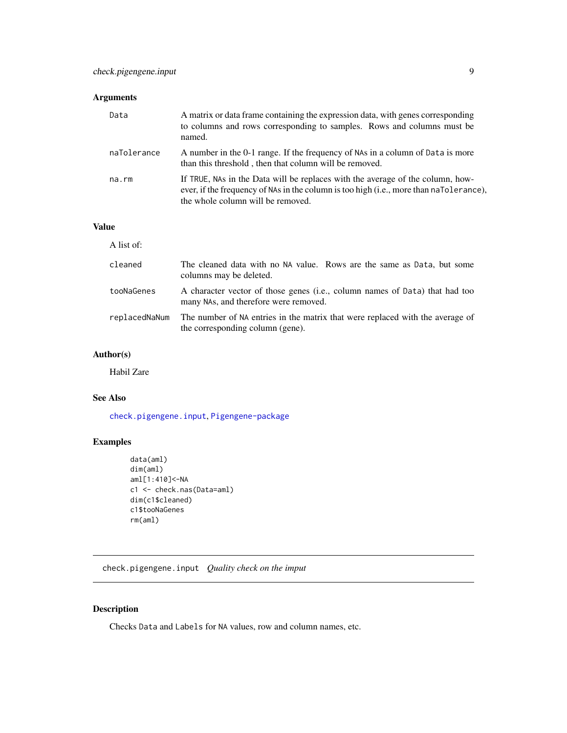## Arguments

| | |
|---|---|
| `Data` | A matrix or data frame containing the expression data, with genes corresponding to columns and rows corresponding to samples. Rows and columns must be named. |
| `naTolerance` | A number in the 0-1 range. If the frequency of `NA`s in a column of `Data` is more than this threshold , then that column will be removed. |
| `na.rm` | If `TRUE`, `NA`s in the Data will be replaces with the average of the column, however, if the frequency of `NA`s in the column is too high (i.e., more than `naTolerance`), the whole column will be removed. |

## Value

A list of:

| | |
|---|---|
| `cleaned` | The cleaned data with no `NA` value. Rows are the same as `Data`, but some columns may be deleted. |
| `tooNaGenes` | A character vector of those genes (i.e., column names of `Data`) that had too many `NA`s, and therefore were removed. |
| `replacedNaNum` | The number of `NA` entries in the matrix that were replaced with the average of the corresponding column (gene). |

## Author(s)

Habil Zare

## See Also

`check.pigengene.input`, `Pigengene-package`

## Examples

```
data(aml)
dim(aml)
aml[1:410]<-NA
c1 <- check.nas(Data=aml)
dim(c1$cleaned)
c1$tooNaGenes
rm(aml)
```

---

# `check.pigengene.input` *Quality check on the imput*

## Description

Checks `Data` and `Labels` for `NA` values, row and column names, etc.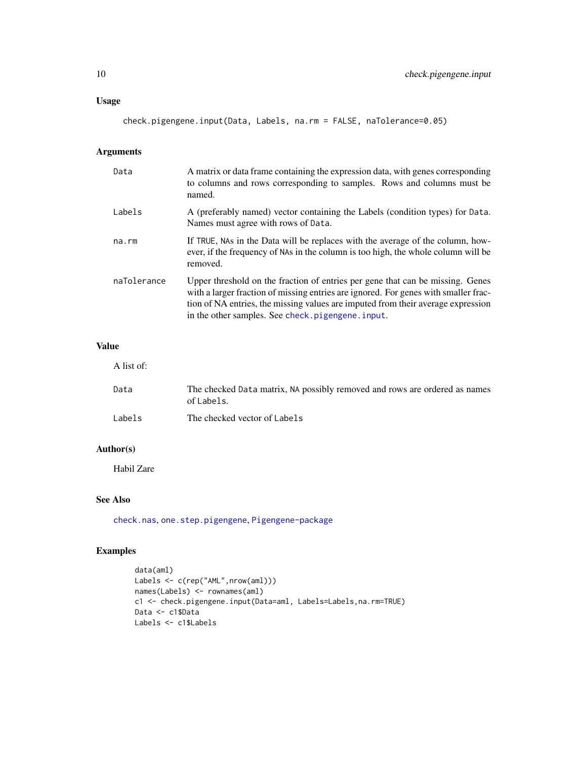## Usage

```
check.pigengene.input(Data, Labels, na.rm = FALSE, naTolerance=0.05)
```

## Arguments

| | |
|---|---|
| `Data` | A matrix or data frame containing the expression data, with genes corresponding to columns and rows corresponding to samples. Rows and columns must be named. |
| `Labels` | A (preferably named) vector containing the Labels (condition types) for `Data`. Names must agree with rows of `Data`. |
| `na.rm` | If `TRUE`, `NA`s in the Data will be replaces with the average of the column, however, if the frequency of `NA`s in the column is too high, the whole column will be removed. |
| `naTolerance` | Upper threshold on the fraction of entries per gene that can be missing. Genes with a larger fraction of missing entries are ignored. For genes with smaller fraction of NA entries, the missing values are imputed from their average expression in the other samples. See `check.pigengene.input`. |

## Value

A list of:

| | |
|---|---|
| `Data` | The checked `Data` matrix, `NA` possibly removed and rows are ordered as names of `Labels`. |
| `Labels` | The checked vector of `Labels` |

## Author(s)

Habil Zare

## See Also

`check.nas`, `one.step.pigengene`, `Pigengene-package`

## Examples

```
data(aml)
Labels <- c(rep("AML",nrow(aml)))
names(Labels) <- rownames(aml)
c1 <- check.pigengene.input(Data=aml, Labels=Labels,na.rm=TRUE)
Data <- c1$Data
Labels <- c1$Labels
```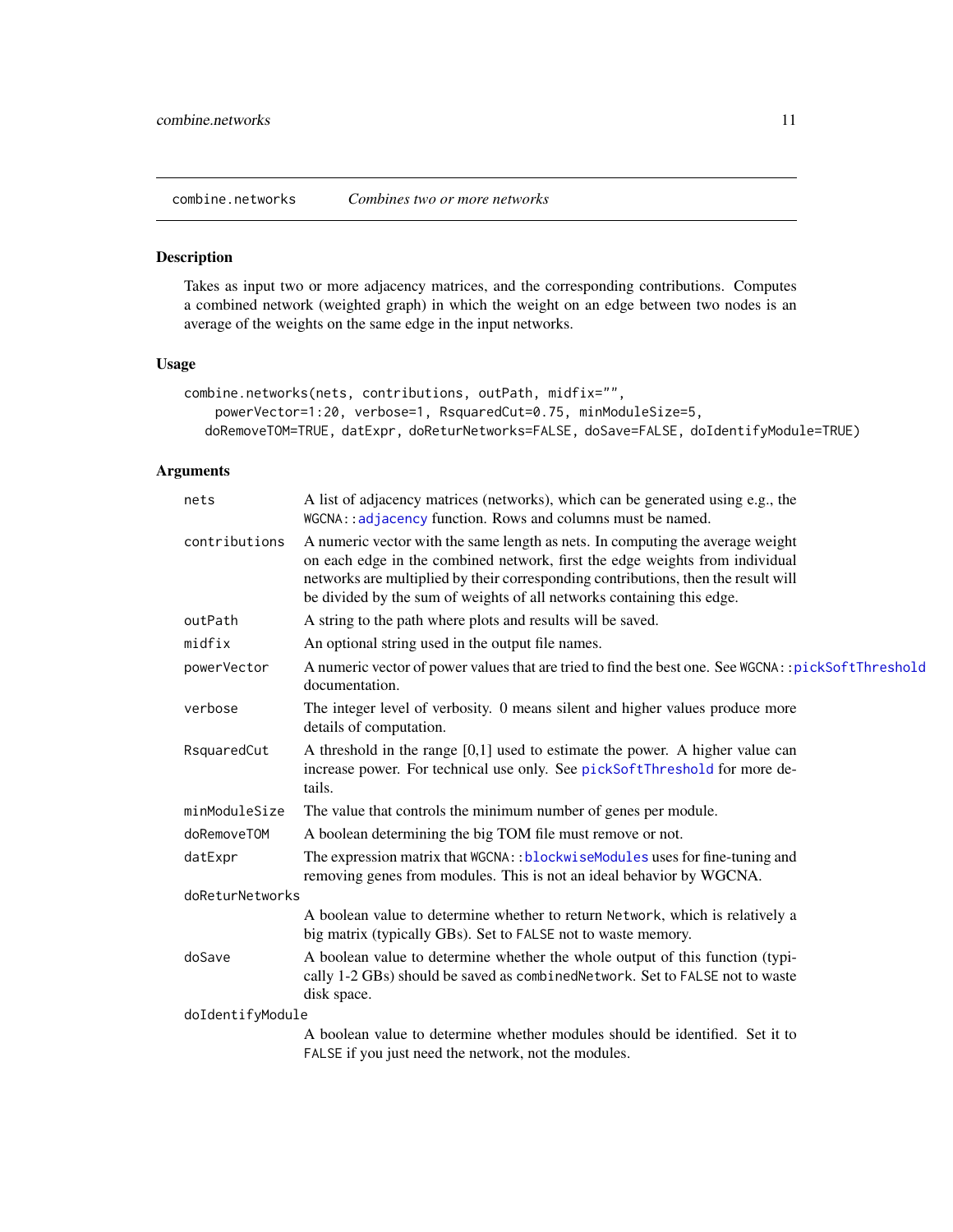## combine.networks — *Combines two or more networks*

### Description

Takes as input two or more adjacency matrices, and the corresponding contributions. Computes a combined network (weighted graph) in which the weight on an edge between two nodes is an average of the weights on the same edge in the input networks.

### Usage

```
combine.networks(nets, contributions, outPath, midfix="",
    powerVector=1:20, verbose=1, RsquaredCut=0.75, minModuleSize=5,
  doRemoveTOM=TRUE, datExpr, doReturNetworks=FALSE, doSave=FALSE, doIdentifyModule=TRUE)
```

### Arguments

| Argument | Description |
|---|---|
| `nets` | A list of adjacency matrices (networks), which can be generated using e.g., the `WGCNA::adjacency` function. Rows and columns must be named. |
| `contributions` | A numeric vector with the same length as nets. In computing the average weight on each edge in the combined network, first the edge weights from individual networks are multiplied by their corresponding contributions, then the result will be divided by the sum of weights of all networks containing this edge. |
| `outPath` | A string to the path where plots and results will be saved. |
| `midfix` | An optional string used in the output file names. |
| `powerVector` | A numeric vector of power values that are tried to find the best one. See `WGCNA::pickSoftThreshold` documentation. |
| `verbose` | The integer level of verbosity. 0 means silent and higher values produce more details of computation. |
| `RsquaredCut` | A threshold in the range [0,1] used to estimate the power. A higher value can increase power. For technical use only. See `pickSoftThreshold` for more details. |
| `minModuleSize` | The value that controls the minimum number of genes per module. |
| `doRemoveTOM` | A boolean determining the big TOM file must remove or not. |
| `datExpr` | The expression matrix that `WGCNA::blockwiseModules` uses for fine-tuning and removing genes from modules. This is not an ideal behavior by WGCNA. |
| `doReturNetworks` | A boolean value to determine whether to return `Network`, which is relatively a big matrix (typically GBs). Set to `FALSE` not to waste memory. |
| `doSave` | A boolean value to determine whether the whole output of this function (typically 1-2 GBs) should be saved as `combinedNetwork`. Set to `FALSE` not to waste disk space. |
| `doIdentifyModule` | A boolean value to determine whether modules should be identified. Set it to `FALSE` if you just need the network, not the modules. |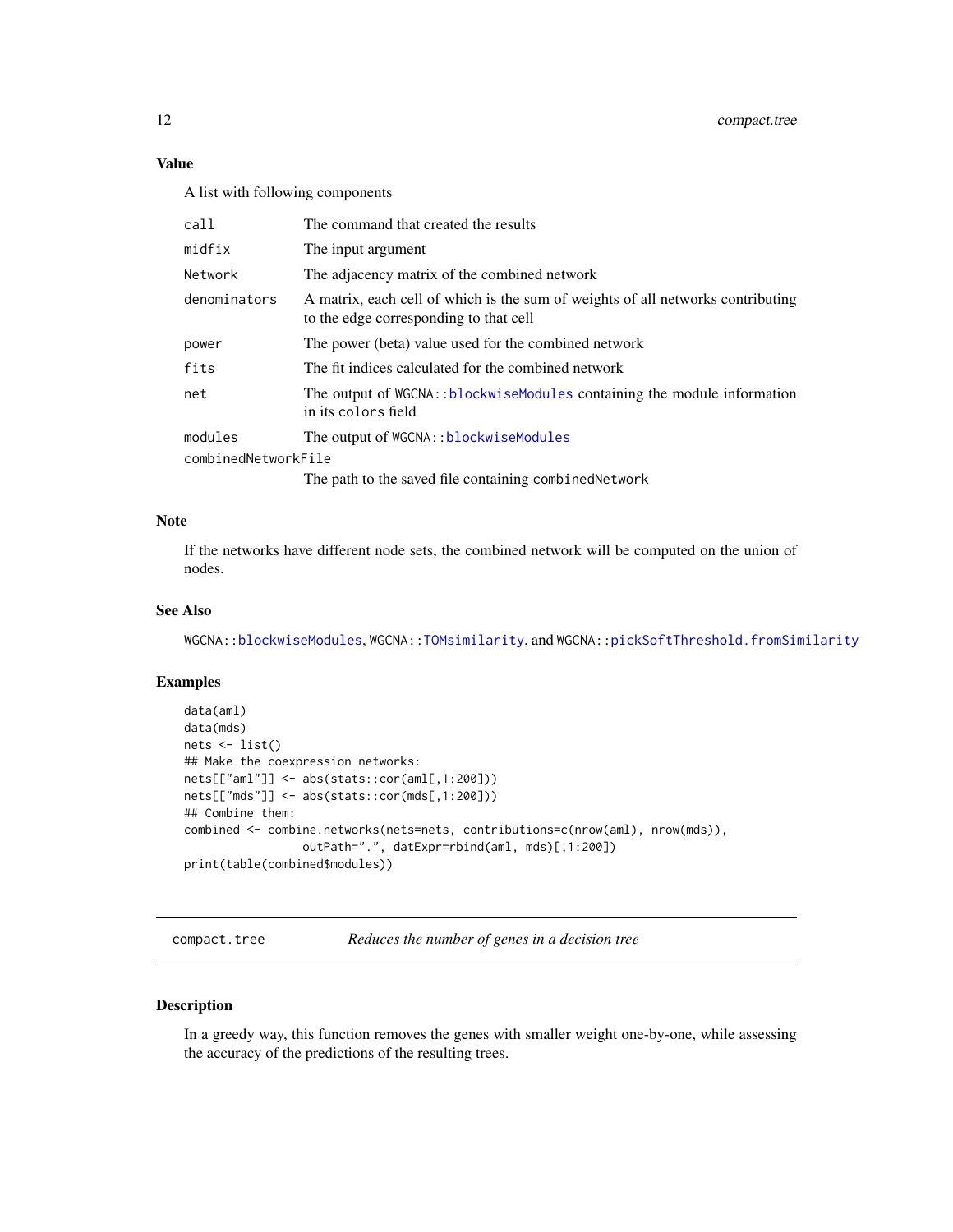### Value

A list with following components

| | |
|---|---|
| `call` | The command that created the results |
| `midfix` | The input argument |
| `Network` | The adjacency matrix of the combined network |
| `denominators` | A matrix, each cell of which is the sum of weights of all networks contributing to the edge corresponding to that cell |
| `power` | The power (beta) value used for the combined network |
| `fits` | The fit indices calculated for the combined network |
| `net` | The output of `WGCNA::blockwiseModules` containing the module information in its colors field |
| `modules` | The output of `WGCNA::blockwiseModules` |
| `combinedNetworkFile` | The path to the saved file containing `combinedNetwork` |

### Note

If the networks have different node sets, the combined network will be computed on the union of nodes.

### See Also

`WGCNA::blockwiseModules`, `WGCNA::TOMsimilarity`, and `WGCNA::pickSoftThreshold.fromSimilarity`

### Examples

```
data(aml)
data(mds)
nets <- list()
## Make the coexpression networks:
nets[["aml"]] <- abs(stats::cor(aml[,1:200]))
nets[["mds"]] <- abs(stats::cor(mds[,1:200]))
## Combine them:
combined <- combine.networks(nets=nets, contributions=c(nrow(aml), nrow(mds)),
                outPath=".", datExpr=rbind(aml, mds)[,1:200])
print(table(combined$modules))
```

---

## `compact.tree` *Reduces the number of genes in a decision tree*

---

### Description

In a greedy way, this function removes the genes with smaller weight one-by-one, while assessing the accuracy of the predictions of the resulting trees.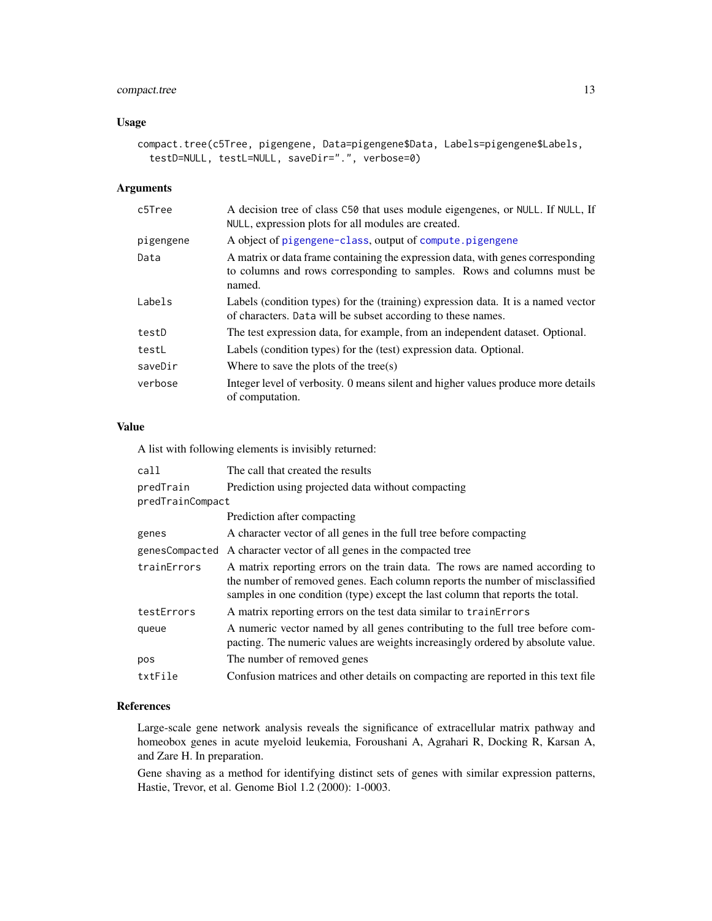## Usage

```
compact.tree(c5Tree, pigengene, Data=pigengene$Data, Labels=pigengene$Labels,
  testD=NULL, testL=NULL, saveDir=".", verbose=0)
```

## Arguments

| | |
|---|---|
| c5Tree | A decision tree of class C50 that uses module eigengenes, or NULL. If NULL, If NULL, expression plots for all modules are created. |
| pigengene | A object of pigengene-class, output of compute.pigengene |
| Data | A matrix or data frame containing the expression data, with genes corresponding to columns and rows corresponding to samples. Rows and columns must be named. |
| Labels | Labels (condition types) for the (training) expression data. It is a named vector of characters. Data will be subset according to these names. |
| testD | The test expression data, for example, from an independent dataset. Optional. |
| testL | Labels (condition types) for the (test) expression data. Optional. |
| saveDir | Where to save the plots of the tree(s) |
| verbose | Integer level of verbosity. 0 means silent and higher values produce more details of computation. |

## Value

A list with following elements is invisibly returned:

| | |
|---|---|
| call | The call that created the results |
| predTrain | Prediction using projected data without compacting |
| predTrainCompact | Prediction after compacting |
| genes | A character vector of all genes in the full tree before compacting |
| genesCompacted | A character vector of all genes in the compacted tree |
| trainErrors | A matrix reporting errors on the train data. The rows are named according to the number of removed genes. Each column reports the number of misclassified samples in one condition (type) except the last column that reports the total. |
| testErrors | A matrix reporting errors on the test data similar to trainErrors |
| queue | A numeric vector named by all genes contributing to the full tree before compacting. The numeric values are weights increasingly ordered by absolute value. |
| pos | The number of removed genes |
| txtFile | Confusion matrices and other details on compacting are reported in this text file |

## References

Large-scale gene network analysis reveals the significance of extracellular matrix pathway and homeobox genes in acute myeloid leukemia, Foroushani A, Agrahari R, Docking R, Karsan A, and Zare H. In preparation.

Gene shaving as a method for identifying distinct sets of genes with similar expression patterns, Hastie, Trevor, et al. Genome Biol 1.2 (2000): 1-0003.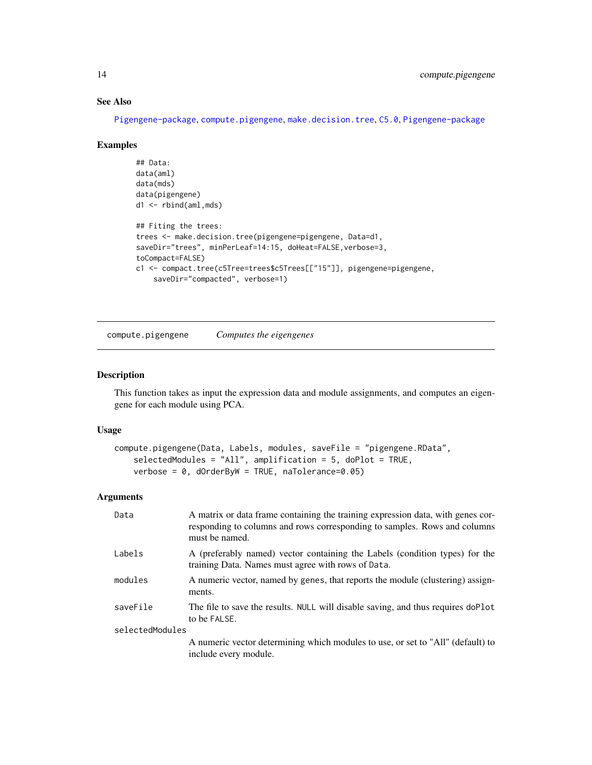### See Also

Pigengene-package, compute.pigengene, make.decision.tree, C5.0, Pigengene-package

### Examples

```
## Data:
data(aml)
data(mds)
data(pigengene)
d1 <- rbind(aml,mds)

## Fiting the trees:
trees <- make.decision.tree(pigengene=pigengene, Data=d1,
saveDir="trees", minPerLeaf=14:15, doHeat=FALSE,verbose=3,
toCompact=FALSE)
c1 <- compact.tree(c5Tree=trees$c5Trees[["15"]], pigengene=pigengene,
    saveDir="compacted", verbose=1)
```

---

compute.pigengene &nbsp;&nbsp;&nbsp; *Computes the eigengenes*

---

### Description

This function takes as input the expression data and module assignments, and computes an eigengene for each module using PCA.

### Usage

```
compute.pigengene(Data, Labels, modules, saveFile = "pigengene.RData",
    selectedModules = "All", amplification = 5, doPlot = TRUE,
    verbose = 0, dOrderByW = TRUE, naTolerance=0.05)
```

### Arguments

| | |
|---|---|
| Data | A matrix or data frame containing the training expression data, with genes corresponding to columns and rows corresponding to samples. Rows and columns must be named. |
| Labels | A (preferably named) vector containing the Labels (condition types) for the training Data. Names must agree with rows of Data. |
| modules | A numeric vector, named by genes, that reports the module (clustering) assignments. |
| saveFile | The file to save the results. NULL will disable saving, and thus requires doPlot to be FALSE. |
| selectedModules | A numeric vector determining which modules to use, or set to "All" (default) to include every module. |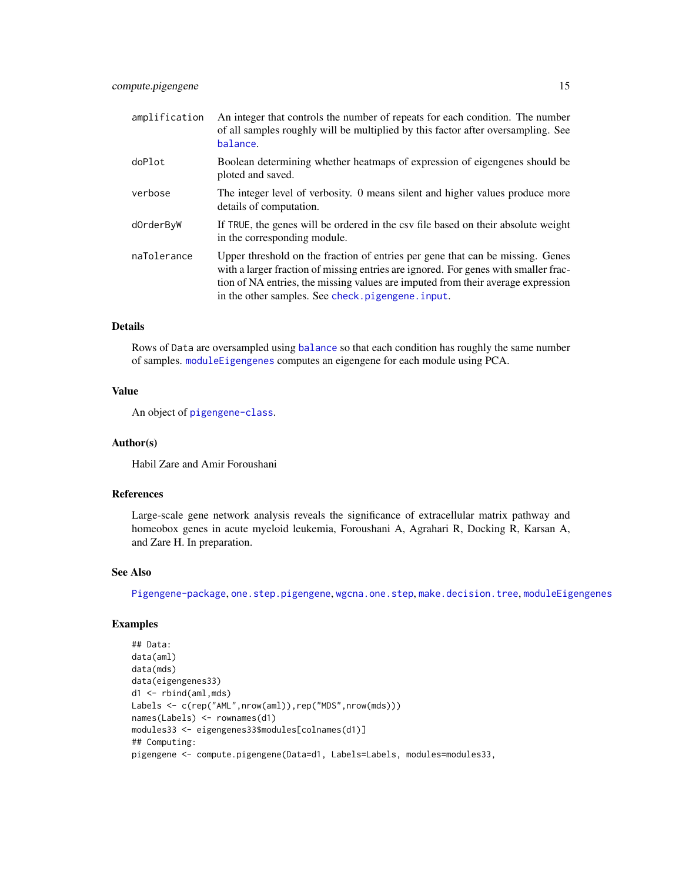| | |
|---|---|
| amplification | An integer that controls the number of repeats for each condition. The number of all samples roughly will be multiplied by this factor after oversampling. See balance. |
| doPlot | Boolean determining whether heatmaps of expression of eigengenes should be ploted and saved. |
| verbose | The integer level of verbosity. 0 means silent and higher values produce more details of computation. |
| dOrderByW | If TRUE, the genes will be ordered in the csv file based on their absolute weight in the corresponding module. |
| naTolerance | Upper threshold on the fraction of entries per gene that can be missing. Genes with a larger fraction of missing entries are ignored. For genes with smaller fraction of NA entries, the missing values are imputed from their average expression in the other samples. See check.pigengene.input. |

### Details

Rows of Data are oversampled using balance so that each condition has roughly the same number of samples. moduleEigengenes computes an eigengene for each module using PCA.

### Value

An object of pigengene-class.

### Author(s)

Habil Zare and Amir Foroushani

### References

Large-scale gene network analysis reveals the significance of extracellular matrix pathway and homeobox genes in acute myeloid leukemia, Foroushani A, Agrahari R, Docking R, Karsan A, and Zare H. In preparation.

### See Also

Pigengene-package, one.step.pigengene, wgcna.one.step, make.decision.tree, moduleEigengenes

### Examples

```
## Data:
data(aml)
data(mds)
data(eigengenes33)
d1 <- rbind(aml,mds)
Labels <- c(rep("AML",nrow(aml)),rep("MDS",nrow(mds)))
names(Labels) <- rownames(d1)
modules33 <- eigengenes33$modules[colnames(d1)]
## Computing:
pigengene <- compute.pigengene(Data=d1, Labels=Labels, modules=modules33,
```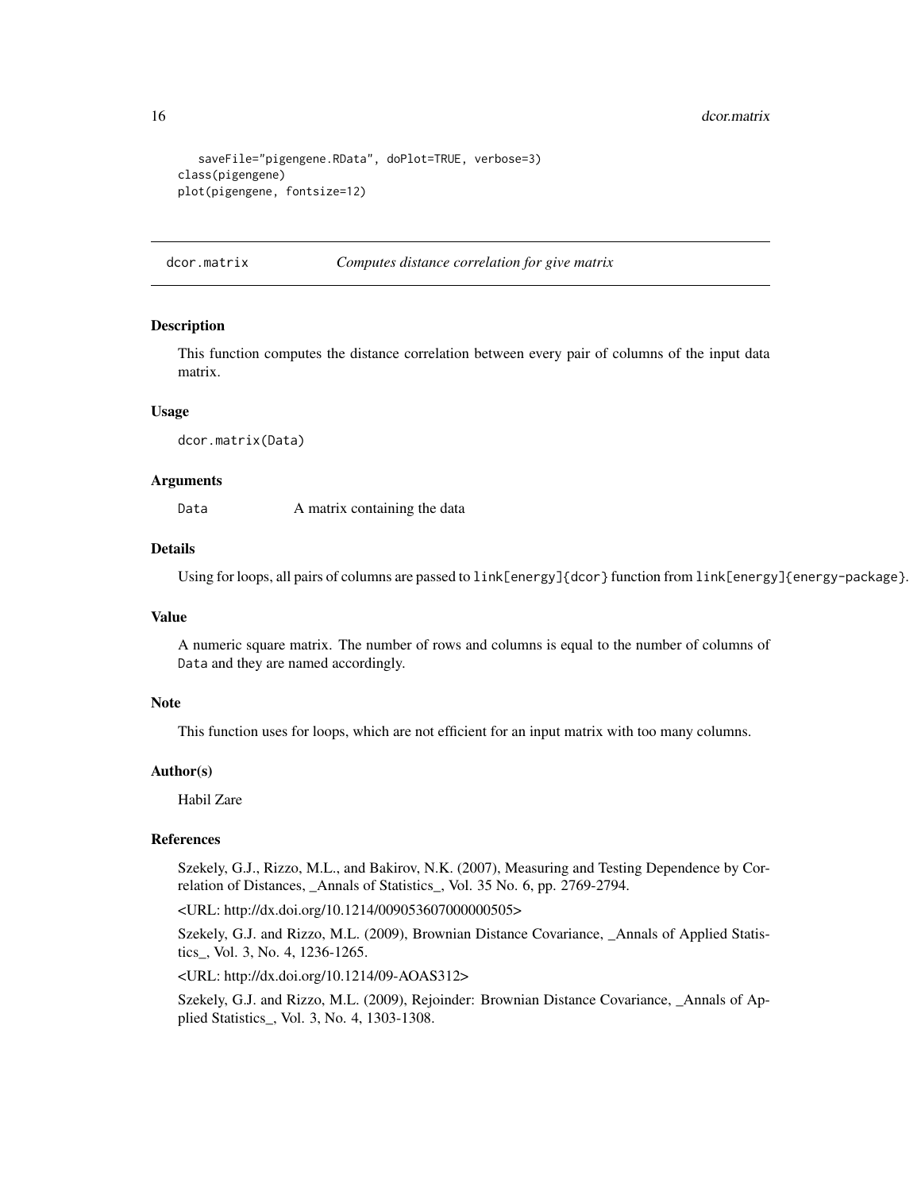```
    saveFile="pigengene.RData", doPlot=TRUE, verbose=3)
class(pigengene)
plot(pigengene, fontsize=12)
```

---

## dcor.matrix — *Computes distance correlation for give matrix*

### Description

This function computes the distance correlation between every pair of columns of the input data matrix.

### Usage

```
dcor.matrix(Data)
```

### Arguments

| | |
|---|---|
| `Data` | A matrix containing the data |

### Details

Using for loops, all pairs of columns are passed to `link[energy]{dcor}` function from `link[energy]{energy-package}`.

### Value

A numeric square matrix. The number of rows and columns is equal to the number of columns of `Data` and they are named accordingly.

### Note

This function uses for loops, which are not efficient for an input matrix with too many columns.

### Author(s)

Habil Zare

### References

Szekely, G.J., Rizzo, M.L., and Bakirov, N.K. (2007), Measuring and Testing Dependence by Correlation of Distances, _Annals of Statistics_, Vol. 35 No. 6, pp. 2769-2794.

<URL: http://dx.doi.org/10.1214/009053607000000505>

Szekely, G.J. and Rizzo, M.L. (2009), Brownian Distance Covariance, _Annals of Applied Statistics_, Vol. 3, No. 4, 1236-1265.

<URL: http://dx.doi.org/10.1214/09-AOAS312>

Szekely, G.J. and Rizzo, M.L. (2009), Rejoinder: Brownian Distance Covariance, _Annals of Applied Statistics_, Vol. 3, No. 4, 1303-1308.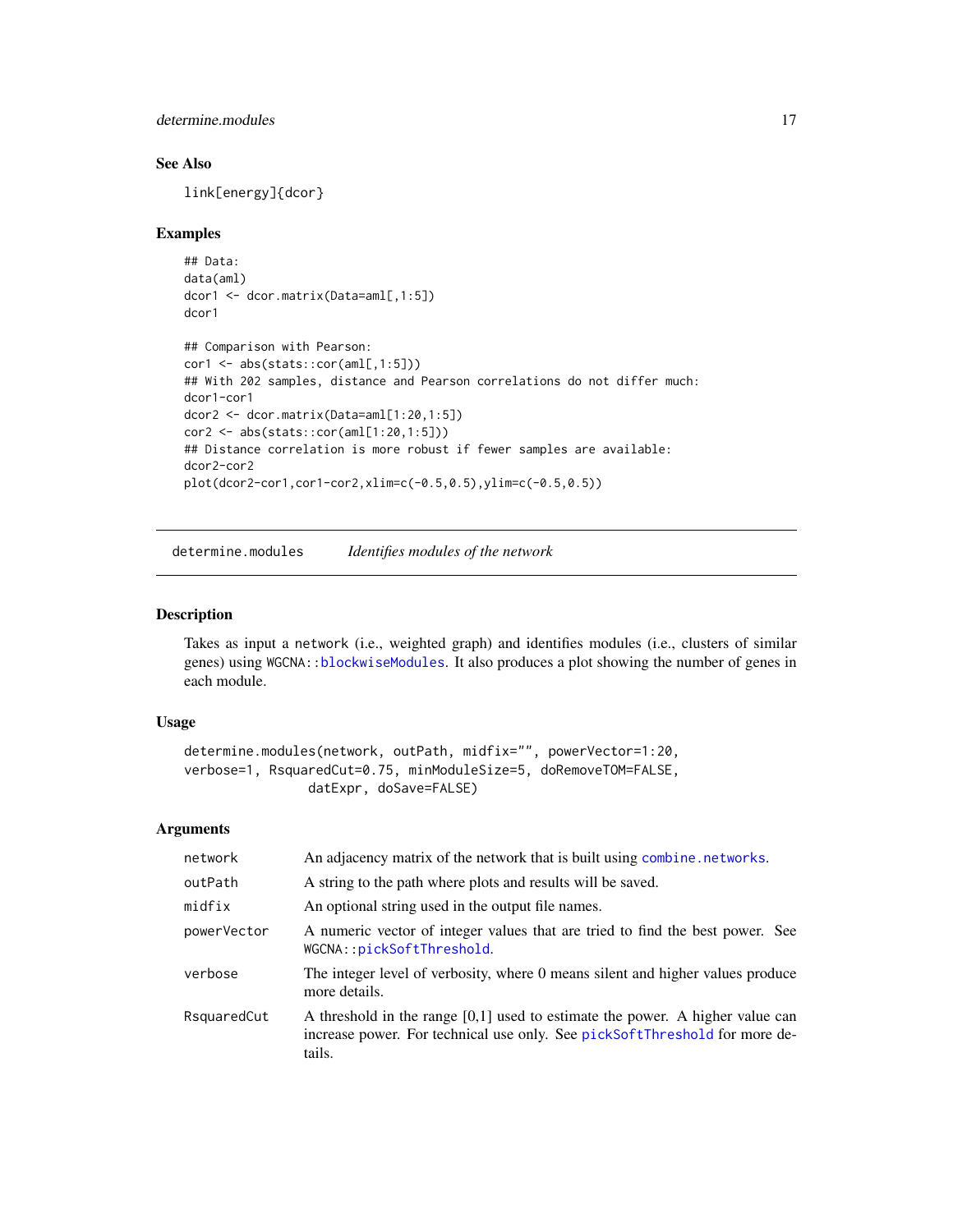### See Also

link[energy]{dcor}

### Examples

```
## Data:
data(aml)
dcor1 <- dcor.matrix(Data=aml[,1:5])
dcor1

## Comparison with Pearson:
cor1 <- abs(stats::cor(aml[,1:5]))
## With 202 samples, distance and Pearson correlations do not differ much:
dcor1-cor1
dcor2 <- dcor.matrix(Data=aml[1:20,1:5])
cor2 <- abs(stats::cor(aml[1:20,1:5]))
## Distance correlation is more robust if fewer samples are available:
dcor2-cor2
plot(dcor2-cor1,cor1-cor2,xlim=c(-0.5,0.5),ylim=c(-0.5,0.5))
```

---

## determine.modules — *Identifies modules of the network*

### Description

Takes as input a network (i.e., weighted graph) and identifies modules (i.e., clusters of similar genes) using WGCNA::blockwiseModules. It also produces a plot showing the number of genes in each module.

### Usage

```
determine.modules(network, outPath, midfix="", powerVector=1:20,
verbose=1, RsquaredCut=0.75, minModuleSize=5, doRemoveTOM=FALSE,
                datExpr, doSave=FALSE)
```

### Arguments

| | |
|---|---|
| network | An adjacency matrix of the network that is built using combine.networks. |
| outPath | A string to the path where plots and results will be saved. |
| midfix | An optional string used in the output file names. |
| powerVector | A numeric vector of integer values that are tried to find the best power. See WGCNA::pickSoftThreshold. |
| verbose | The integer level of verbosity, where 0 means silent and higher values produce more details. |
| RsquaredCut | A threshold in the range [0,1] used to estimate the power. A higher value can increase power. For technical use only. See pickSoftThreshold for more details. |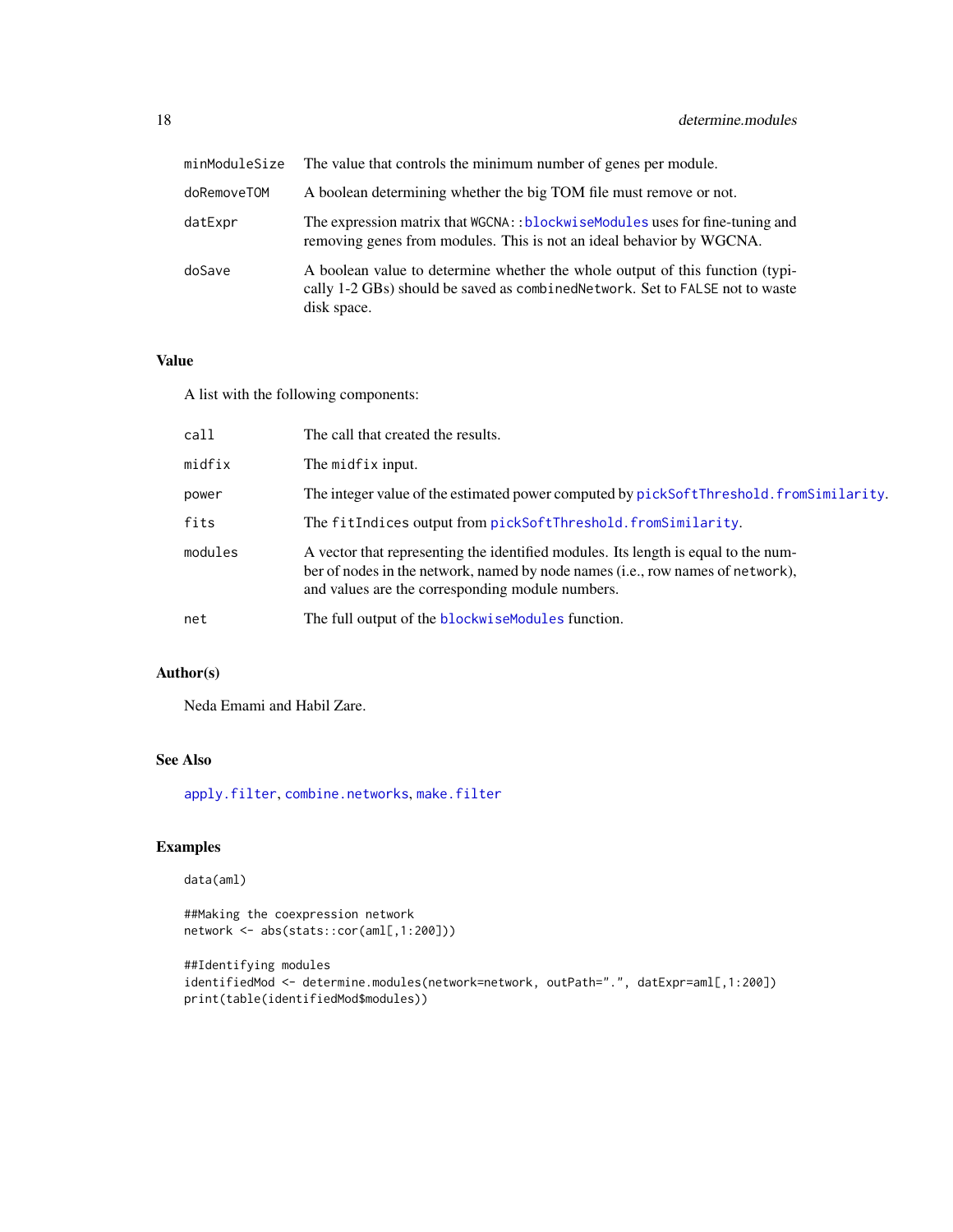| | |
|---|---|
| minModuleSize | The value that controls the minimum number of genes per module. |
| doRemoveTOM | A boolean determining whether the big TOM file must remove or not. |
| datExpr | The expression matrix that WGCNA::blockwiseModules uses for fine-tuning and removing genes from modules. This is not an ideal behavior by WGCNA. |
| doSave | A boolean value to determine whether the whole output of this function (typically 1-2 GBs) should be saved as combinedNetwork. Set to FALSE not to waste disk space. |

## Value

A list with the following components:

| | |
|---|---|
| call | The call that created the results. |
| midfix | The midfix input. |
| power | The integer value of the estimated power computed by pickSoftThreshold.fromSimilarity. |
| fits | The fitIndices output from pickSoftThreshold.fromSimilarity. |
| modules | A vector that representing the identified modules. Its length is equal to the number of nodes in the network, named by node names (i.e., row names of network), and values are the corresponding module numbers. |
| net | The full output of the blockwiseModules function. |

## Author(s)

Neda Emami and Habil Zare.

## See Also

apply.filter, combine.networks, make.filter

## Examples

```
data(aml)

##Making the coexpression network
network <- abs(stats::cor(aml[,1:200]))

##Identifying modules
identifiedMod <- determine.modules(network=network, outPath=".", datExpr=aml[,1:200])
print(table(identifiedMod$modules))
```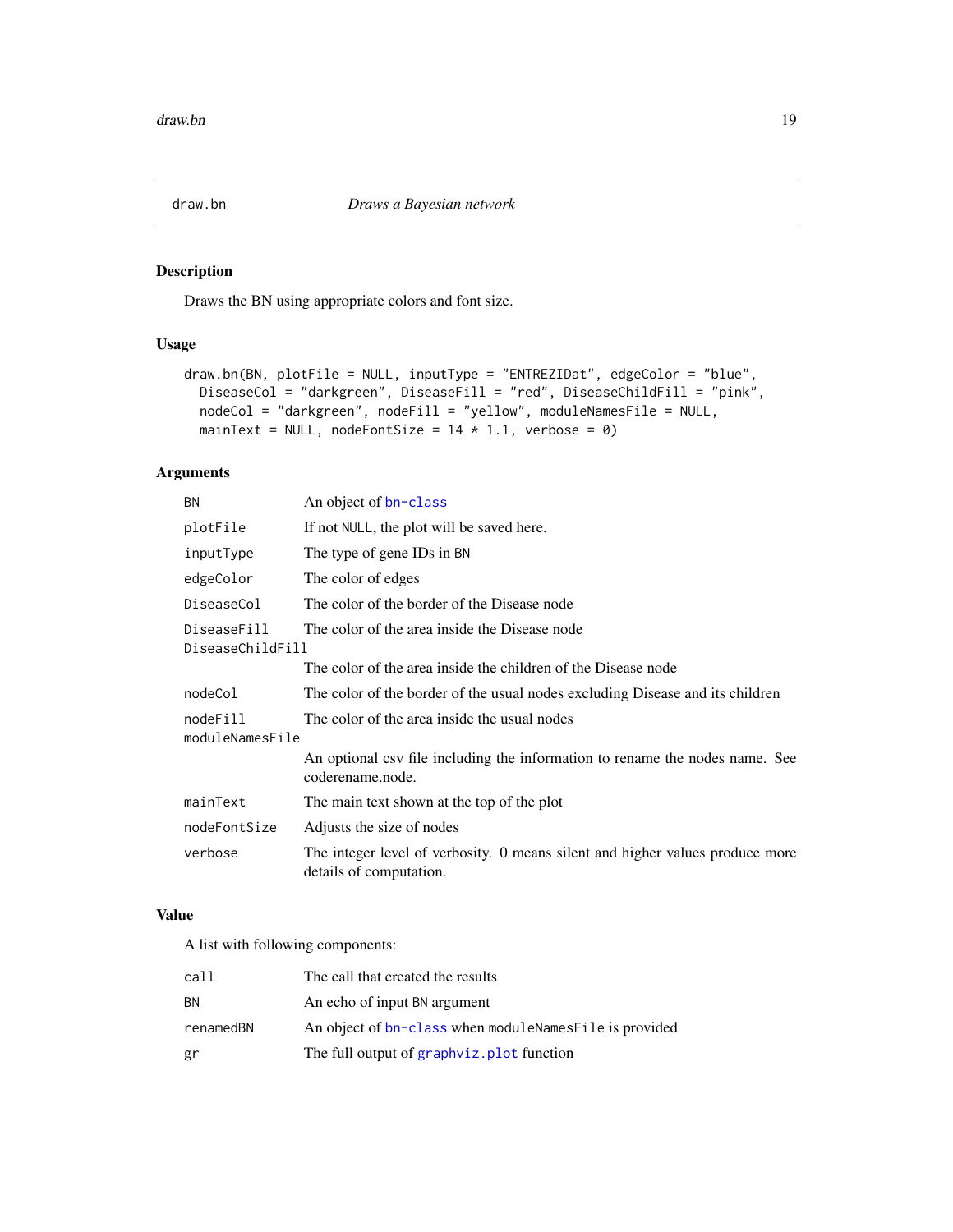## draw.bn *Draws a Bayesian network*

### Description

Draws the BN using appropriate colors and font size.

### Usage

```
draw.bn(BN, plotFile = NULL, inputType = "ENTREZIDat", edgeColor = "blue",
  DiseaseCol = "darkgreen", DiseaseFill = "red", DiseaseChildFill = "pink",
  nodeCol = "darkgreen", nodeFill = "yellow", moduleNamesFile = NULL,
  mainText = NULL, nodeFontSize = 14 * 1.1, verbose = 0)
```

### Arguments

| | |
|---|---|
| `BN` | An object of `bn-class` |
| `plotFile` | If not `NULL`, the plot will be saved here. |
| `inputType` | The type of gene IDs in `BN` |
| `edgeColor` | The color of edges |
| `DiseaseCol` | The color of the border of the Disease node |
| `DiseaseFill` | The color of the area inside the Disease node |
| `DiseaseChildFill` | The color of the area inside the children of the Disease node |
| `nodeCol` | The color of the border of the usual nodes excluding Disease and its children |
| `nodeFill` | The color of the area inside the usual nodes |
| `moduleNamesFile` | An optional csv file including the information to rename the nodes name. See coderename.node. |
| `mainText` | The main text shown at the top of the plot |
| `nodeFontSize` | Adjusts the size of nodes |
| `verbose` | The integer level of verbosity. 0 means silent and higher values produce more details of computation. |

### Value

A list with following components:

| | |
|---|---|
| `call` | The call that created the results |
| `BN` | An echo of input `BN` argument |
| `renamedBN` | An object of `bn-class` when `moduleNamesFile` is provided |
| `gr` | The full output of `graphviz.plot` function |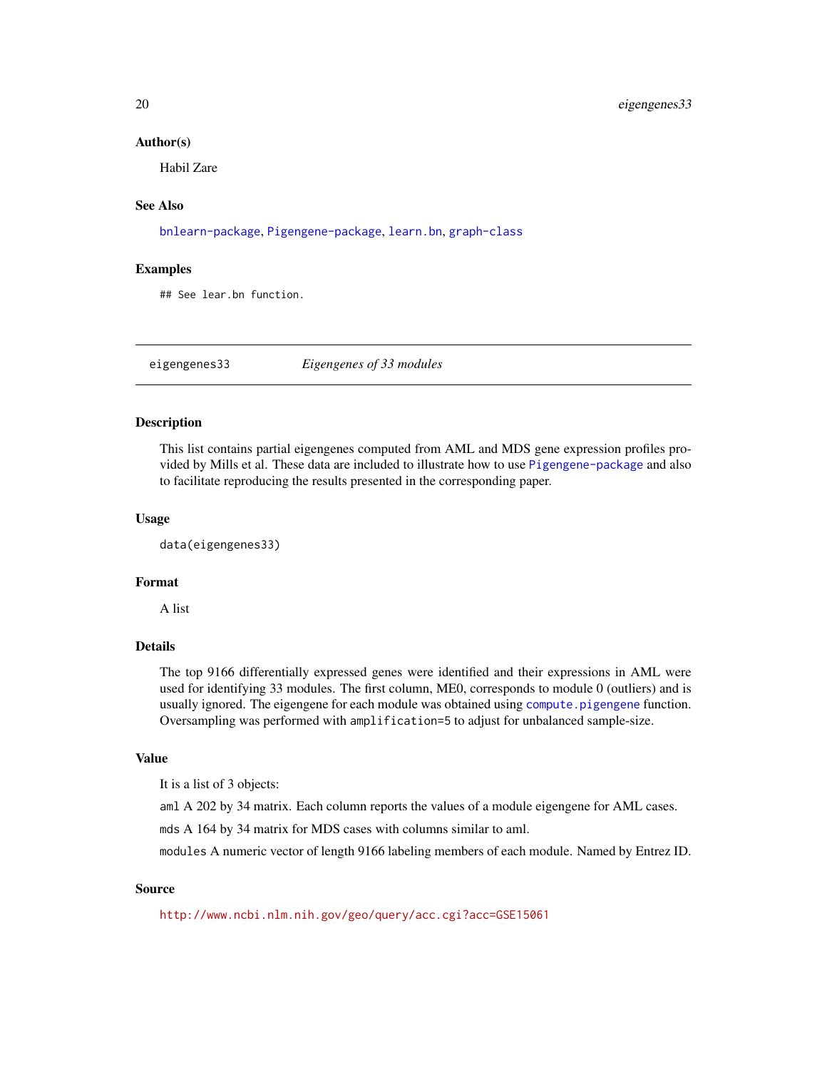### Author(s)

Habil Zare

### See Also

bnlearn-package, Pigengene-package, learn.bn, graph-class

### Examples

```
## See lear.bn function.
```

---

## eigengenes33 — *Eigengenes of 33 modules*

---

### Description

This list contains partial eigengenes computed from AML and MDS gene expression profiles provided by Mills et al. These data are included to illustrate how to use Pigengene-package and also to facilitate reproducing the results presented in the corresponding paper.

### Usage

```
data(eigengenes33)
```

### Format

A list

### Details

The top 9166 differentially expressed genes were identified and their expressions in AML were used for identifying 33 modules. The first column, ME0, corresponds to module 0 (outliers) and is usually ignored. The eigengene for each module was obtained using `compute.pigengene` function. Oversampling was performed with `amplification=5` to adjust for unbalanced sample-size.

### Value

It is a list of 3 objects:

`aml` A 202 by 34 matrix. Each column reports the values of a module eigengene for AML cases.

`mds` A 164 by 34 matrix for MDS cases with columns similar to aml.

`modules` A numeric vector of length 9166 labeling members of each module. Named by Entrez ID.

### Source

http://www.ncbi.nlm.nih.gov/geo/query/acc.cgi?acc=GSE15061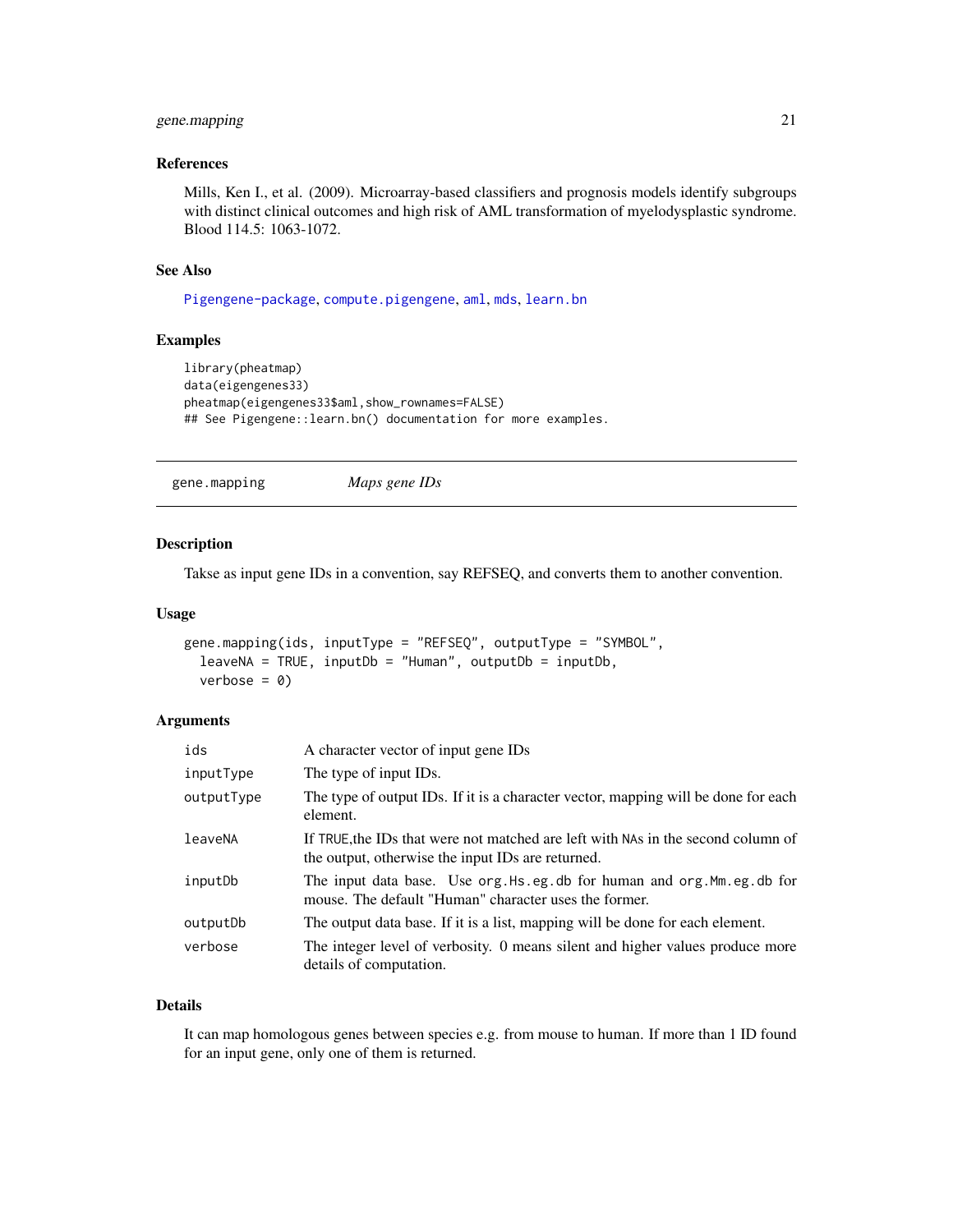### References

Mills, Ken I., et al. (2009). Microarray-based classifiers and prognosis models identify subgroups with distinct clinical outcomes and high risk of AML transformation of myelodysplastic syndrome. Blood 114.5: 1063-1072.

### See Also

Pigengene-package, compute.pigengene, aml, mds, learn.bn

### Examples

```
library(pheatmap)
data(eigengenes33)
pheatmap(eigengenes33$aml,show_rownames=FALSE)
## See Pigengene::learn.bn() documentation for more examples.
```

---

## gene.mapping *Maps gene IDs*

### Description

Takse as input gene IDs in a convention, say REFSEQ, and converts them to another convention.

### Usage

```
gene.mapping(ids, inputType = "REFSEQ", outputType = "SYMBOL",
  leaveNA = TRUE, inputDb = "Human", outputDb = inputDb,
  verbose = 0)
```

### Arguments

| | |
|---|---|
| ids | A character vector of input gene IDs |
| inputType | The type of input IDs. |
| outputType | The type of output IDs. If it is a character vector, mapping will be done for each element. |
| leaveNA | If TRUE,the IDs that were not matched are left with NAs in the second column of the output, otherwise the input IDs are returned. |
| inputDb | The input data base. Use org.Hs.eg.db for human and org.Mm.eg.db for mouse. The default "Human" character uses the former. |
| outputDb | The output data base. If it is a list, mapping will be done for each element. |
| verbose | The integer level of verbosity. 0 means silent and higher values produce more details of computation. |

### Details

It can map homologous genes between species e.g. from mouse to human. If more than 1 ID found for an input gene, only one of them is returned.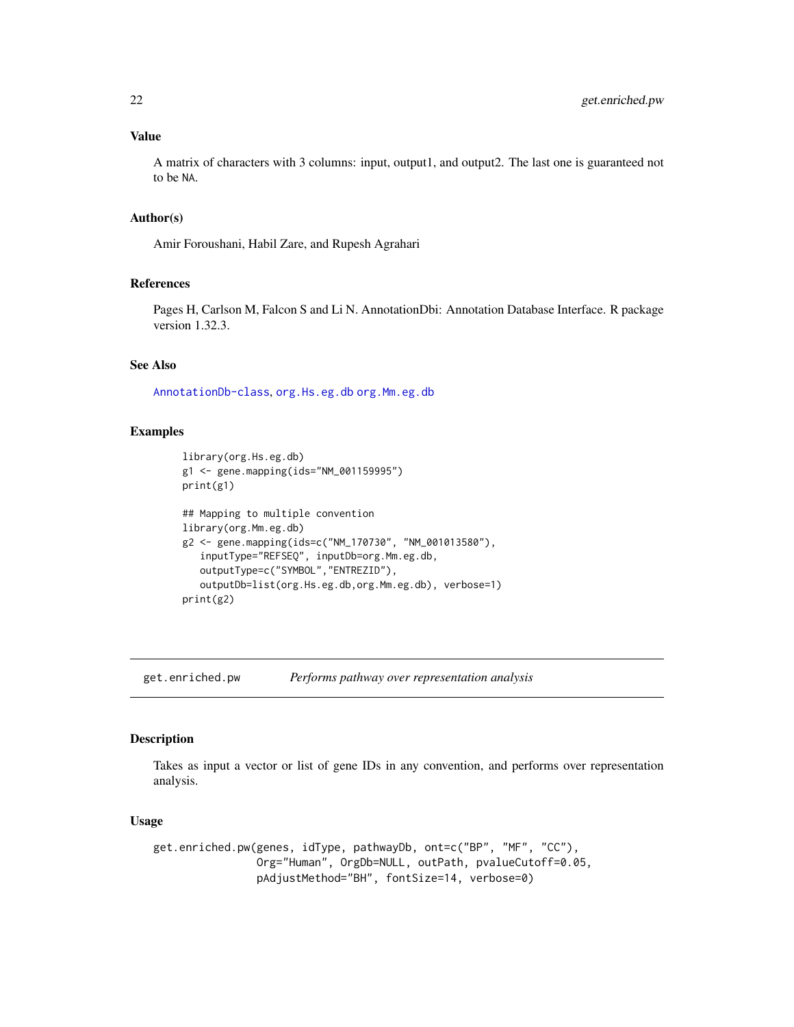### Value

A matrix of characters with 3 columns: input, output1, and output2. The last one is guaranteed not to be NA.

### Author(s)

Amir Foroushani, Habil Zare, and Rupesh Agrahari

### References

Pages H, Carlson M, Falcon S and Li N. AnnotationDbi: Annotation Database Interface. R package version 1.32.3.

### See Also

AnnotationDb-class, org.Hs.eg.db org.Mm.eg.db

### Examples

```
library(org.Hs.eg.db)
g1 <- gene.mapping(ids="NM_001159995")
print(g1)

## Mapping to multiple convention
library(org.Mm.eg.db)
g2 <- gene.mapping(ids=c("NM_170730", "NM_001013580"),
   inputType="REFSEQ", inputDb=org.Mm.eg.db,
   outputType=c("SYMBOL","ENTREZID"),
   outputDb=list(org.Hs.eg.db,org.Mm.eg.db), verbose=1)
print(g2)
```

---

## get.enriched.pw    *Performs pathway over representation analysis*

### Description

Takes as input a vector or list of gene IDs in any convention, and performs over representation analysis.

### Usage

```
get.enriched.pw(genes, idType, pathwayDb, ont=c("BP", "MF", "CC"),
                Org="Human", OrgDb=NULL, outPath, pvalueCutoff=0.05,
                pAdjustMethod="BH", fontSize=14, verbose=0)
```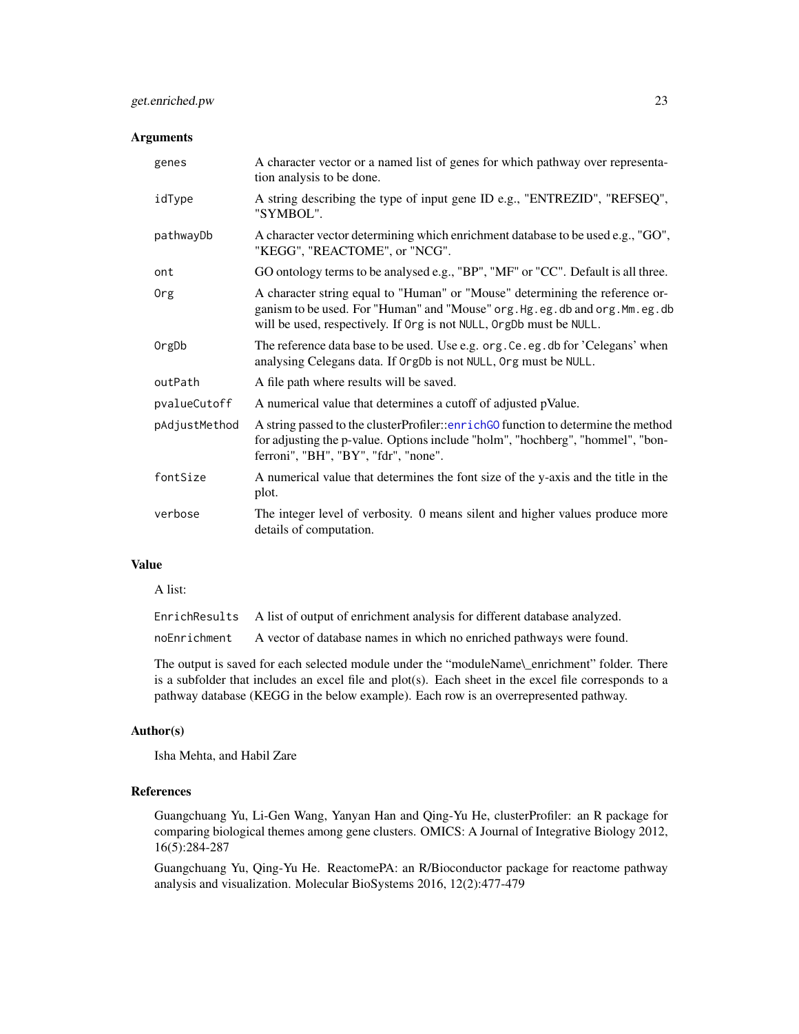## Arguments

| | |
|---|---|
| `genes` | A character vector or a named list of genes for which pathway over representation analysis to be done. |
| `idType` | A string describing the type of input gene ID e.g., "ENTREZID", "REFSEQ", "SYMBOL". |
| `pathwayDb` | A character vector determining which enrichment database to be used e.g., "GO", "KEGG", "REACTOME", or "NCG". |
| `ont` | GO ontology terms to be analysed e.g., "BP", "MF" or "CC". Default is all three. |
| `Org` | A character string equal to "Human" or "Mouse" determining the reference organism to be used. For "Human" and "Mouse" `org.Hg.eg.db` and `org.Mm.eg.db` will be used, respectively. If `Org` is not `NULL`, `OrgDb` must be `NULL`. |
| `OrgDb` | The reference data base to be used. Use e.g. `org.Ce.eg.db` for 'Celegans' when analysing Celegans data. If `OrgDb` is not `NULL`, `Org` must be `NULL`. |
| `outPath` | A file path where results will be saved. |
| `pvalueCutoff` | A numerical value that determines a cutoff of adjusted pValue. |
| `pAdjustMethod` | A string passed to the clusterProfiler::`enrichGO` function to determine the method for adjusting the p-value. Options include "holm", "hochberg", "hommel", "bonferroni", "BH", "BY", "fdr", "none". |
| `fontSize` | A numerical value that determines the font size of the y-axis and the title in the plot. |
| `verbose` | The integer level of verbosity. 0 means silent and higher values produce more details of computation. |

## Value

A list:

| | |
|---|---|
| `EnrichResults` | A list of output of enrichment analysis for different database analyzed. |
| `noEnrichment` | A vector of database names in which no enriched pathways were found. |

The output is saved for each selected module under the "moduleName_enrichment" folder. There is a subfolder that includes an excel file and plot(s). Each sheet in the excel file corresponds to a pathway database (KEGG in the below example). Each row is an overrepresented pathway.

## Author(s)

Isha Mehta, and Habil Zare

## References

Guangchuang Yu, Li-Gen Wang, Yanyan Han and Qing-Yu He, clusterProfiler: an R package for comparing biological themes among gene clusters. OMICS: A Journal of Integrative Biology 2012, 16(5):284-287

Guangchuang Yu, Qing-Yu He. ReactomePA: an R/Bioconductor package for reactome pathway analysis and visualization. Molecular BioSystems 2016, 12(2):477-479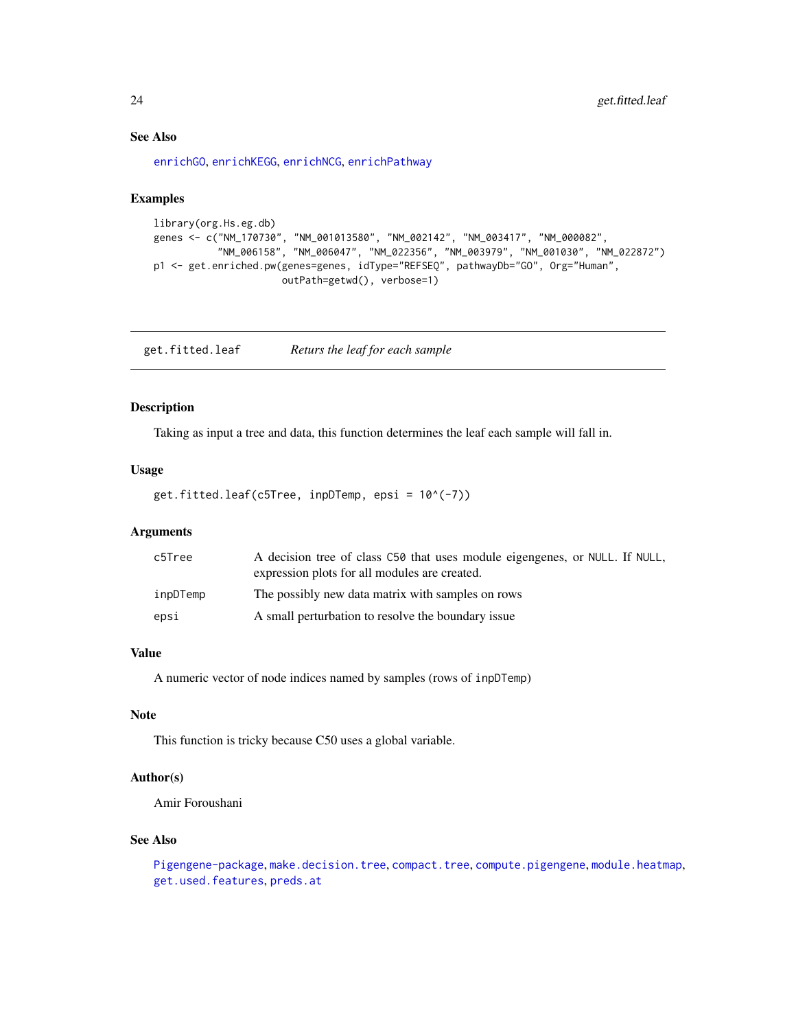### See Also

enrichGO, enrichKEGG, enrichNCG, enrichPathway

### Examples

```
library(org.Hs.eg.db)
genes <- c("NM_170730", "NM_001013580", "NM_002142", "NM_003417", "NM_000082",
           "NM_006158", "NM_006047", "NM_022356", "NM_003979", "NM_001030", "NM_022872")
p1 <- get.enriched.pw(genes=genes, idType="REFSEQ", pathwayDb="GO", Org="Human",
                      outPath=getwd(), verbose=1)
```

---

## get.fitted.leaf — *Returs the leaf for each sample*

### Description

Taking as input a tree and data, this function determines the leaf each sample will fall in.

### Usage

```
get.fitted.leaf(c5Tree, inpDTemp, epsi = 10^(-7))
```

### Arguments

| | |
|---|---|
| c5Tree | A decision tree of class C50 that uses module eigengenes, or NULL. If NULL, expression plots for all modules are created. |
| inpDTemp | The possibly new data matrix with samples on rows |
| epsi | A small perturbation to resolve the boundary issue |

### Value

A numeric vector of node indices named by samples (rows of inpDTemp)

### Note

This function is tricky because C50 uses a global variable.

### Author(s)

Amir Foroushani

### See Also

Pigengene-package, make.decision.tree, compact.tree, compute.pigengene, module.heatmap, get.used.features, preds.at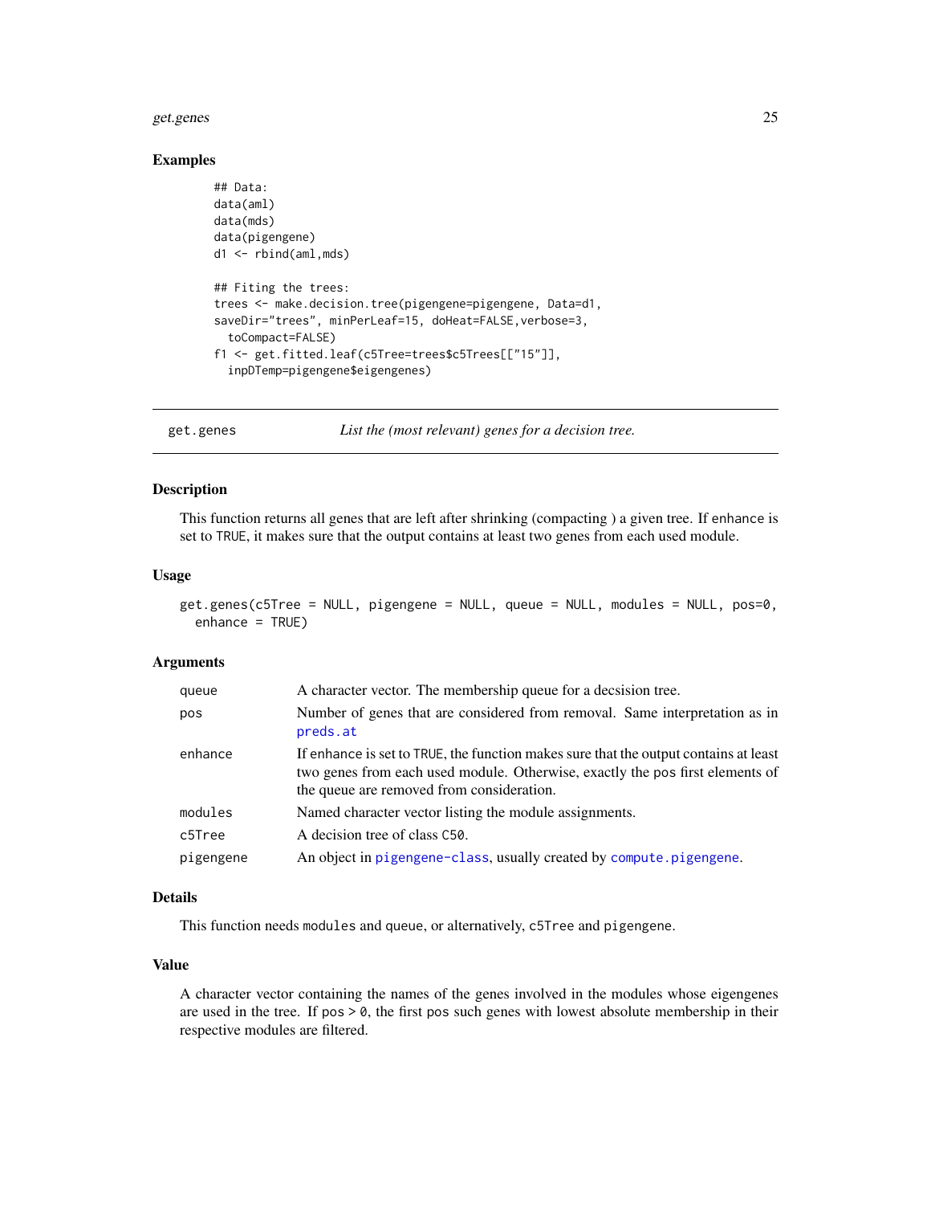### Examples

```
## Data:
data(aml)
data(mds)
data(pigengene)
d1 <- rbind(aml,mds)

## Fiting the trees:
trees <- make.decision.tree(pigengene=pigengene, Data=d1,
saveDir="trees", minPerLeaf=15, doHeat=FALSE,verbose=3,
  toCompact=FALSE)
f1 <- get.fitted.leaf(c5Tree=trees$c5Trees[["15"]],
  inpDTemp=pigengene$eigengenes)
```

---

## get.genes — *List the (most relevant) genes for a decision tree.*

### Description

This function returns all genes that are left after shrinking (compacting ) a given tree. If enhance is set to TRUE, it makes sure that the output contains at least two genes from each used module.

### Usage

```
get.genes(c5Tree = NULL, pigengene = NULL, queue = NULL, modules = NULL, pos=0,
  enhance = TRUE)
```

### Arguments

| | |
|---|---|
| queue | A character vector. The membership queue for a decsision tree. |
| pos | Number of genes that are considered from removal. Same interpretation as in preds.at |
| enhance | If enhance is set to TRUE, the function makes sure that the output contains at least two genes from each used module. Otherwise, exactly the pos first elements of the queue are removed from consideration. |
| modules | Named character vector listing the module assignments. |
| c5Tree | A decision tree of class C50. |
| pigengene | An object in pigengene-class, usually created by compute.pigengene. |

### Details

This function needs modules and queue, or alternatively, c5Tree and pigengene.

### Value

A character vector containing the names of the genes involved in the modules whose eigengenes are used in the tree. If pos > 0, the first pos such genes with lowest absolute membership in their respective modules are filtered.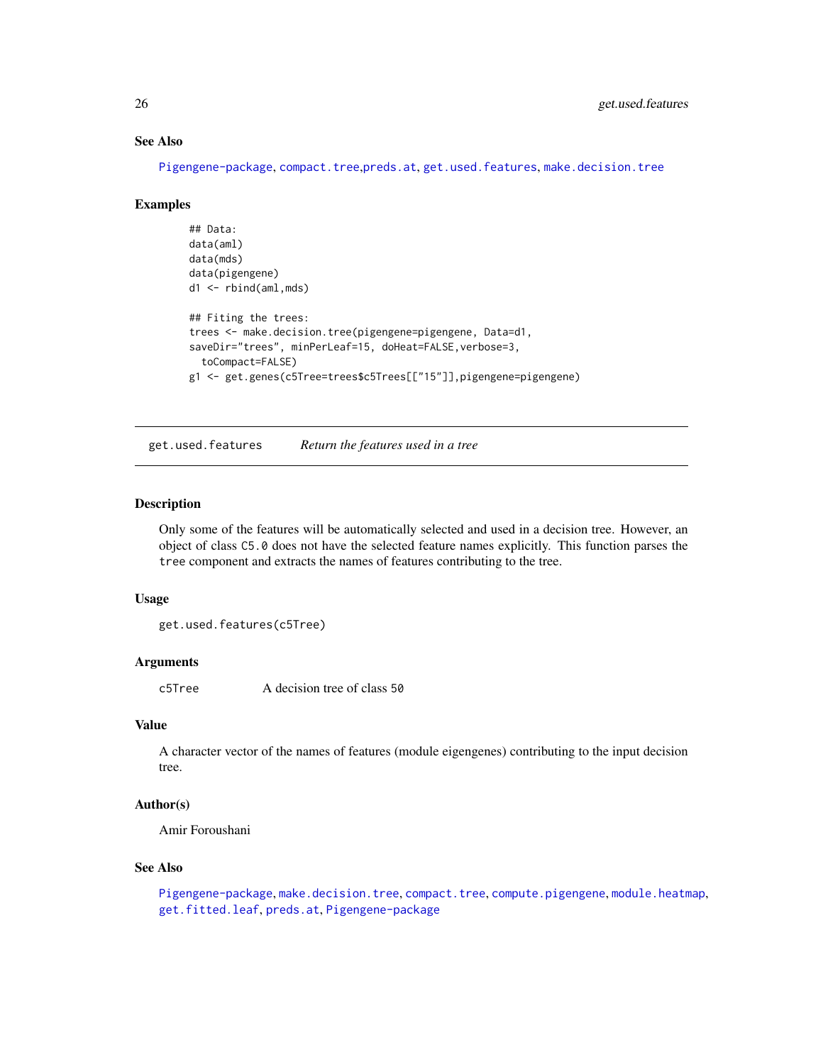### See Also

Pigengene-package, compact.tree,preds.at, get.used.features, make.decision.tree

### Examples

```
## Data:
data(aml)
data(mds)
data(pigengene)
d1 <- rbind(aml,mds)

## Fiting the trees:
trees <- make.decision.tree(pigengene=pigengene, Data=d1,
saveDir="trees", minPerLeaf=15, doHeat=FALSE,verbose=3,
  toCompact=FALSE)
g1 <- get.genes(c5Tree=trees$c5Trees[["15"]],pigengene=pigengene)
```

---

## get.used.features &nbsp;&nbsp;&nbsp; *Return the features used in a tree*

---

### Description

Only some of the features will be automatically selected and used in a decision tree. However, an object of class `C5.0` does not have the selected feature names explicitly. This function parses the `tree` component and extracts the names of features contributing to the tree.

### Usage

```
get.used.features(c5Tree)
```

### Arguments

| | |
|---|---|
| `c5Tree` | A decision tree of class `50` |

### Value

A character vector of the names of features (module eigengenes) contributing to the input decision tree.

### Author(s)

Amir Foroushani

### See Also

Pigengene-package, make.decision.tree, compact.tree, compute.pigengene, module.heatmap, get.fitted.leaf, preds.at, Pigengene-package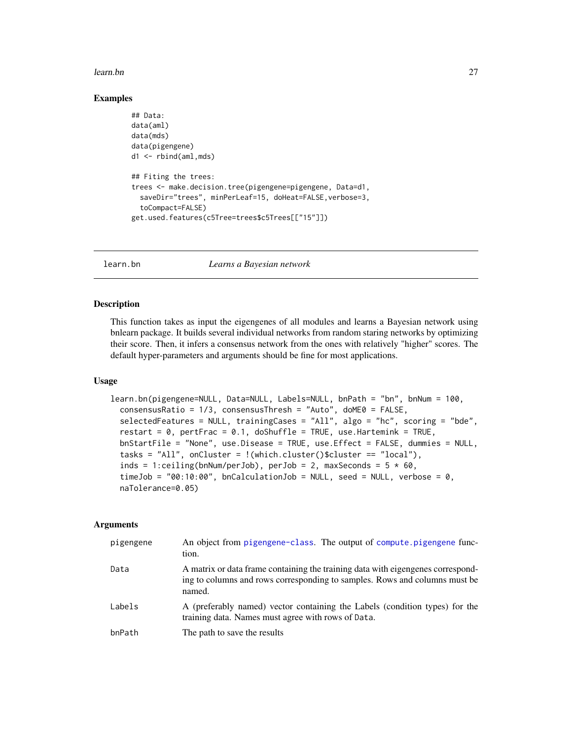### Examples

```
## Data:
data(aml)
data(mds)
data(pigengene)
d1 <- rbind(aml,mds)

## Fiting the trees:
trees <- make.decision.tree(pigengene=pigengene, Data=d1,
  saveDir="trees", minPerLeaf=15, doHeat=FALSE,verbose=3,
  toCompact=FALSE)
get.used.features(c5Tree=trees$c5Trees[["15"]])
```

---

## learn.bn &nbsp;&nbsp;&nbsp;&nbsp; *Learns a Bayesian network*

---

### Description

This function takes as input the eigengenes of all modules and learns a Bayesian network using bnlearn package. It builds several individual networks from random staring networks by optimizing their score. Then, it infers a consensus network from the ones with relatively "higher" scores. The default hyper-parameters and arguments should be fine for most applications.

### Usage

```
learn.bn(pigengene=NULL, Data=NULL, Labels=NULL, bnPath = "bn", bnNum = 100,
  consensusRatio = 1/3, consensusThresh = "Auto", doME0 = FALSE,
  selectedFeatures = NULL, trainingCases = "All", algo = "hc", scoring = "bde",
  restart = 0, pertFrac = 0.1, doShuffle = TRUE, use.Hartemink = TRUE,
  bnStartFile = "None", use.Disease = TRUE, use.Effect = FALSE, dummies = NULL,
  tasks = "All", onCluster = !(which.cluster()$cluster == "local"),
  inds = 1:ceiling(bnNum/perJob), perJob = 2, maxSeconds = 5 * 60,
  timeJob = "00:10:00", bnCalculationJob = NULL, seed = NULL, verbose = 0,
  naTolerance=0.05)
```

### Arguments

| | |
|---|---|
| `pigengene` | An object from `pigengene-class`. The output of `compute.pigengene` function. |
| `Data` | A matrix or data frame containing the training data with eigengenes corresponding to columns and rows corresponding to samples. Rows and columns must be named. |
| `Labels` | A (preferably named) vector containing the Labels (condition types) for the training data. Names must agree with rows of `Data`. |
| `bnPath` | The path to save the results |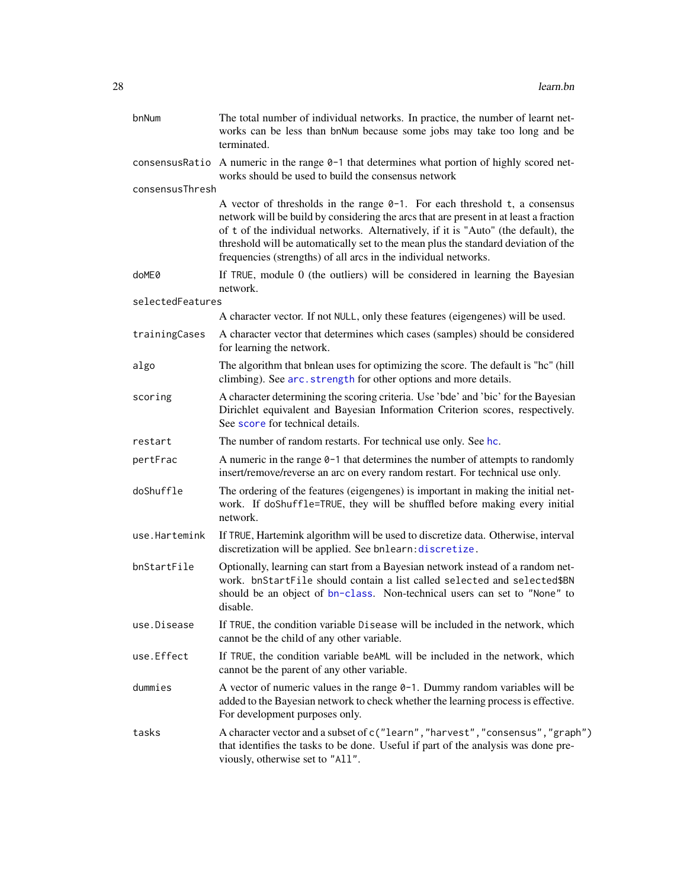| | |
|---|---|
| `bnNum` | The total number of individual networks. In practice, the number of learnt networks can be less than bnNum because some jobs may take too long and be terminated. |
| `consensusRatio` | A numeric in the range `0-1` that determines what portion of highly scored networks should be used to build the consensus network |
| `consensusThresh` | A vector of thresholds in the range `0-1`. For each threshold `t`, a consensus network will be build by considering the arcs that are present in at least a fraction of `t` of the individual networks. Alternatively, if it is "Auto" (the default), the threshold will be automatically set to the mean plus the standard deviation of the frequencies (strengths) of all arcs in the individual networks. |
| `doME0` | If `TRUE`, module 0 (the outliers) will be considered in learning the Bayesian network. |
| `selectedFeatures` | A character vector. If not `NULL`, only these features (eigengenes) will be used. |
| `trainingCases` | A character vector that determines which cases (samples) should be considered for learning the network. |
| `algo` | The algorithm that bnlean uses for optimizing the score. The default is "hc" (hill climbing). See `arc.strength` for other options and more details. |
| `scoring` | A character determining the scoring criteria. Use 'bde' and 'bic' for the Bayesian Dirichlet equivalent and Bayesian Information Criterion scores, respectively. See `score` for technical details. |
| `restart` | The number of random restarts. For technical use only. See `hc`. |
| `pertFrac` | A numeric in the range `0-1` that determines the number of attempts to randomly insert/remove/reverse an arc on every random restart. For technical use only. |
| `doShuffle` | The ordering of the features (eigengenes) is important in making the initial network. If `doShuffle=TRUE`, they will be shuffled before making every initial network. |
| `use.Hartemink` | If `TRUE`, Hartemink algorithm will be used to discretize data. Otherwise, interval discretization will be applied. See `bnlearn:discretize`. |
| `bnStartFile` | Optionally, learning can start from a Bayesian network instead of a random network. `bnStartFile` should contain a list called `selected` and `selected$BN` should be an object of `bn-class`. Non-technical users can set to `"None"` to disable. |
| `use.Disease` | If `TRUE`, the condition variable `Disease` will be included in the network, which cannot be the child of any other variable. |
| `use.Effect` | If `TRUE`, the condition variable `beAML` will be included in the network, which cannot be the parent of any other variable. |
| `dummies` | A vector of numeric values in the range `0-1`. Dummy random variables will be added to the Bayesian network to check whether the learning process is effective. For development purposes only. |
| `tasks` | A character vector and a subset of `c("learn","harvest","consensus","graph")` that identifies the tasks to be done. Useful if part of the analysis was done previously, otherwise set to `"All"`. |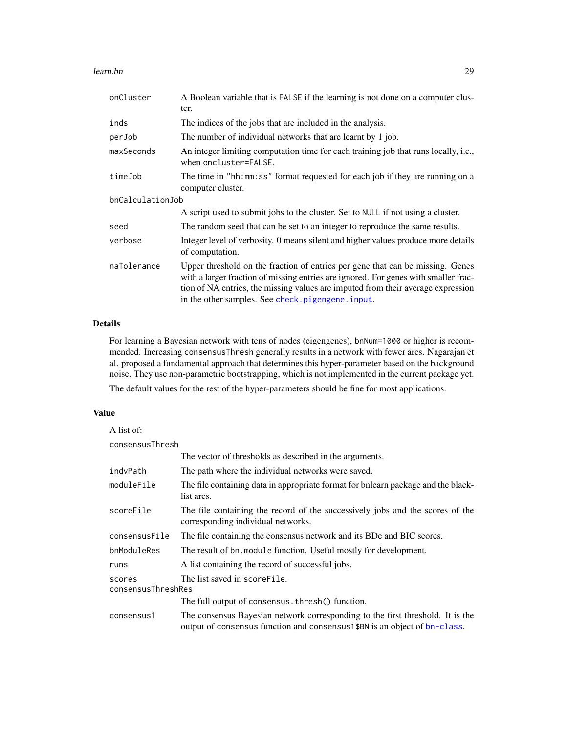| | |
|---|---|
| onCluster | A Boolean variable that is FALSE if the learning is not done on a computer cluster. |
| inds | The indices of the jobs that are included in the analysis. |
| perJob | The number of individual networks that are learnt by 1 job. |
| maxSeconds | An integer limiting computation time for each training job that runs locally, i.e., when oncluster=FALSE. |
| timeJob | The time in "hh:mm:ss" format requested for each job if they are running on a computer cluster. |
| bnCalculationJob | A script used to submit jobs to the cluster. Set to NULL if not using a cluster. |
| seed | The random seed that can be set to an integer to reproduce the same results. |
| verbose | Integer level of verbosity. 0 means silent and higher values produce more details of computation. |
| naTolerance | Upper threshold on the fraction of entries per gene that can be missing. Genes with a larger fraction of missing entries are ignored. For genes with smaller fraction of NA entries, the missing values are imputed from their average expression in the other samples. See check.pigengene.input. |

## Details

For learning a Bayesian network with tens of nodes (eigengenes), bnNum=1000 or higher is recommended. Increasing consensusThresh generally results in a network with fewer arcs. Nagarajan et al. proposed a fundamental approach that determines this hyper-parameter based on the background noise. They use non-parametric bootstrapping, which is not implemented in the current package yet.

The default values for the rest of the hyper-parameters should be fine for most applications.

## Value

A list of:

| | |
|---|---|
| consensusThresh | The vector of thresholds as described in the arguments. |
| indvPath | The path where the individual networks were saved. |
| moduleFile | The file containing data in appropriate format for bnlearn package and the blacklist arcs. |
| scoreFile | The file containing the record of the successively jobs and the scores of the corresponding individual networks. |
| consensusFile | The file containing the consensus network and its BDe and BIC scores. |
| bnModuleRes | The result of bn.module function. Useful mostly for development. |
| runs | A list containing the record of successful jobs. |
| scores | The list saved in scoreFile. |
| consensusThreshRes | The full output of consensus.thresh() function. |
| consensus1 | The consensus Bayesian network corresponding to the first threshold. It is the output of consensus function and consensus1$BN is an object of bn-class. |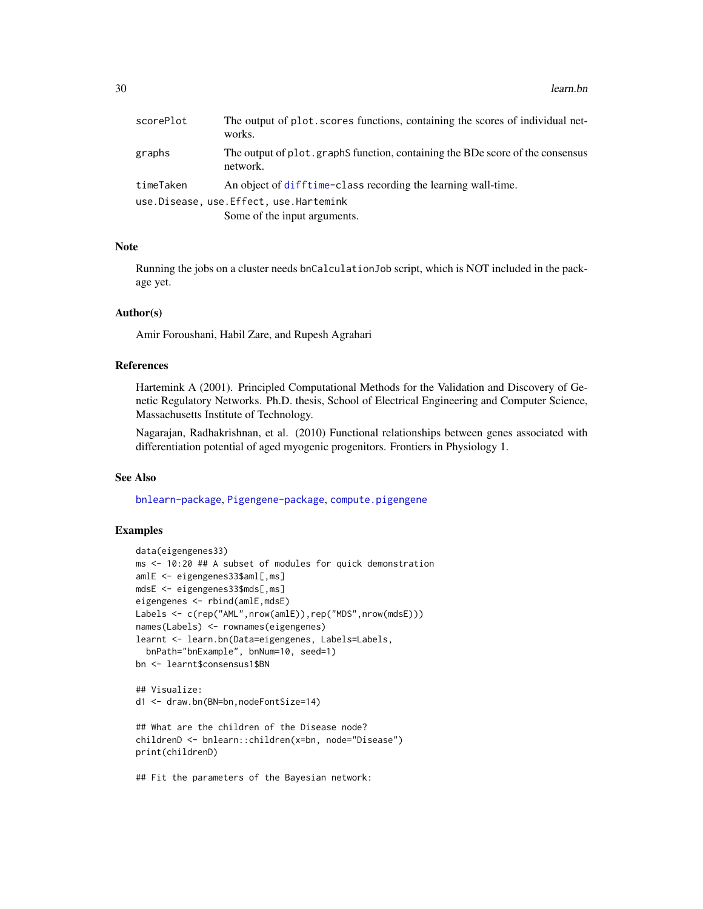| | |
|---|---|
| scorePlot | The output of plot.scores functions, containing the scores of individual networks. |
| graphs | The output of plot.graphS function, containing the BDe score of the consensus network. |
| timeTaken | An object of difftime-class recording the learning wall-time. |
| use.Disease, use.Effect, use.Hartemink | Some of the input arguments. |

## Note

Running the jobs on a cluster needs bnCalculationJob script, which is NOT included in the package yet.

## Author(s)

Amir Foroushani, Habil Zare, and Rupesh Agrahari

## References

Hartemink A (2001). Principled Computational Methods for the Validation and Discovery of Genetic Regulatory Networks. Ph.D. thesis, School of Electrical Engineering and Computer Science, Massachusetts Institute of Technology.

Nagarajan, Radhakrishnan, et al. (2010) Functional relationships between genes associated with differentiation potential of aged myogenic progenitors. Frontiers in Physiology 1.

## See Also

bnlearn-package, Pigengene-package, compute.pigengene

## Examples

```
data(eigengenes33)
ms <- 10:20 ## A subset of modules for quick demonstration
amlE <- eigengenes33$aml[,ms]
mdsE <- eigengenes33$mds[,ms]
eigengenes <- rbind(amlE,mdsE)
Labels <- c(rep("AML",nrow(amlE)),rep("MDS",nrow(mdsE)))
names(Labels) <- rownames(eigengenes)
learnt <- learn.bn(Data=eigengenes, Labels=Labels,
  bnPath="bnExample", bnNum=10, seed=1)
bn <- learnt$consensus1$BN

## Visualize:
d1 <- draw.bn(BN=bn,nodeFontSize=14)

## What are the children of the Disease node?
childrenD <- bnlearn::children(x=bn, node="Disease")
print(childrenD)

## Fit the parameters of the Bayesian network:
```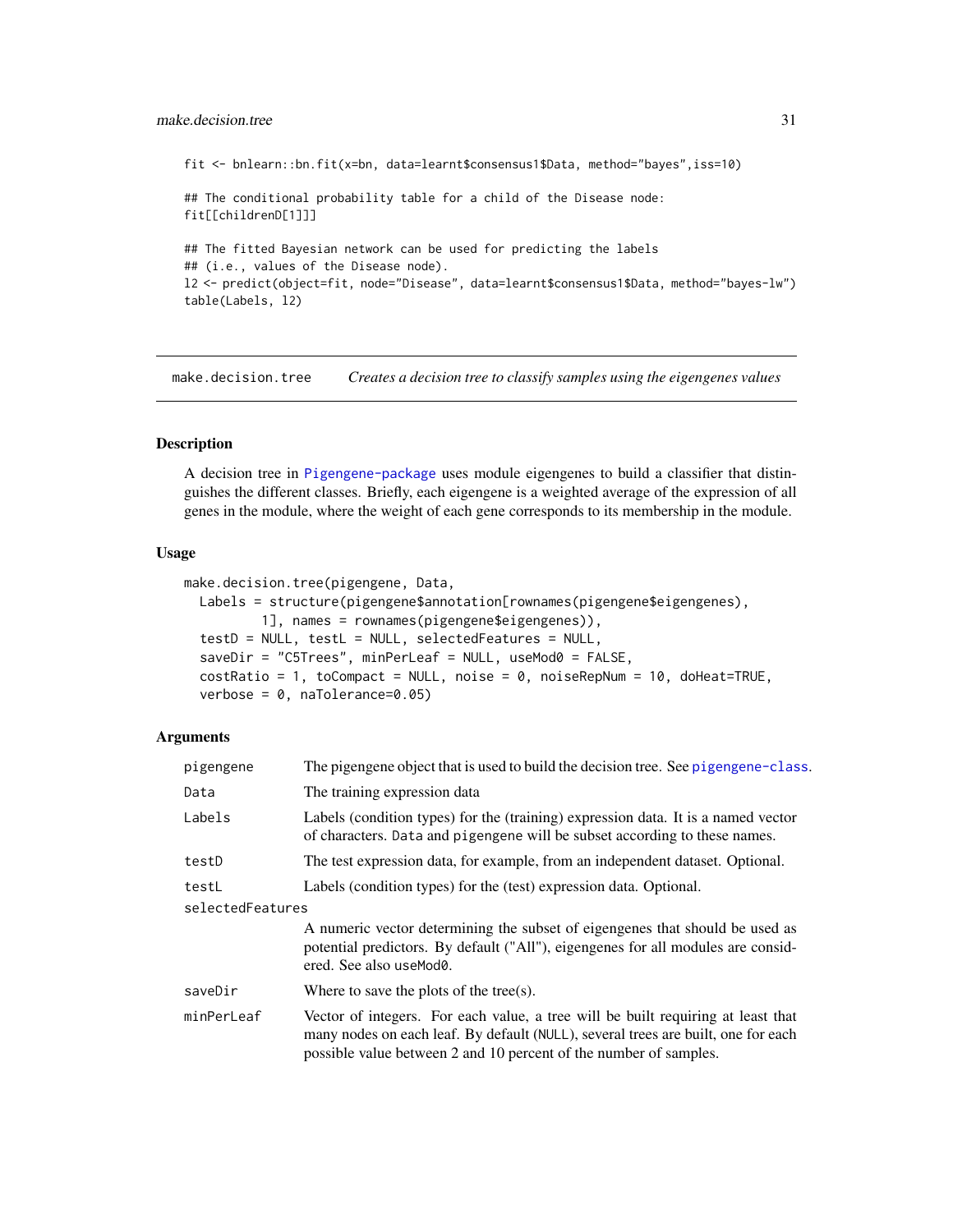```
fit <- bnlearn::bn.fit(x=bn, data=learnt$consensus1$Data, method="bayes",iss=10)

## The conditional probability table for a child of the Disease node:
fit[[childrenD[1]]]

## The fitted Bayesian network can be used for predicting the labels
## (i.e., values of the Disease node).
l2 <- predict(object=fit, node="Disease", data=learnt$consensus1$Data, method="bayes-lw")
table(Labels, l2)
```

---

## make.decision.tree — *Creates a decision tree to classify samples using the eigengenes values*

### Description

A decision tree in Pigengene-package uses module eigengenes to build a classifier that distinguishes the different classes. Briefly, each eigengene is a weighted average of the expression of all genes in the module, where the weight of each gene corresponds to its membership in the module.

### Usage

```
make.decision.tree(pigengene, Data,
  Labels = structure(pigengene$annotation[rownames(pigengene$eigengenes),
         1], names = rownames(pigengene$eigengenes)),
  testD = NULL, testL = NULL, selectedFeatures = NULL,
  saveDir = "C5Trees", minPerLeaf = NULL, useMod0 = FALSE,
  costRatio = 1, toCompact = NULL, noise = 0, noiseRepNum = 10, doHeat=TRUE,
  verbose = 0, naTolerance=0.05)
```

### Arguments

| | |
|---|---|
| pigengene | The pigengene object that is used to build the decision tree. See pigengene-class. |
| Data | The training expression data |
| Labels | Labels (condition types) for the (training) expression data. It is a named vector of characters. Data and pigengene will be subset according to these names. |
| testD | The test expression data, for example, from an independent dataset. Optional. |
| testL | Labels (condition types) for the (test) expression data. Optional. |
| selectedFeatures | A numeric vector determining the subset of eigengenes that should be used as potential predictors. By default ("All"), eigengenes for all modules are considered. See also useMod0. |
| saveDir | Where to save the plots of the tree(s). |
| minPerLeaf | Vector of integers. For each value, a tree will be built requiring at least that many nodes on each leaf. By default (NULL), several trees are built, one for each possible value between 2 and 10 percent of the number of samples. |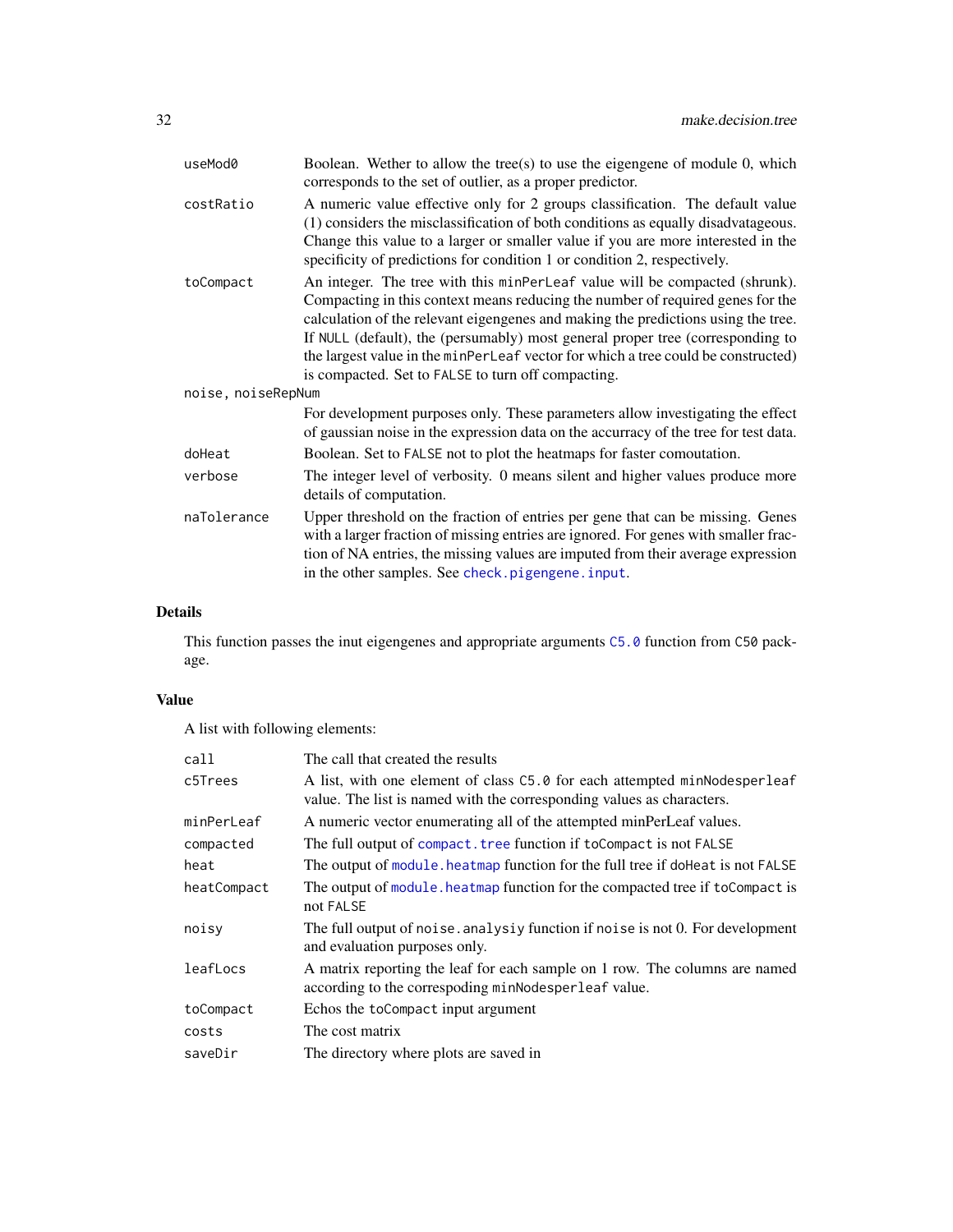| | |
|---|---|
| `useMod0` | Boolean. Wether to allow the tree(s) to use the eigengene of module 0, which corresponds to the set of outlier, as a proper predictor. |
| `costRatio` | A numeric value effective only for 2 groups classification. The default value (1) considers the misclassification of both conditions as equally disadvatageous. Change this value to a larger or smaller value if you are more interested in the specificity of predictions for condition 1 or condition 2, respectively. |
| `toCompact` | An integer. The tree with this `minPerLeaf` value will be compacted (shrunk). Compacting in this context means reducing the number of required genes for the calculation of the relevant eigengenes and making the predictions using the tree. If `NULL` (default), the (persumably) most general proper tree (corresponding to the largest value in the `minPerLeaf` vector for which a tree could be constructed) is compacted. Set to `FALSE` to turn off compacting. |
| `noise, noiseRepNum` | For development purposes only. These parameters allow investigating the effect of gaussian noise in the expression data on the accuracy of the tree for test data. |
| `doHeat` | Boolean. Set to `FALSE` not to plot the heatmaps for faster comoutation. |
| `verbose` | The integer level of verbosity. 0 means silent and higher values produce more details of computation. |
| `naTolerance` | Upper threshold on the fraction of entries per gene that can be missing. Genes with a larger fraction of missing entries are ignored. For genes with smaller fraction of NA entries, the missing values are imputed from their average expression in the other samples. See `check.pigengene.input`. |

## Details

This function passes the inut eigengenes and appropriate arguments `C5.0` function from `C50` package.

## Value

A list with following elements:

| | |
|---|---|
| `call` | The call that created the results |
| `c5Trees` | A list, with one element of class `C5.0` for each attempted `minNodesperleaf` value. The list is named with the corresponding values as characters. |
| `minPerLeaf` | A numeric vector enumerating all of the attempted minPerLeaf values. |
| `compacted` | The full output of `compact.tree` function if `toCompact` is not `FALSE` |
| `heat` | The output of `module.heatmap` function for the full tree if `doHeat` is not `FALSE` |
| `heatCompact` | The output of `module.heatmap` function for the compacted tree if `toCompact` is not `FALSE` |
| `noisy` | The full output of `noise.analysiy` function if `noise` is not 0. For development and evaluation purposes only. |
| `leafLocs` | A matrix reporting the leaf for each sample on 1 row. The columns are named according to the correspoding `minNodesperleaf` value. |
| `toCompact` | Echos the `toCompact` input argument |
| `costs` | The cost matrix |
| `saveDir` | The directory where plots are saved in |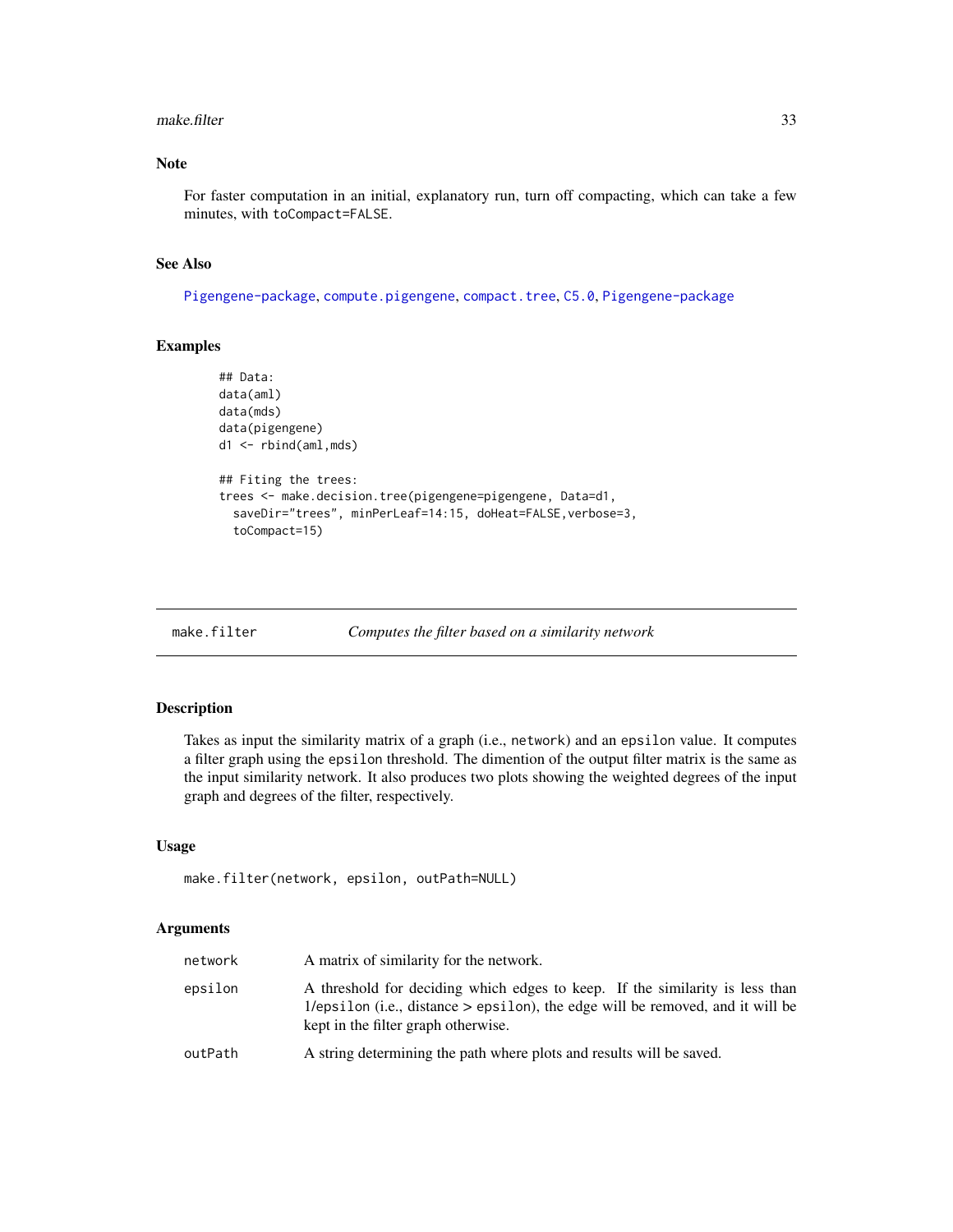### Note

For faster computation in an initial, explanatory run, turn off compacting, which can take a few minutes, with `toCompact=FALSE`.

### See Also

Pigengene-package, compute.pigengene, compact.tree, C5.0, Pigengene-package

### Examples

```
## Data:
data(aml)
data(mds)
data(pigengene)
d1 <- rbind(aml,mds)

## Fiting the trees:
trees <- make.decision.tree(pigengene=pigengene, Data=d1,
  saveDir="trees", minPerLeaf=14:15, doHeat=FALSE,verbose=3,
  toCompact=15)
```

---

## make.filter — *Computes the filter based on a similarity network*

### Description

Takes as input the similarity matrix of a graph (i.e., `network`) and an `epsilon` value. It computes a filter graph using the `epsilon` threshold. The dimention of the output filter matrix is the same as the input similarity network. It also produces two plots showing the weighted degrees of the input graph and degrees of the filter, respectively.

### Usage

```
make.filter(network, epsilon, outPath=NULL)
```

### Arguments

| | |
|---|---|
| `network` | A matrix of similarity for the network. |
| `epsilon` | A threshold for deciding which edges to keep. If the similarity is less than 1/`epsilon` (i.e., distance > `epsilon`), the edge will be removed, and it will be kept in the filter graph otherwise. |
| `outPath` | A string determining the path where plots and results will be saved. |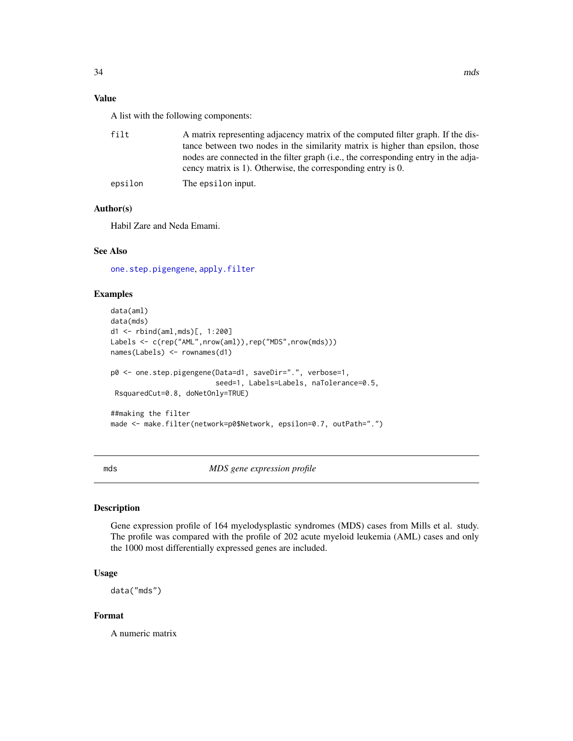## Value

A list with the following components:

| | |
|---|---|
| filt | A matrix representing adjacency matrix of the computed filter graph. If the distance between two nodes in the similarity matrix is higher than epsilon, those nodes are connected in the filter graph (i.e., the corresponding entry in the adjacency matrix is 1). Otherwise, the corresponding entry is 0. |
| epsilon | The epsilon input. |

## Author(s)

Habil Zare and Neda Emami.

## See Also

one.step.pigengene, apply.filter

## Examples

```
data(aml)
data(mds)
d1 <- rbind(aml,mds)[, 1:200]
Labels <- c(rep("AML",nrow(aml)),rep("MDS",nrow(mds)))
names(Labels) <- rownames(d1)

p0 <- one.step.pigengene(Data=d1, saveDir=".", verbose=1,
                         seed=1, Labels=Labels, naTolerance=0.5,
 RsquaredCut=0.8, doNetOnly=TRUE)

##making the filter
made <- make.filter(network=p0$Network, epsilon=0.7, outPath=".")
```

---

# mds *MDS gene expression profile*

## Description

Gene expression profile of 164 myelodysplastic syndromes (MDS) cases from Mills et al. study. The profile was compared with the profile of 202 acute myeloid leukemia (AML) cases and only the 1000 most differentially expressed genes are included.

## Usage

```
data("mds")
```

## Format

A numeric matrix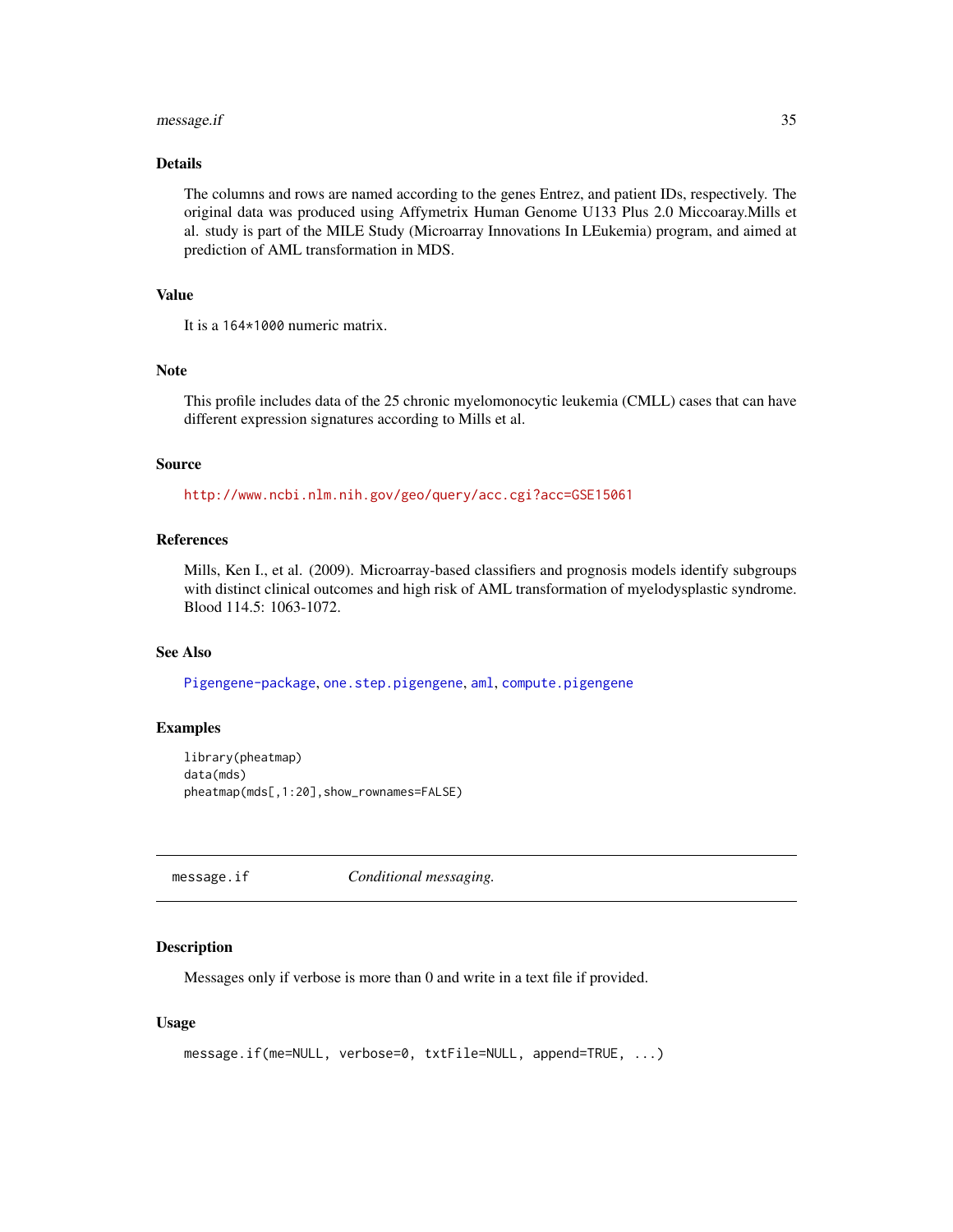### Details

The columns and rows are named according to the genes Entrez, and patient IDs, respectively. The original data was produced using Affymetrix Human Genome U133 Plus 2.0 Miccoaray.Mills et al. study is part of the MILE Study (Microarray Innovations In LEukemia) program, and aimed at prediction of AML transformation in MDS.

### Value

It is a `164*1000` numeric matrix.

### Note

This profile includes data of the 25 chronic myelomonocytic leukemia (CMLL) cases that can have different expression signatures according to Mills et al.

### Source

http://www.ncbi.nlm.nih.gov/geo/query/acc.cgi?acc=GSE15061

### References

Mills, Ken I., et al. (2009). Microarray-based classifiers and prognosis models identify subgroups with distinct clinical outcomes and high risk of AML transformation of myelodysplastic syndrome. Blood 114.5: 1063-1072.

### See Also

Pigengene-package, one.step.pigengene, aml, compute.pigengene

### Examples

```
library(pheatmap)
data(mds)
pheatmap(mds[,1:20],show_rownames=FALSE)
```

---

## message.if — *Conditional messaging.*

### Description

Messages only if verbose is more than 0 and write in a text file if provided.

### Usage

```
message.if(me=NULL, verbose=0, txtFile=NULL, append=TRUE, ...)
```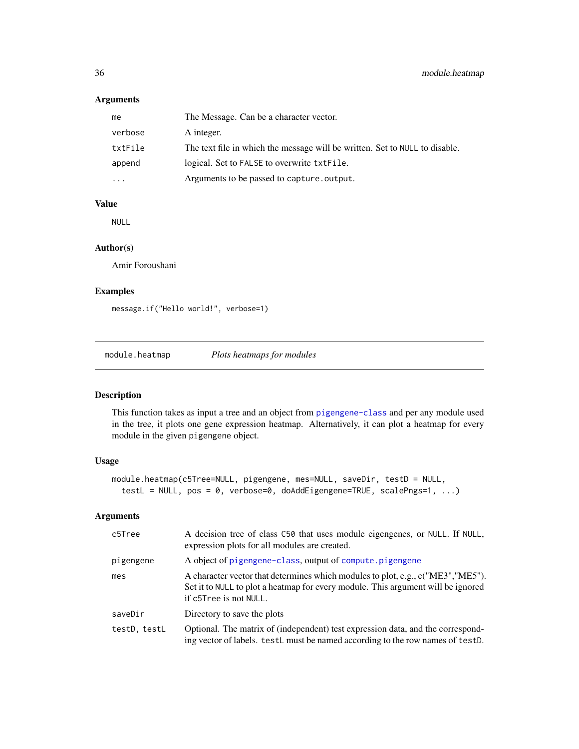### Arguments

| | |
|---|---|
| me | The Message. Can be a character vector. |
| verbose | A integer. |
| txtFile | The text file in which the message will be written. Set to NULL to disable. |
| append | logical. Set to FALSE to overwrite txtFile. |
| ... | Arguments to be passed to capture.output. |

### Value

NULL

### Author(s)

Amir Foroushani

### Examples

```
message.if("Hello world!", verbose=1)
```

---

## module.heatmap    *Plots heatmaps for modules*

### Description

This function takes as input a tree and an object from pigengene-class and per any module used in the tree, it plots one gene expression heatmap. Alternatively, it can plot a heatmap for every module in the given pigengene object.

### Usage

```
module.heatmap(c5Tree=NULL, pigengene, mes=NULL, saveDir, testD = NULL,
  testL = NULL, pos = 0, verbose=0, doAddEigengene=TRUE, scalePngs=1, ...)
```

### Arguments

| | |
|---|---|
| c5Tree | A decision tree of class C50 that uses module eigengenes, or NULL. If NULL, expression plots for all modules are created. |
| pigengene | A object of pigengene-class, output of compute.pigengene |
| mes | A character vector that determines which modules to plot, e.g., c("ME3","ME5"). Set it to NULL to plot a heatmap for every module. This argument will be ignored if c5Tree is not NULL. |
| saveDir | Directory to save the plots |
| testD, testL | Optional. The matrix of (independent) test expression data, and the corresponding vector of labels. testL must be named according to the row names of testD. |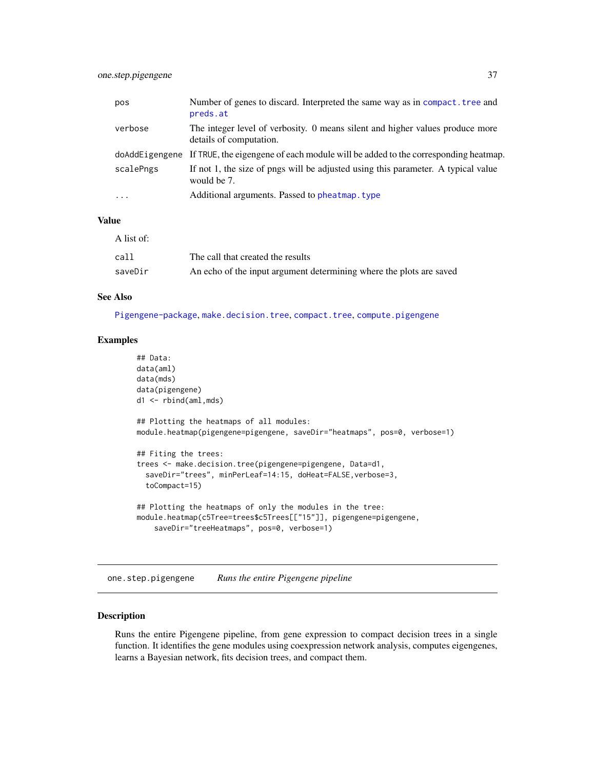| | |
|---|---|
| pos | Number of genes to discard. Interpreted the same way as in compact.tree and preds.at |
| verbose | The integer level of verbosity. 0 means silent and higher values produce more details of computation. |
| doAddEigengene | If TRUE, the eigengene of each module will be added to the corresponding heatmap. |
| scalePngs | If not 1, the size of pngs will be adjusted using this parameter. A typical value would be 7. |
| ... | Additional arguments. Passed to pheatmap.type |

### Value

A list of:

| | |
|---|---|
| call | The call that created the results |
| saveDir | An echo of the input argument determining where the plots are saved |

### See Also

Pigengene-package, make.decision.tree, compact.tree, compute.pigengene

### Examples

```
## Data:
data(aml)
data(mds)
data(pigengene)
d1 <- rbind(aml,mds)

## Plotting the heatmaps of all modules:
module.heatmap(pigengene=pigengene, saveDir="heatmaps", pos=0, verbose=1)

## Fiting the trees:
trees <- make.decision.tree(pigengene=pigengene, Data=d1,
  saveDir="trees", minPerLeaf=14:15, doHeat=FALSE,verbose=3,
  toCompact=15)

## Plotting the heatmaps of only the modules in the tree:
module.heatmap(c5Tree=trees$c5Trees[["15"]], pigengene=pigengene,
    saveDir="treeHeatmaps", pos=0, verbose=1)
```

---

## one.step.pigengene *Runs the entire Pigengene pipeline*

### Description

Runs the entire Pigengene pipeline, from gene expression to compact decision trees in a single function. It identifies the gene modules using coexpression network analysis, computes eigengenes, learns a Bayesian network, fits decision trees, and compact them.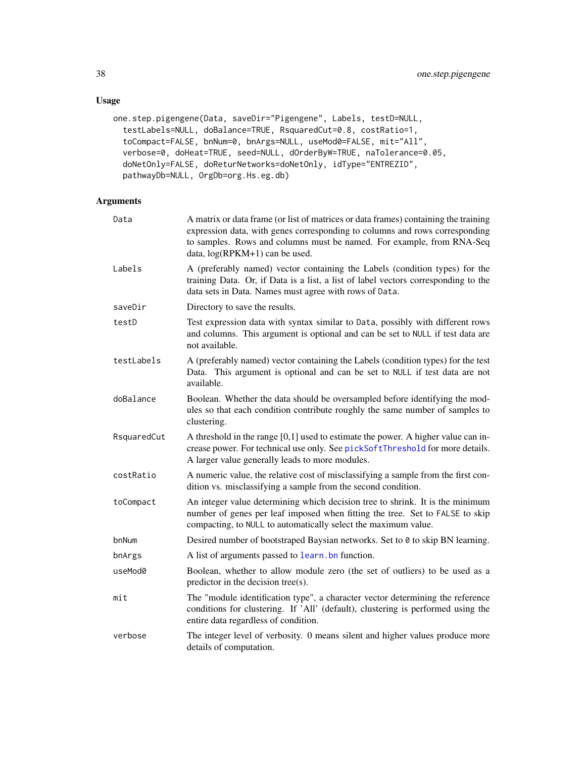## Usage

```
one.step.pigengene(Data, saveDir="Pigengene", Labels, testD=NULL,
  testLabels=NULL, doBalance=TRUE, RsquaredCut=0.8, costRatio=1,
  toCompact=FALSE, bnNum=0, bnArgs=NULL, useMod0=FALSE, mit="All",
  verbose=0, doHeat=TRUE, seed=NULL, dOrderByW=TRUE, naTolerance=0.05,
  doNetOnly=FALSE, doReturNetworks=doNetOnly, idType="ENTREZID",
  pathwayDb=NULL, OrgDb=org.Hs.eg.db)
```

## Arguments

| | |
|---|---|
| `Data` | A matrix or data frame (or list of matrices or data frames) containing the training expression data, with genes corresponding to columns and rows corresponding to samples. Rows and columns must be named. For example, from RNA-Seq data, log(RPKM+1) can be used. |
| `Labels` | A (preferably named) vector containing the Labels (condition types) for the training Data. Or, if Data is a list, a list of label vectors corresponding to the data sets in Data. Names must agree with rows of `Data`. |
| `saveDir` | Directory to save the results. |
| `testD` | Test expression data with syntax similar to `Data`, possibly with different rows and columns. This argument is optional and can be set to `NULL` if test data are not available. |
| `testLabels` | A (preferably named) vector containing the Labels (condition types) for the test Data. This argument is optional and can be set to `NULL` if test data are not available. |
| `doBalance` | Boolean. Whether the data should be oversampled before identifying the modules so that each condition contribute roughly the same number of samples to clustering. |
| `RsquaredCut` | A threshold in the range [0,1] used to estimate the power. A higher value can increase power. For technical use only. See `pickSoftThreshold` for more details. A larger value generally leads to more modules. |
| `costRatio` | A numeric value, the relative cost of misclassifying a sample from the first condition vs. misclassifying a sample from the second condition. |
| `toCompact` | An integer value determining which decision tree to shrink. It is the minimum number of genes per leaf imposed when fitting the tree. Set to `FALSE` to skip compacting, to `NULL` to automatically select the maximum value. |
| `bnNum` | Desired number of bootstraped Baysian networks. Set to `0` to skip BN learning. |
| `bnArgs` | A list of arguments passed to `learn.bn` function. |
| `useMod0` | Boolean, whether to allow module zero (the set of outliers) to be used as a predictor in the decision tree(s). |
| `mit` | The "module identification type", a character vector determining the reference conditions for clustering. If 'All' (default), clustering is performed using the entire data regardless of condition. |
| `verbose` | The integer level of verbosity. 0 means silent and higher values produce more details of computation. |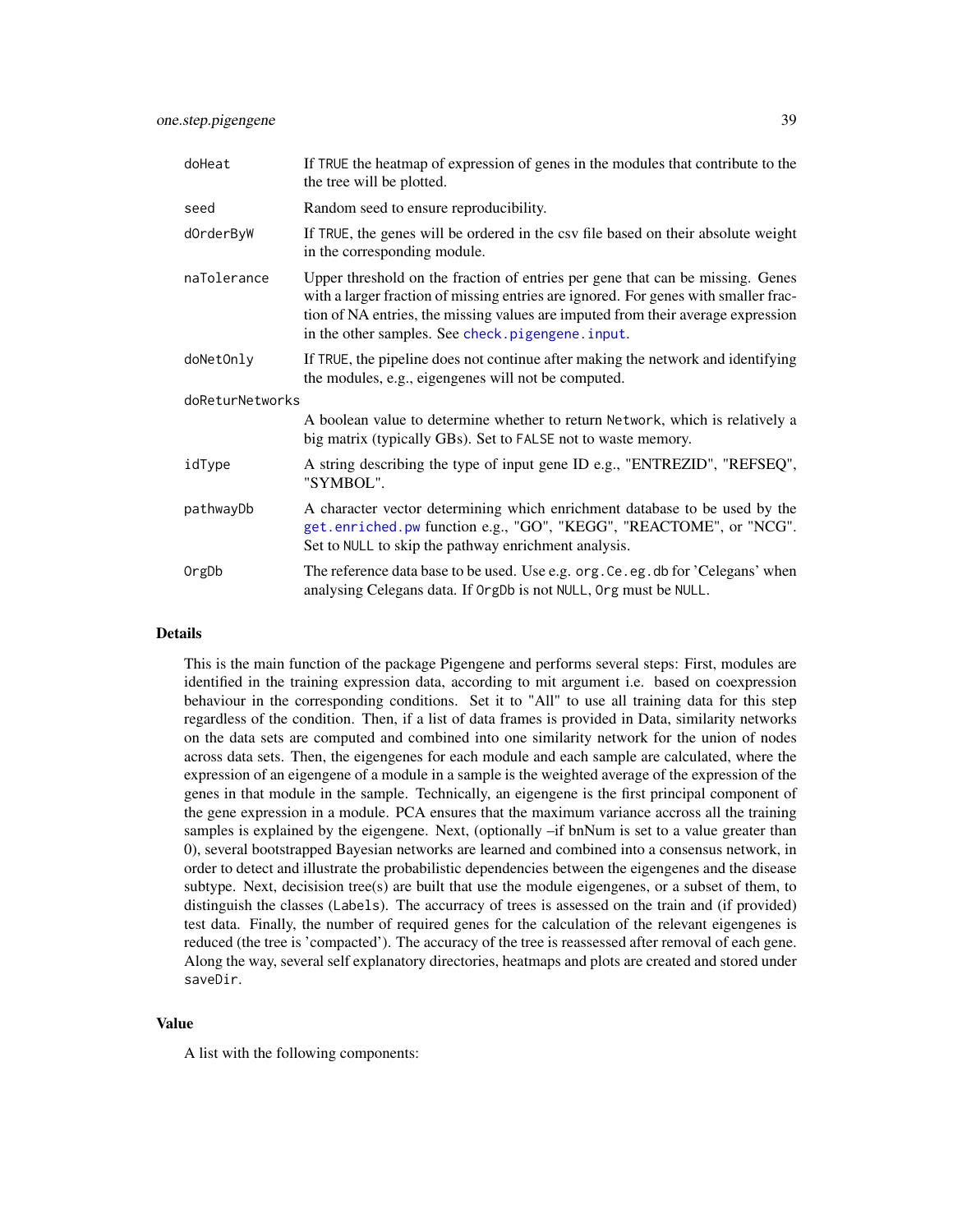| | |
|---|---|
| doHeat | If TRUE the heatmap of expression of genes in the modules that contribute to the the tree will be plotted. |
| seed | Random seed to ensure reproducibility. |
| dOrderByW | If TRUE, the genes will be ordered in the csv file based on their absolute weight in the corresponding module. |
| naTolerance | Upper threshold on the fraction of entries per gene that can be missing. Genes with a larger fraction of missing entries are ignored. For genes with smaller fraction of NA entries, the missing values are imputed from their average expression in the other samples. See check.pigengene.input. |
| doNetOnly | If TRUE, the pipeline does not continue after making the network and identifying the modules, e.g., eigengenes will not be computed. |
| doReturNetworks | A boolean value to determine whether to return Network, which is relatively a big matrix (typically GBs). Set to FALSE not to waste memory. |
| idType | A string describing the type of input gene ID e.g., "ENTREZID", "REFSEQ", "SYMBOL". |
| pathwayDb | A character vector determining which enrichment database to be used by the get.enriched.pw function e.g., "GO", "KEGG", "REACTOME", or "NCG". Set to NULL to skip the pathway enrichment analysis. |
| OrgDb | The reference data base to be used. Use e.g. org.Ce.eg.db for 'Celegans' when analysing Celegans data. If OrgDb is not NULL, Org must be NULL. |

## Details

This is the main function of the package Pigengene and performs several steps: First, modules are identified in the training expression data, according to mit argument i.e. based on coexpression behaviour in the corresponding conditions. Set it to "All" to use all training data for this step regardless of the condition. Then, if a list of data frames is provided in Data, similarity networks on the data sets are computed and combined into one similarity network for the union of nodes across data sets. Then, the eigengenes for each module and each sample are calculated, where the expression of an eigengene of a module in a sample is the weighted average of the expression of the genes in that module in the sample. Technically, an eigengene is the first principal component of the gene expression in a module. PCA ensures that the maximum variance accross all the training samples is explained by the eigengene. Next, (optionally –if bnNum is set to a value greater than 0), several bootstrapped Bayesian networks are learned and combined into a consensus network, in order to detect and illustrate the probabilistic dependencies between the eigengenes and the disease subtype. Next, decisision tree(s) are built that use the module eigengenes, or a subset of them, to distinguish the classes (Labels). The accurracy of trees is assessed on the train and (if provided) test data. Finally, the number of required genes for the calculation of the relevant eigengenes is reduced (the tree is 'compacted'). The accuracy of the tree is reassessed after removal of each gene. Along the way, several self explanatory directories, heatmaps and plots are created and stored under saveDir.

## Value

A list with the following components: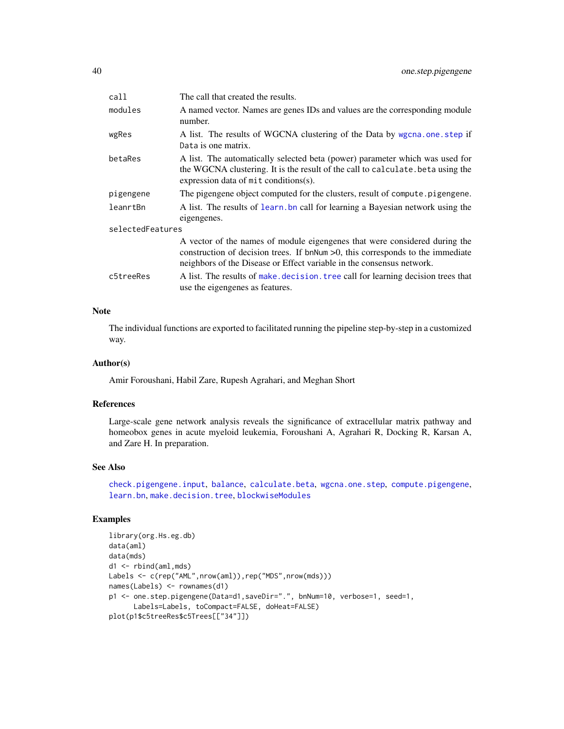| | |
|---|---|
| `call` | The call that created the results. |
| `modules` | A named vector. Names are genes IDs and values are the corresponding module number. |
| `wgRes` | A list. The results of WGCNA clustering of the Data by `wgcna.one.step` if `Data` is one matrix. |
| `betaRes` | A list. The automatically selected beta (power) parameter which was used for the WGCNA clustering. It is the result of the call to `calculate.beta` using the expression data of `mit` conditions(s). |
| `pigengene` | The pigengene object computed for the clusters, result of `compute.pigengene`. |
| `leanrtBn` | A list. The results of `learn.bn` call for learning a Bayesian network using the eigengenes. |
| `selectedFeatures` | A vector of the names of module eigengenes that were considered during the construction of decision trees. If bnNum >0, this corresponds to the immediate neighbors of the Disease or Effect variable in the consensus network. |
| `c5treeRes` | A list. The results of `make.decision.tree` call for learning decision trees that use the eigengenes as features. |

### Note

The individual functions are exported to facilitated running the pipeline step-by-step in a customized way.

### Author(s)

Amir Foroushani, Habil Zare, Rupesh Agrahari, and Meghan Short

### References

Large-scale gene network analysis reveals the significance of extracellular matrix pathway and homeobox genes in acute myeloid leukemia, Foroushani A, Agrahari R, Docking R, Karsan A, and Zare H. In preparation.

### See Also

`check.pigengene.input`, `balance`, `calculate.beta`, `wgcna.one.step`, `compute.pigengene`, `learn.bn`, `make.decision.tree`, `blockwiseModules`

### Examples

```
library(org.Hs.eg.db)
data(aml)
data(mds)
d1 <- rbind(aml,mds)
Labels <- c(rep("AML",nrow(aml)),rep("MDS",nrow(mds)))
names(Labels) <- rownames(d1)
p1 <- one.step.pigengene(Data=d1,saveDir=".", bnNum=10, verbose=1, seed=1,
      Labels=Labels, toCompact=FALSE, doHeat=FALSE)
plot(p1$c5treeRes$c5Trees[["34"]])
```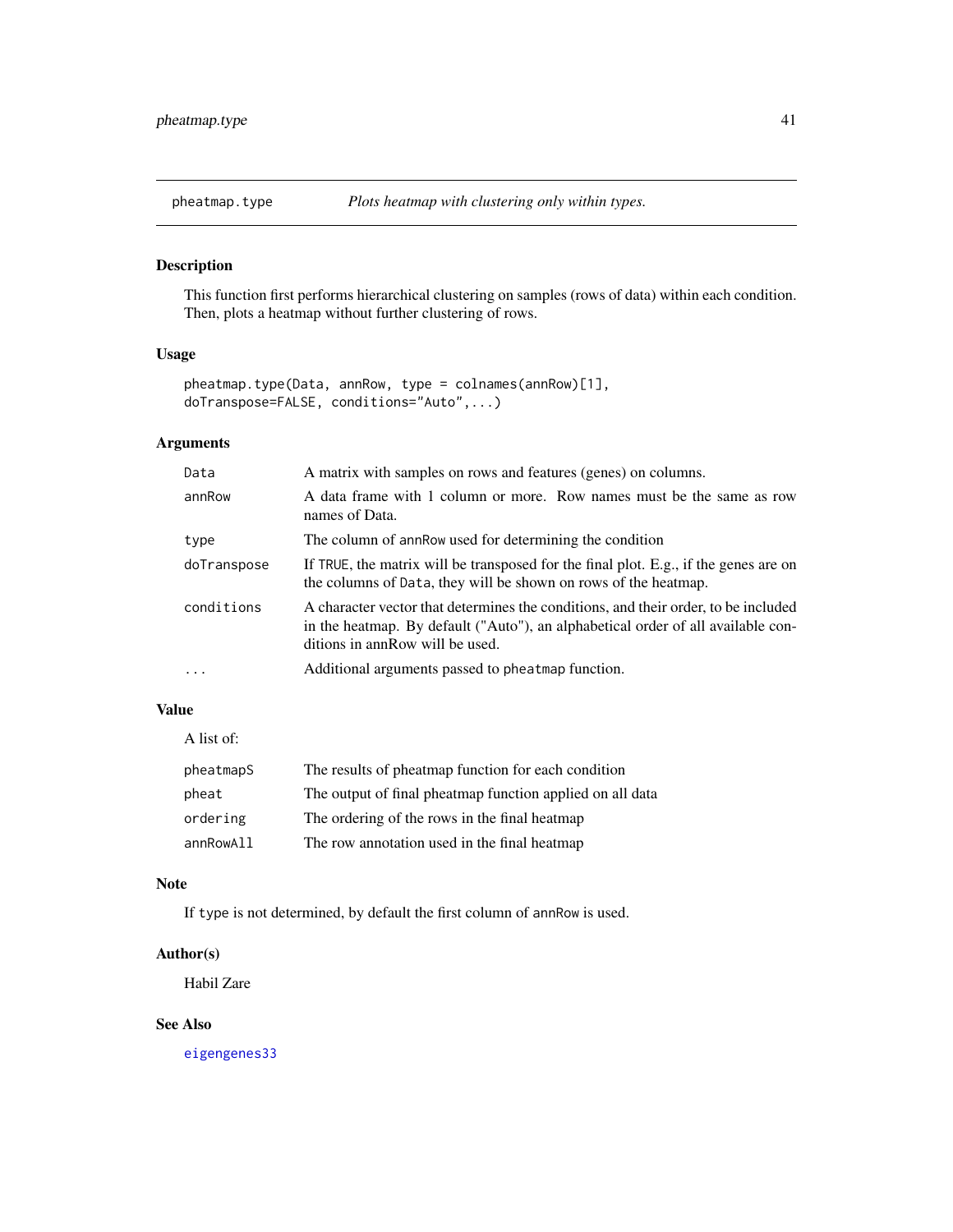# pheatmap.type — *Plots heatmap with clustering only within types.*

## Description

This function first performs hierarchical clustering on samples (rows of data) within each condition. Then, plots a heatmap without further clustering of rows.

## Usage

```
pheatmap.type(Data, annRow, type = colnames(annRow)[1],
doTranspose=FALSE, conditions="Auto",...)
```

## Arguments

| | |
|---|---|
| `Data` | A matrix with samples on rows and features (genes) on columns. |
| `annRow` | A data frame with 1 column or more. Row names must be the same as row names of Data. |
| `type` | The column of `annRow` used for determining the condition |
| `doTranspose` | If `TRUE`, the matrix will be transposed for the final plot. E.g., if the genes are on the columns of `Data`, they will be shown on rows of the heatmap. |
| `conditions` | A character vector that determines the conditions, and their order, to be included in the heatmap. By default ("Auto"), an alphabetical order of all available conditions in annRow will be used. |
| `...` | Additional arguments passed to `pheatmap` function. |

## Value

A list of:

| | |
|---|---|
| `pheatmapS` | The results of pheatmap function for each condition |
| `pheat` | The output of final pheatmap function applied on all data |
| `ordering` | The ordering of the rows in the final heatmap |
| `annRowAll` | The row annotation used in the final heatmap |

## Note

If `type` is not determined, by default the first column of `annRow` is used.

## Author(s)

Habil Zare

## See Also

eigengenes33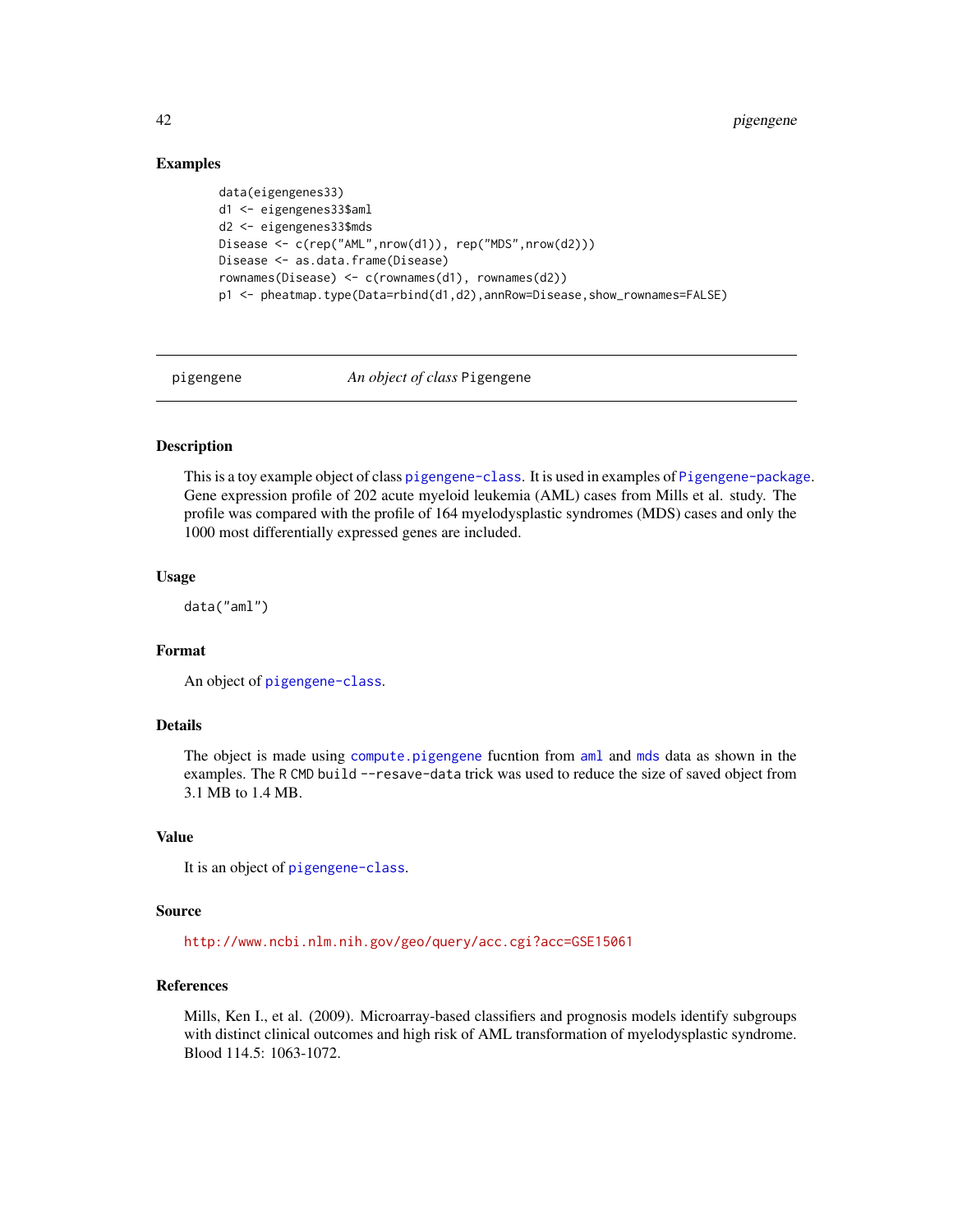## Examples

```
data(eigengenes33)
d1 <- eigengenes33$aml
d2 <- eigengenes33$mds
Disease <- c(rep("AML",nrow(d1)), rep("MDS",nrow(d2)))
Disease <- as.data.frame(Disease)
rownames(Disease) <- c(rownames(d1), rownames(d2))
p1 <- pheatmap.type(Data=rbind(d1,d2),annRow=Disease,show_rownames=FALSE)
```

---

# pigengene — *An object of class* Pigengene

---

## Description

This is a toy example object of class pigengene-class. It is used in examples of Pigengene-package. Gene expression profile of 202 acute myeloid leukemia (AML) cases from Mills et al. study. The profile was compared with the profile of 164 myelodysplastic syndromes (MDS) cases and only the 1000 most differentially expressed genes are included.

## Usage

```
data("aml")
```

## Format

An object of pigengene-class.

## Details

The object is made using compute.pigengene fucntion from aml and mds data as shown in the examples. The R CMD build --resave-data trick was used to reduce the size of saved object from 3.1 MB to 1.4 MB.

## Value

It is an object of pigengene-class.

## Source

http://www.ncbi.nlm.nih.gov/geo/query/acc.cgi?acc=GSE15061

## References

Mills, Ken I., et al. (2009). Microarray-based classifiers and prognosis models identify subgroups with distinct clinical outcomes and high risk of AML transformation of myelodysplastic syndrome. Blood 114.5: 1063-1072.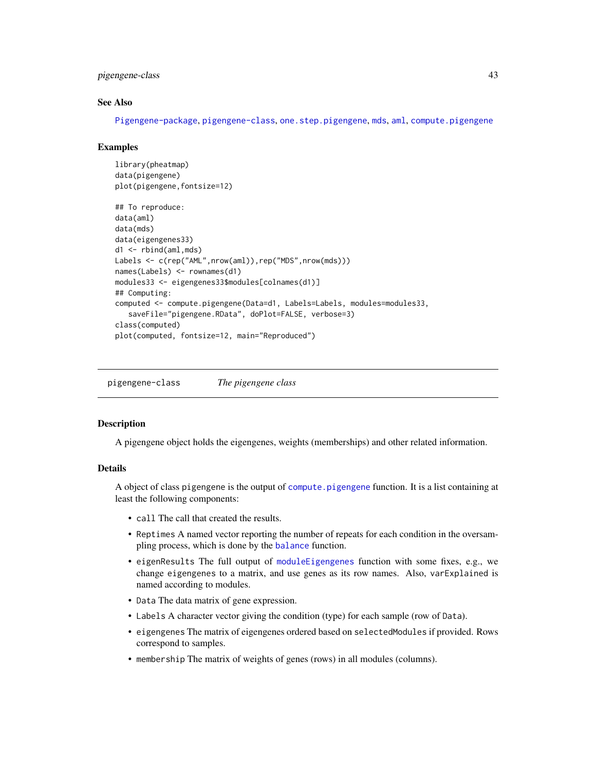### See Also

Pigengene-package, pigengene-class, one.step.pigengene, mds, aml, compute.pigengene

### Examples

```
library(pheatmap)
data(pigengene)
plot(pigengene,fontsize=12)

## To reproduce:
data(aml)
data(mds)
data(eigengenes33)
d1 <- rbind(aml,mds)
Labels <- c(rep("AML",nrow(aml)),rep("MDS",nrow(mds)))
names(Labels) <- rownames(d1)
modules33 <- eigengenes33$modules[colnames(d1)]
## Computing:
computed <- compute.pigengene(Data=d1, Labels=Labels, modules=modules33,
   saveFile="pigengene.RData", doPlot=FALSE, verbose=3)
class(computed)
plot(computed, fontsize=12, main="Reproduced")
```

---

## pigengene-class — *The pigengene class*

### Description

A pigengene object holds the eigengenes, weights (memberships) and other related information.

### Details

A object of class pigengene is the output of compute.pigengene function. It is a list containing at least the following components:

- call The call that created the results.
- Reptimes A named vector reporting the number of repeats for each condition in the oversampling process, which is done by the balance function.
- eigenResults The full output of moduleEigengenes function with some fixes, e.g., we change eigengenes to a matrix, and use genes as its row names. Also, varExplained is named according to modules.
- Data The data matrix of gene expression.
- Labels A character vector giving the condition (type) for each sample (row of Data).
- eigengenes The matrix of eigengenes ordered based on selectedModules if provided. Rows correspond to samples.
- membership The matrix of weights of genes (rows) in all modules (columns).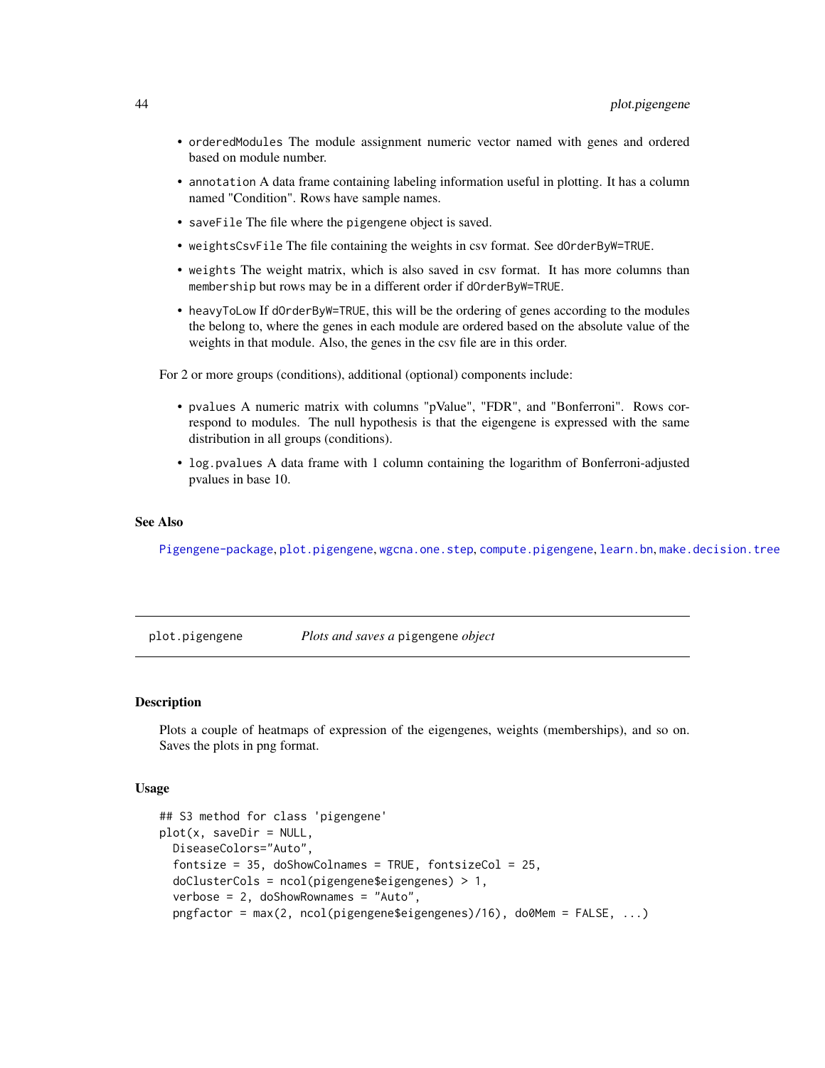- `orderedModules` The module assignment numeric vector named with genes and ordered based on module number.
- `annotation` A data frame containing labeling information useful in plotting. It has a column named "Condition". Rows have sample names.
- `saveFile` The file where the `pigengene` object is saved.
- `weightsCsvFile` The file containing the weights in csv format. See `dOrderByW=TRUE`.
- `weights` The weight matrix, which is also saved in csv format. It has more columns than `membership` but rows may be in a different order if `dOrderByW=TRUE`.
- `heavyToLow` If `dOrderByW=TRUE`, this will be the ordering of genes according to the modules the belong to, where the genes in each module are ordered based on the absolute value of the weights in that module. Also, the genes in the csv file are in this order.

For 2 or more groups (conditions), additional (optional) components include:

- `pvalues` A numeric matrix with columns "pValue", "FDR", and "Bonferroni". Rows correspond to modules. The null hypothesis is that the eigengene is expressed with the same distribution in all groups (conditions).
- `log.pvalues` A data frame with 1 column containing the logarithm of Bonferroni-adjusted pvalues in base 10.

### See Also

`Pigengene-package`, `plot.pigengene`, `wgcna.one.step`, `compute.pigengene`, `learn.bn`, `make.decision.tree`

---

## plot.pigengene — *Plots and saves a* `pigengene` *object*

### Description

Plots a couple of heatmaps of expression of the eigengenes, weights (memberships), and so on. Saves the plots in png format.

### Usage

```
## S3 method for class 'pigengene'
plot(x, saveDir = NULL,
  DiseaseColors="Auto",
  fontsize = 35, doShowColnames = TRUE, fontsizeCol = 25,
  doClusterCols = ncol(pigengene$eigengenes) > 1,
  verbose = 2, doShowRownames = "Auto",
  pngfactor = max(2, ncol(pigengene$eigengenes)/16), do0Mem = FALSE, ...)
```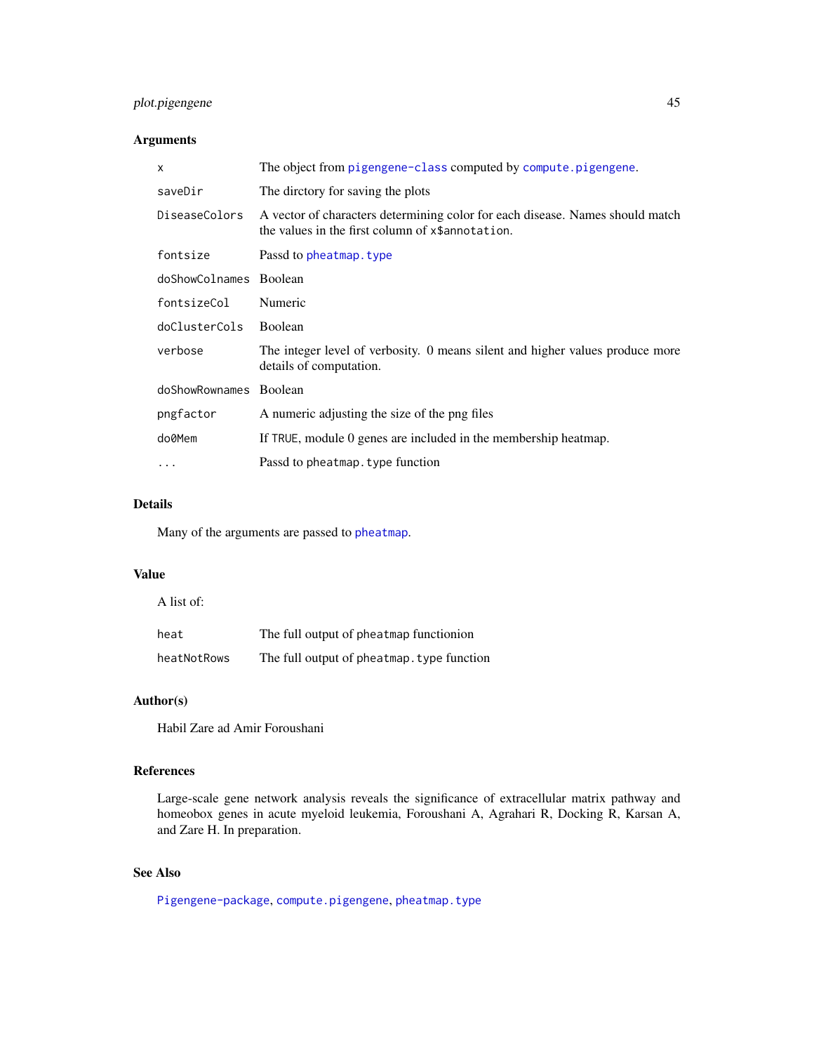### Arguments

| | |
|---|---|
| `x` | The object from `pigengene-class` computed by `compute.pigengene`. |
| `saveDir` | The dirctory for saving the plots |
| `DiseaseColors` | A vector of characters determining color for each disease. Names should match the values in the first column of `x$annotation`. |
| `fontsize` | Passd to `pheatmap.type` |
| `doShowColnames` | Boolean |
| `fontsizeCol` | Numeric |
| `doClusterCols` | Boolean |
| `verbose` | The integer level of verbosity. 0 means silent and higher values produce more details of computation. |
| `doShowRownames` | Boolean |
| `pngfactor` | A numeric adjusting the size of the png files |
| `do0Mem` | If `TRUE`, module 0 genes are included in the membership heatmap. |
| `...` | Passd to `pheatmap.type` function |

### Details

Many of the arguments are passed to `pheatmap`.

### Value

A list of:

| | |
|---|---|
| `heat` | The full output of `pheatmap` functionion |
| `heatNotRows` | The full output of `pheatmap.type` function |

### Author(s)

Habil Zare ad Amir Foroushani

### References

Large-scale gene network analysis reveals the significance of extracellular matrix pathway and homeobox genes in acute myeloid leukemia, Foroushani A, Agrahari R, Docking R, Karsan A, and Zare H. In preparation.

### See Also

`Pigengene-package`, `compute.pigengene`, `pheatmap.type`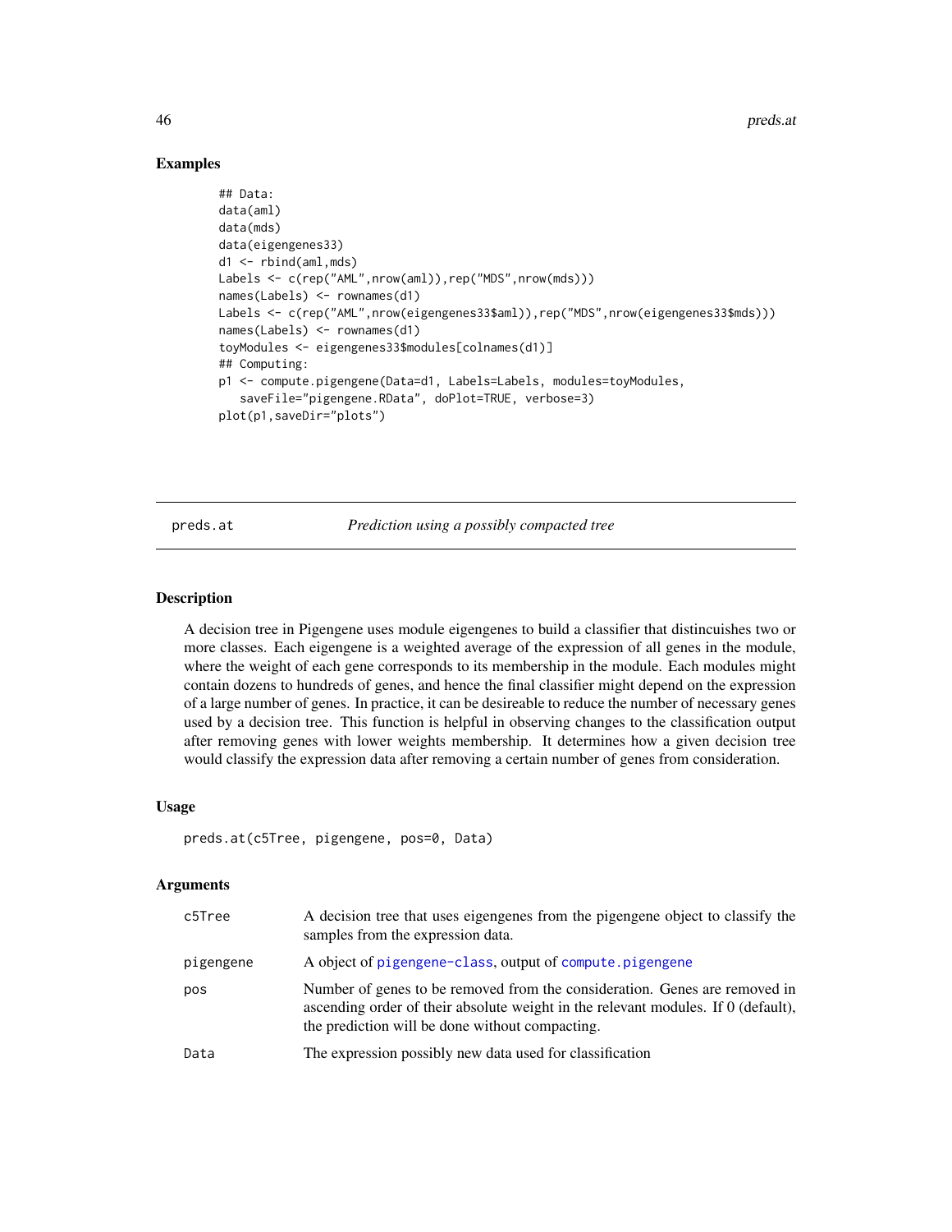## Examples

```
## Data:
data(aml)
data(mds)
data(eigengenes33)
d1 <- rbind(aml,mds)
Labels <- c(rep("AML",nrow(aml)),rep("MDS",nrow(mds)))
names(Labels) <- rownames(d1)
Labels <- c(rep("AML",nrow(eigengenes33$aml)),rep("MDS",nrow(eigengenes33$mds)))
names(Labels) <- rownames(d1)
toyModules <- eigengenes33$modules[colnames(d1)]
## Computing:
p1 <- compute.pigengene(Data=d1, Labels=Labels, modules=toyModules,
   saveFile="pigengene.RData", doPlot=TRUE, verbose=3)
plot(p1,saveDir="plots")
```

---

# preds.at — *Prediction using a possibly compacted tree*

## Description

A decision tree in Pigengene uses module eigengenes to build a classifier that distincuishes two or more classes. Each eigengene is a weighted average of the expression of all genes in the module, where the weight of each gene corresponds to its membership in the module. Each modules might contain dozens to hundreds of genes, and hence the final classifier might depend on the expression of a large number of genes. In practice, it can be desireable to reduce the number of necessary genes used by a decision tree. This function is helpful in observing changes to the classification output after removing genes with lower weights membership. It determines how a given decision tree would classify the expression data after removing a certain number of genes from consideration.

## Usage

```
preds.at(c5Tree, pigengene, pos=0, Data)
```

## Arguments

| | |
|---|---|
| c5Tree | A decision tree that uses eigengenes from the pigengene object to classify the samples from the expression data. |
| pigengene | A object of pigengene-class, output of compute.pigengene |
| pos | Number of genes to be removed from the consideration. Genes are removed in ascending order of their absolute weight in the relevant modules. If 0 (default), the prediction will be done without compacting. |
| Data | The expression possibly new data used for classification |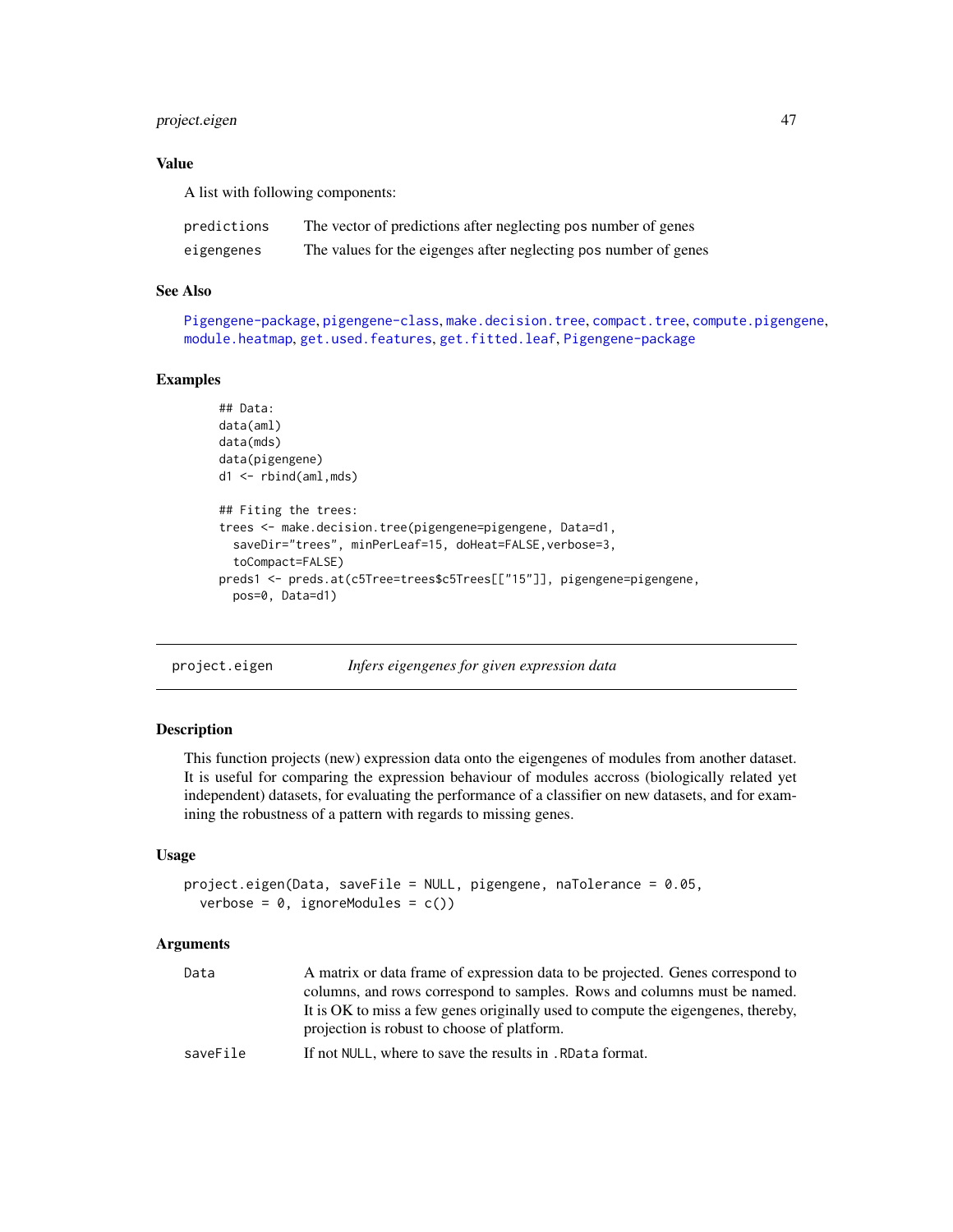### Value

A list with following components:

| | |
|---|---|
| predictions | The vector of predictions after neglecting pos number of genes |
| eigengenes | The values for the eigenges after neglecting pos number of genes |

### See Also

Pigengene-package, pigengene-class, make.decision.tree, compact.tree, compute.pigengene, module.heatmap, get.used.features, get.fitted.leaf, Pigengene-package

### Examples

```
## Data:
data(aml)
data(mds)
data(pigengene)
d1 <- rbind(aml,mds)

## Fiting the trees:
trees <- make.decision.tree(pigengene=pigengene, Data=d1,
  saveDir="trees", minPerLeaf=15, doHeat=FALSE,verbose=3,
  toCompact=FALSE)
preds1 <- preds.at(c5Tree=trees$c5Trees[["15"]], pigengene=pigengene,
  pos=0, Data=d1)
```

---

## project.eigen &nbsp;&nbsp;&nbsp; *Infers eigengenes for given expression data*

---

### Description

This function projects (new) expression data onto the eigengenes of modules from another dataset. It is useful for comparing the expression behaviour of modules accross (biologically related yet independent) datasets, for evaluating the performance of a classifier on new datasets, and for examining the robustness of a pattern with regards to missing genes.

### Usage

```
project.eigen(Data, saveFile = NULL, pigengene, naTolerance = 0.05,
  verbose = 0, ignoreModules = c())
```

### Arguments

| | |
|---|---|
| Data | A matrix or data frame of expression data to be projected. Genes correspond to columns, and rows correspond to samples. Rows and columns must be named. It is OK to miss a few genes originally used to compute the eigengenes, thereby, projection is robust to choose of platform. |
| saveFile | If not NULL, where to save the results in .RData format. |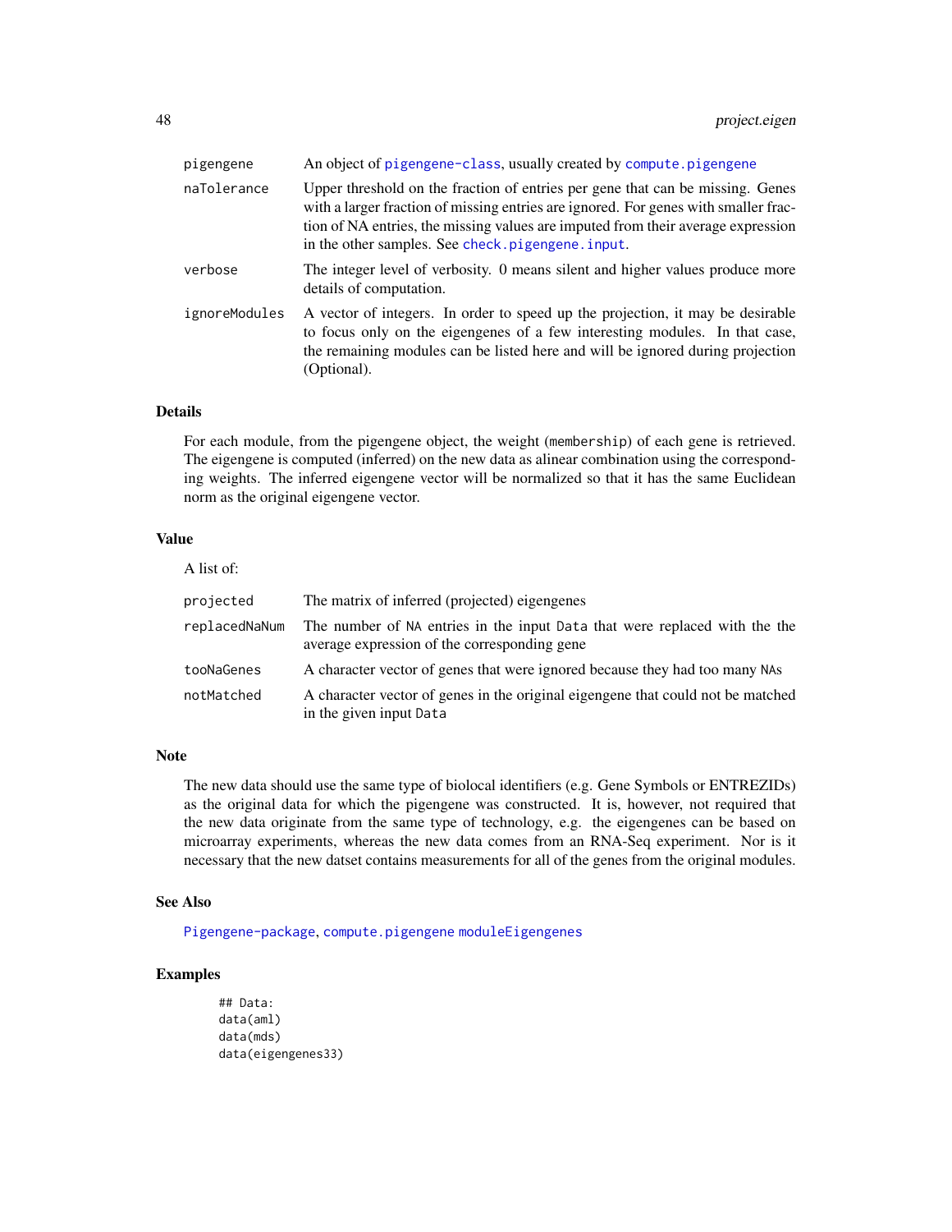| | |
|---|---|
| pigengene | An object of pigengene-class, usually created by compute.pigengene |
| naTolerance | Upper threshold on the fraction of entries per gene that can be missing. Genes with a larger fraction of missing entries are ignored. For genes with smaller fraction of NA entries, the missing values are imputed from their average expression in the other samples. See check.pigengene.input. |
| verbose | The integer level of verbosity. 0 means silent and higher values produce more details of computation. |
| ignoreModules | A vector of integers. In order to speed up the projection, it may be desirable to focus only on the eigengenes of a few interesting modules. In that case, the remaining modules can be listed here and will be ignored during projection (Optional). |

## Details

For each module, from the pigengene object, the weight (`membership`) of each gene is retrieved. The eigengene is computed (inferred) on the new data as alinear combination using the corresponding weights. The inferred eigengene vector will be normalized so that it has the same Euclidean norm as the original eigengene vector.

## Value

A list of:

| | |
|---|---|
| projected | The matrix of inferred (projected) eigengenes |
| replacedNaNum | The number of `NA` entries in the input `Data` that were replaced with the the average expression of the corresponding gene |
| tooNaGenes | A character vector of genes that were ignored because they had too many `NA`s |
| notMatched | A character vector of genes in the original eigengene that could not be matched in the given input `Data` |

## Note

The new data should use the same type of biolocal identifiers (e.g. Gene Symbols or ENTREZIDs) as the original data for which the pigengene was constructed. It is, however, not required that the new data originate from the same type of technology, e.g. the eigengenes can be based on microarray experiments, whereas the new data comes from an RNA-Seq experiment. Nor is it necessary that the new datset contains measurements for all of the genes from the original modules.

## See Also

Pigengene-package, compute.pigengene moduleEigengenes

## Examples

```
## Data:
data(aml)
data(mds)
data(eigengenes33)
```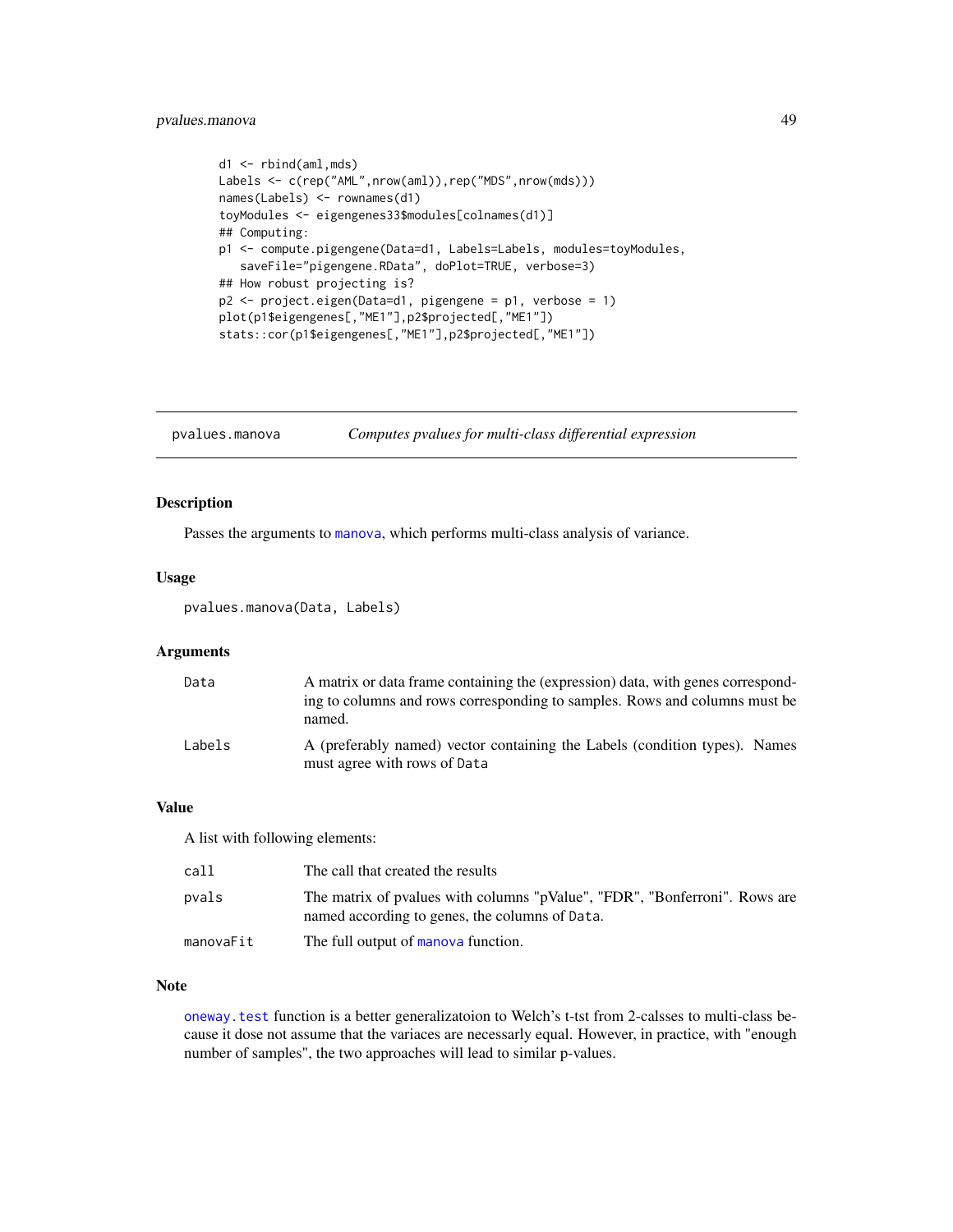```
d1 <- rbind(aml,mds)
Labels <- c(rep("AML",nrow(aml)),rep("MDS",nrow(mds)))
names(Labels) <- rownames(d1)
toyModules <- eigengenes33$modules[colnames(d1)]
## Computing:
p1 <- compute.pigengene(Data=d1, Labels=Labels, modules=toyModules,
   saveFile="pigengene.RData", doPlot=TRUE, verbose=3)
## How robust projecting is?
p2 <- project.eigen(Data=d1, pigengene = p1, verbose = 1)
plot(p1$eigengenes[,"ME1"],p2$projected[,"ME1"])
stats::cor(p1$eigengenes[,"ME1"],p2$projected[,"ME1"])
```

---

`pvalues.manova` *Computes pvalues for multi-class differential expression*

---

### Description

Passes the arguments to manova, which performs multi-class analysis of variance.

### Usage

```
pvalues.manova(Data, Labels)
```

### Arguments

| | |
|---|---|
| `Data` | A matrix or data frame containing the (expression) data, with genes corresponding to columns and rows corresponding to samples. Rows and columns must be named. |
| `Labels` | A (preferably named) vector containing the Labels (condition types). Names must agree with rows of `Data` |

### Value

A list with following elements:

| | |
|---|---|
| `call` | The call that created the results |
| `pvals` | The matrix of pvalues with columns "pValue", "FDR", "Bonferroni". Rows are named according to genes, the columns of `Data`. |
| `manovaFit` | The full output of `manova` function. |

### Note

`oneway.test` function is a better generalizatoion to Welch's t-tst from 2-calsses to multi-class because it dose not assume that the variaces are necessarly equal. However, in practice, with "enough number of samples", the two approaches will lead to similar p-values.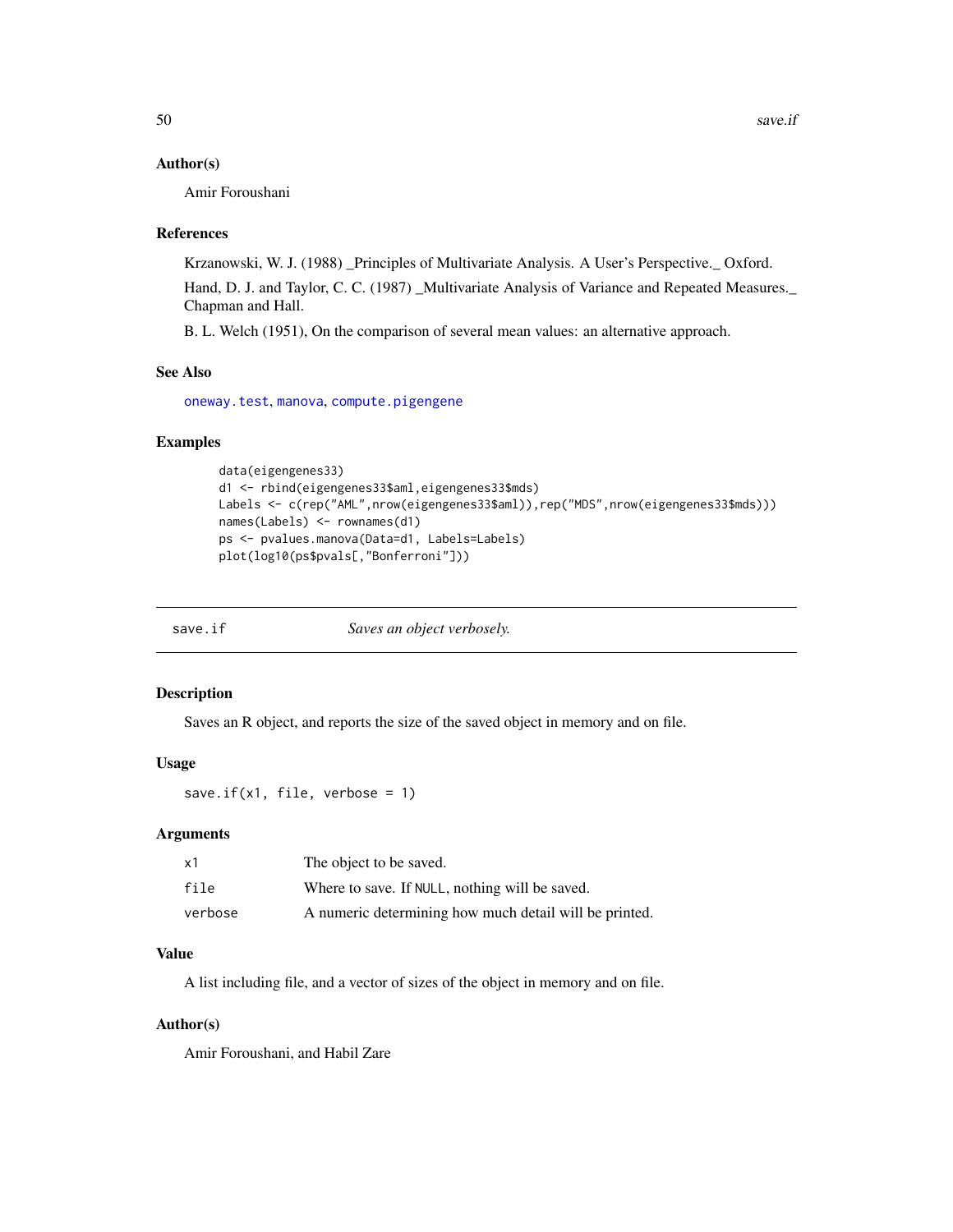### Author(s)

Amir Foroushani

### References

Krzanowski, W. J. (1988) _Principles of Multivariate Analysis. A User's Perspective._ Oxford.

Hand, D. J. and Taylor, C. C. (1987) _Multivariate Analysis of Variance and Repeated Measures._ Chapman and Hall.

B. L. Welch (1951), On the comparison of several mean values: an alternative approach.

### See Also

oneway.test, manova, compute.pigengene

### Examples

```
data(eigengenes33)
d1 <- rbind(eigengenes33$aml,eigengenes33$mds)
Labels <- c(rep("AML",nrow(eigengenes33$aml)),rep("MDS",nrow(eigengenes33$mds)))
names(Labels) <- rownames(d1)
ps <- pvalues.manova(Data=d1, Labels=Labels)
plot(log10(ps$pvals[,"Bonferroni"]))
```

---

## save.if — *Saves an object verbosely.*

---

### Description

Saves an R object, and reports the size of the saved object in memory and on file.

### Usage

```
save.if(x1, file, verbose = 1)
```

### Arguments

| | |
|---|---|
| x1 | The object to be saved. |
| file | Where to save. If NULL, nothing will be saved. |
| verbose | A numeric determining how much detail will be printed. |

### Value

A list including file, and a vector of sizes of the object in memory and on file.

### Author(s)

Amir Foroushani, and Habil Zare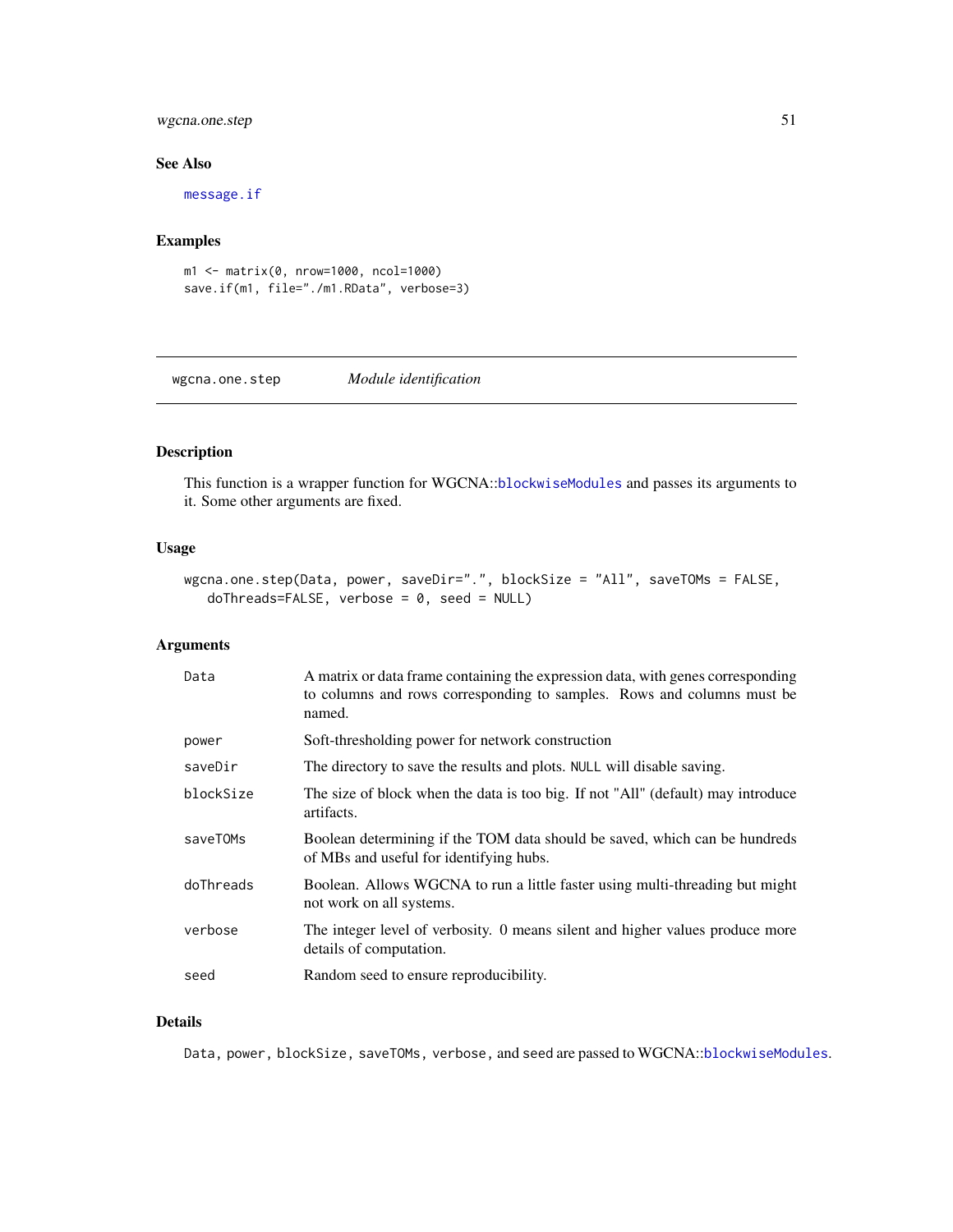## See Also

message.if

## Examples

```
m1 <- matrix(0, nrow=1000, ncol=1000)
save.if(m1, file="./m1.RData", verbose=3)
```

---

# wgcna.one.step *Module identification*

## Description

This function is a wrapper function for WGCNA::blockwiseModules and passes its arguments to it. Some other arguments are fixed.

## Usage

```
wgcna.one.step(Data, power, saveDir=".", blockSize = "All", saveTOMs = FALSE,
   doThreads=FALSE, verbose = 0, seed = NULL)
```

## Arguments

| | |
|---|---|
| `Data` | A matrix or data frame containing the expression data, with genes corresponding to columns and rows corresponding to samples. Rows and columns must be named. |
| `power` | Soft-thresholding power for network construction |
| `saveDir` | The directory to save the results and plots. `NULL` will disable saving. |
| `blockSize` | The size of block when the data is too big. If not "All" (default) may introduce artifacts. |
| `saveTOMs` | Boolean determining if the TOM data should be saved, which can be hundreds of MBs and useful for identifying hubs. |
| `doThreads` | Boolean. Allows WGCNA to run a little faster using multi-threading but might not work on all systems. |
| `verbose` | The integer level of verbosity. 0 means silent and higher values produce more details of computation. |
| `seed` | Random seed to ensure reproducibility. |

## Details

`Data`, `power`, `blockSize`, `saveTOMs`, `verbose`, and seed are passed to WGCNA::blockwiseModules.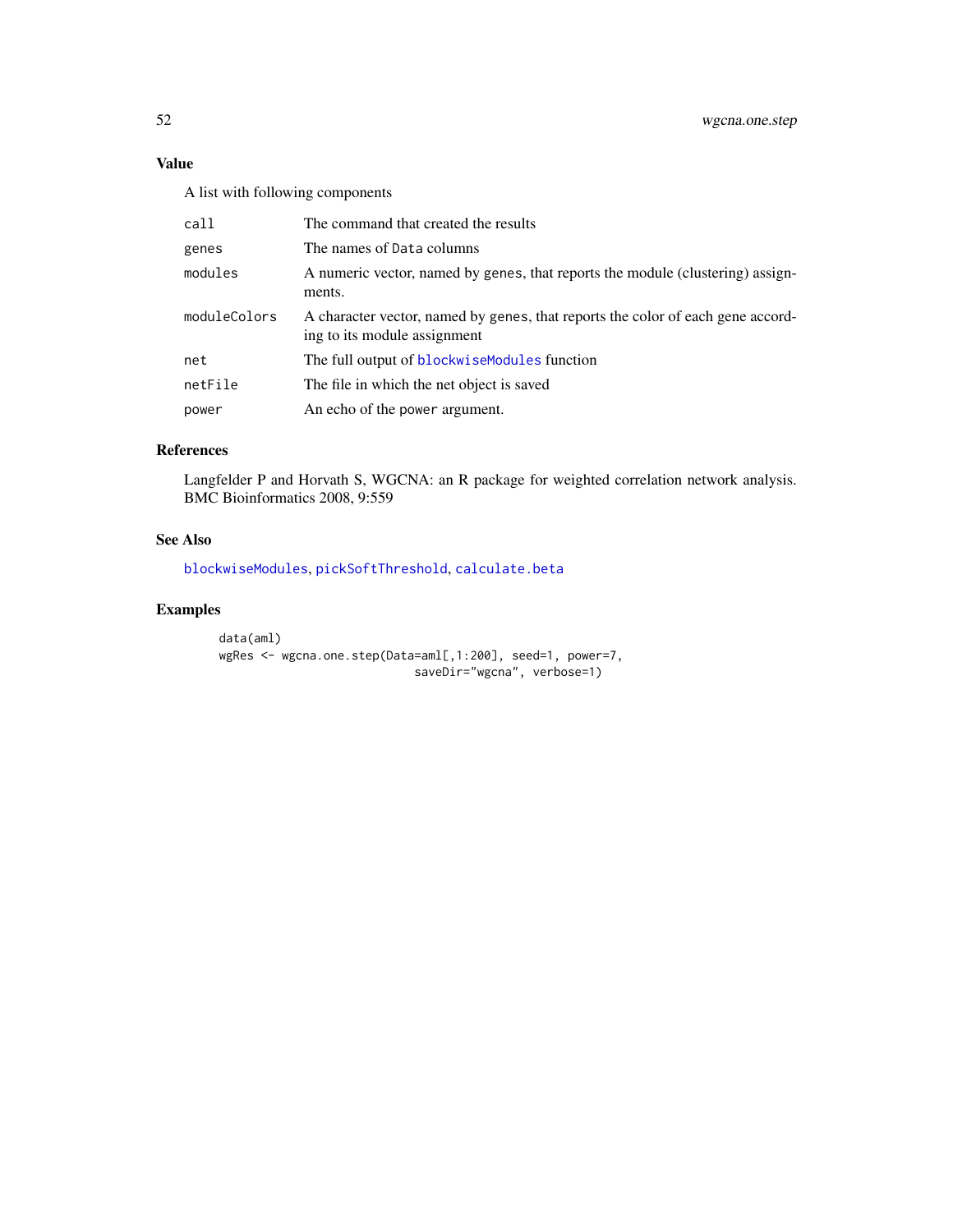## Value

A list with following components

| | |
|---|---|
| `call` | The command that created the results |
| `genes` | The names of `Data` columns |
| `modules` | A numeric vector, named by `genes`, that reports the module (clustering) assignments. |
| `moduleColors` | A character vector, named by `genes`, that reports the color of each gene according to its module assignment |
| `net` | The full output of `blockwiseModules` function |
| `netFile` | The file in which the net object is saved |
| `power` | An echo of the `power` argument. |

## References

Langfelder P and Horvath S, WGCNA: an R package for weighted correlation network analysis. BMC Bioinformatics 2008, 9:559

## See Also

`blockwiseModules`, `pickSoftThreshold`, `calculate.beta`

## Examples

```
data(aml)
wgRes <- wgcna.one.step(Data=aml[,1:200], seed=1, power=7,
                        saveDir="wgcna", verbose=1)
```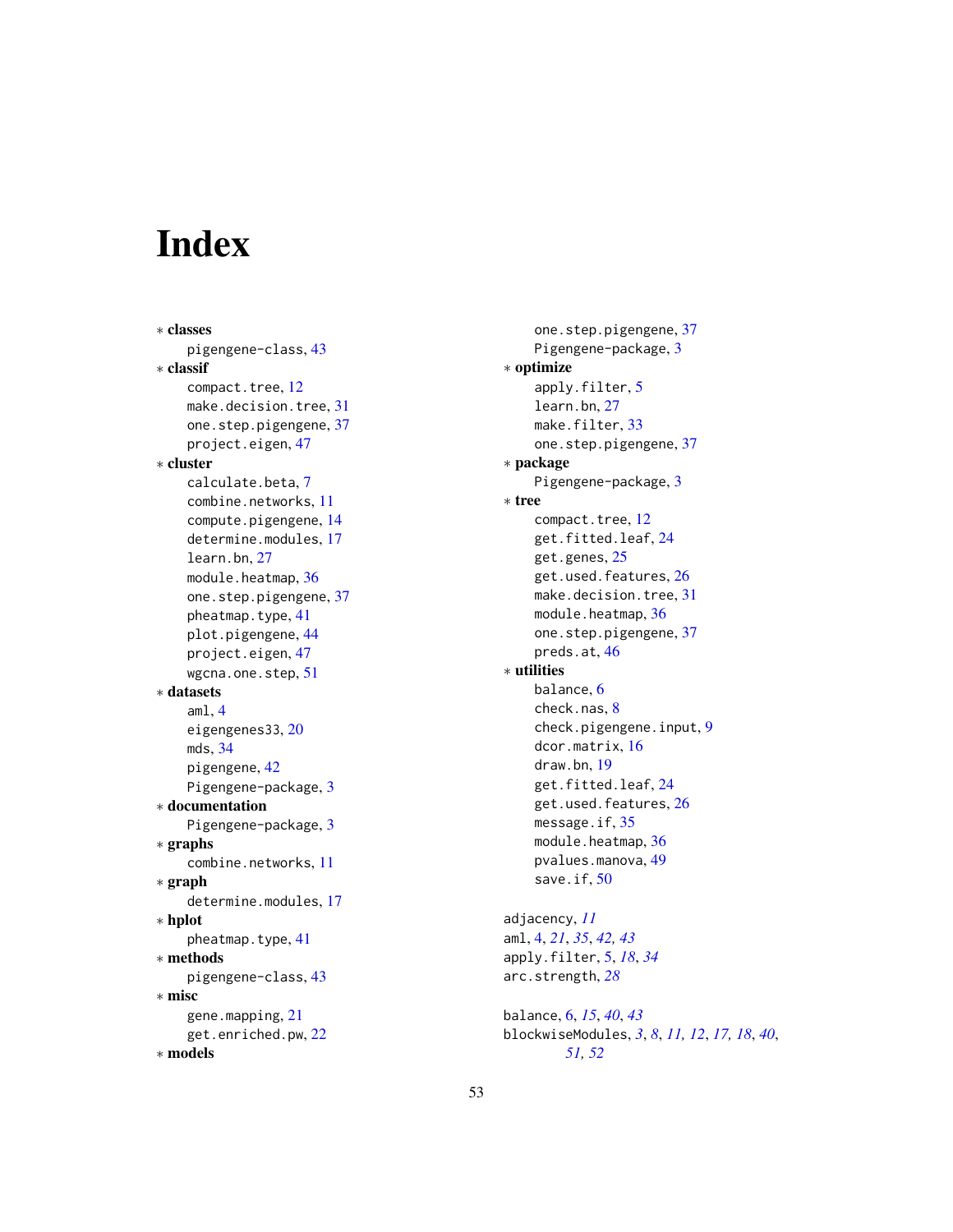# Index

∗ **classes**
pigengene-class, 43

∗ **classif**
compact.tree, 12
make.decision.tree, 31
one.step.pigengene, 37
project.eigen, 47

∗ **cluster**
calculate.beta, 7
combine.networks, 11
compute.pigengene, 14
determine.modules, 17
learn.bn, 27
module.heatmap, 36
one.step.pigengene, 37
pheatmap.type, 41
plot.pigengene, 44
project.eigen, 47
wgcna.one.step, 51

∗ **datasets**
aml, 4
eigengenes33, 20
mds, 34
pigengene, 42
Pigengene-package, 3

∗ **documentation**
Pigengene-package, 3

∗ **graphs**
combine.networks, 11

∗ **graph**
determine.modules, 17

∗ **hplot**
pheatmap.type, 41

∗ **methods**
pigengene-class, 43

∗ **misc**
gene.mapping, 21
get.enriched.pw, 22

∗ **models**
one.step.pigengene, 37
Pigengene-package, 3

∗ **optimize**
apply.filter, 5
learn.bn, 27
make.filter, 33
one.step.pigengene, 37

∗ **package**
Pigengene-package, 3

∗ **tree**
compact.tree, 12
get.fitted.leaf, 24
get.genes, 25
get.used.features, 26
make.decision.tree, 31
module.heatmap, 36
one.step.pigengene, 37
preds.at, 46

∗ **utilities**
balance, 6
check.nas, 8
check.pigengene.input, 9
dcor.matrix, 16
draw.bn, 19
get.fitted.leaf, 24
get.used.features, 26
message.if, 35
module.heatmap, 36
pvalues.manova, 49
save.if, 50

adjacency, *11*
aml, 4, *21*, *35*, *42*, *43*
apply.filter, 5, *18*, *34*
arc.strength, *28*

balance, 6, *15*, *40*, *43*
blockwiseModules, *3*, *8*, *11*, *12*, *17*, *18*, *40*, *51*, *52*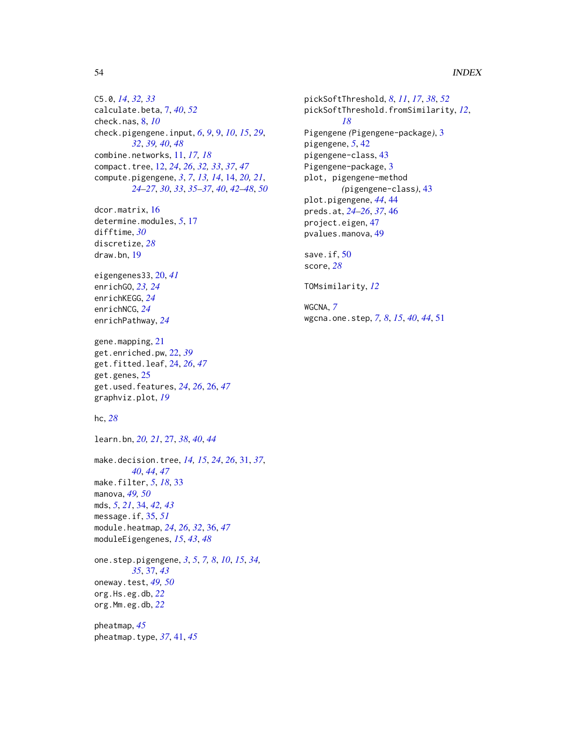C5.0, *14*, *32, 33*
calculate.beta, 7, *40*, *52*
check.nas, 8, *10*
check.pigengene.input, *6*, *9*, 9, *10*, *15*, *29*, *32*, *39, 40*, *48*
combine.networks, 11, *17, 18*
compact.tree, 12, *24*, *26*, *32, 33*, *37*, *47*
compute.pigengene, *3*, *7*, *13, 14*, 14, *20, 21*, *24–27*, *30*, *33*, *35–37*, *40*, *42–48*, *50*

dcor.matrix, 16
determine.modules, *5*, 17
difftime, *30*
discretize, *28*
draw.bn, 19

eigengenes33, 20, *41*
enrichGO, *23, 24*
enrichKEGG, *24*
enrichNCG, *24*
enrichPathway, *24*

gene.mapping, 21
get.enriched.pw, 22, *39*
get.fitted.leaf, 24, *26*, *47*
get.genes, 25
get.used.features, *24*, *26*, 26, *47*
graphviz.plot, *19*

hc, *28*

learn.bn, *20, 21*, 27, *38*, *40*, *44*

make.decision.tree, *14, 15*, *24*, *26*, 31, *37*, *40*, *44*, *47*
make.filter, *5*, *18*, 33
manova, *49, 50*
mds, *5*, *21*, 34, *42, 43*
message.if, 35, *51*
module.heatmap, *24*, *26*, *32*, 36, *47*
moduleEigengenes, *15*, *43*, *48*

one.step.pigengene, *3*, *5*, *7, 8*, *10*, *15*, *34, 35*, 37, *43*
oneway.test, *49, 50*
org.Hs.eg.db, *22*
org.Mm.eg.db, *22*

pheatmap, *45*
pheatmap.type, *37*, 41, *45*
pickSoftThreshold, *8*, *11*, *17*, *38*, *52*
pickSoftThreshold.fromSimilarity, *12*, *18*
Pigengene *(*Pigengene-package*)*, 3
pigengene, *5*, 42
pigengene-class, 43
Pigengene-package, 3
plot, pigengene-method *(*pigengene-class*)*, 43
plot.pigengene, *44*, 44
preds.at, *24–26*, *37*, 46
project.eigen, 47
pvalues.manova, 49

save.if, 50
score, *28*

TOMsimilarity, *12*

WGCNA, *7*
wgcna.one.step, *7, 8*, *15*, *40*, *44*, 51